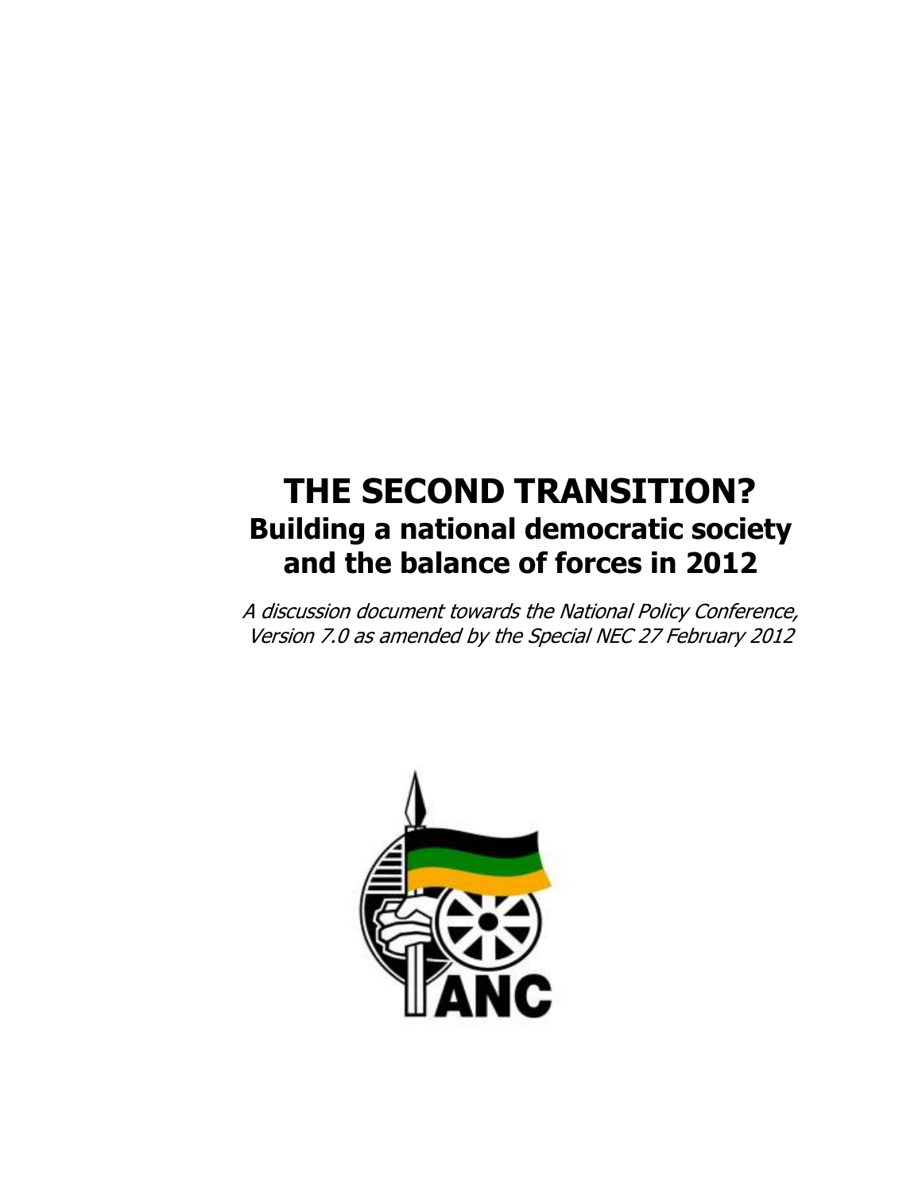# THE SECOND TRANSITION?

## Building a national democratic society and the balance of forces in 2012

*A discussion document towards the National Policy Conference, Version 7.0 as amended by the Special NEC 27 February 2012*

ANC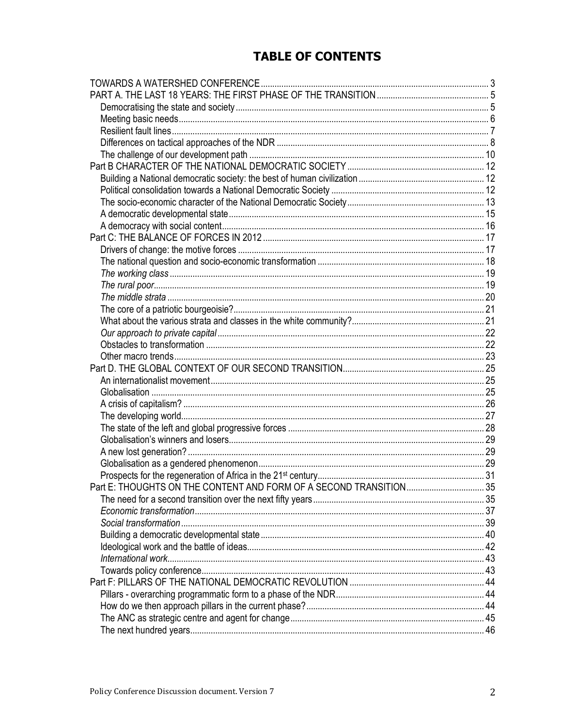# TABLE OF CONTENTS

TOWARDS A WATERSHED CONFERENCE .......... 3
PART A. THE LAST 18 YEARS: THE FIRST PHASE OF THE TRANSITION .......... 5
- Democratising the state and society .......... 5
- Meeting basic needs .......... 6
- Resilient fault lines .......... 7
- Differences on tactical approaches of the NDR .......... 8
- The challenge of our development path .......... 10

Part B CHARACTER OF THE NATIONAL DEMOCRATIC SOCIETY .......... 12
- Building a National democratic society: the best of human civilization .......... 12
- Political consolidation towards a National Democratic Society .......... 12
- The socio-economic character of the National Democratic Society .......... 13
- A democratic developmental state .......... 15
- A democracy with social content .......... 16

Part C: THE BALANCE OF FORCES IN 2012 .......... 17
- Drivers of change: the motive forces .......... 17
- The national question and socio-economic transformation .......... 18
- *The working class* .......... 19
- *The rural poor* .......... 19
- *The middle strata* .......... 20
- The core of a patriotic bourgeoisie? .......... 21
- What about the various strata and classes in the white community? .......... 21
- *Our approach to private capital* .......... 22
- Obstacles to transformation .......... 22
- Other macro trends .......... 23

Part D. THE GLOBAL CONTEXT OF OUR SECOND TRANSITION .......... 25
- An internationalist movement .......... 25
- Globalisation .......... 25
- A crisis of capitalism? .......... 26
- The developing world .......... 27
- The state of the left and global progressive forces .......... 28
- Globalisation's winners and losers .......... 29
- A new lost generation? .......... 29
- Globalisation as a gendered phenomenon .......... 29
- Prospects for the regeneration of Africa in the 21st century .......... 31

Part E: THOUGHTS ON THE CONTENT AND FORM OF A SECOND TRANSITION .......... 35
- The need for a second transition over the next fifty years .......... 35
- *Economic transformation* .......... 37
- *Social transformation* .......... 39
- Building a democratic developmental state .......... 40
- Ideological work and the battle of ideas .......... 42
- *International work* .......... 43
- Towards policy conference .......... 43

Part F: PILLARS OF THE NATIONAL DEMOCRATIC REVOLUTION .......... 44
- Pillars - overarching programmatic form to a phase of the NDR .......... 44
- How do we then approach pillars in the current phase? .......... 44
- The ANC as strategic centre and agent for change .......... 45
- The next hundred years .......... 46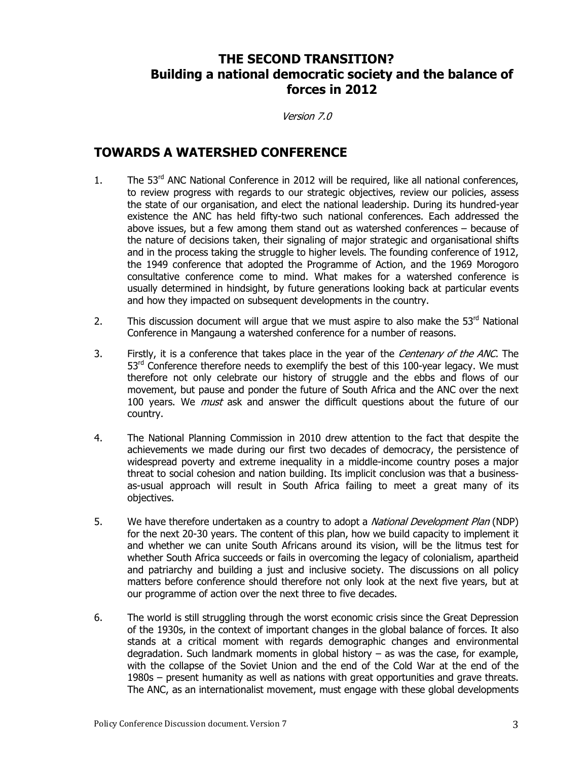# THE SECOND TRANSITION?
## Building a national democratic society and the balance of forces in 2012

*Version 7.0*

## TOWARDS A WATERSHED CONFERENCE

1. The 53rd ANC National Conference in 2012 will be required, like all national conferences, to review progress with regards to our strategic objectives, review our policies, assess the state of our organisation, and elect the national leadership. During its hundred-year existence the ANC has held fifty-two such national conferences. Each addressed the above issues, but a few among them stand out as watershed conferences – because of the nature of decisions taken, their signaling of major strategic and organisational shifts and in the process taking the struggle to higher levels. The founding conference of 1912, the 1949 conference that adopted the Programme of Action, and the 1969 Morogoro consultative conference come to mind. What makes for a watershed conference is usually determined in hindsight, by future generations looking back at particular events and how they impacted on subsequent developments in the country.

2. This discussion document will argue that we must aspire to also make the 53rd National Conference in Mangaung a watershed conference for a number of reasons.

3. Firstly, it is a conference that takes place in the year of the *Centenary of the ANC.* The 53rd Conference therefore needs to exemplify the best of this 100-year legacy. We must therefore not only celebrate our history of struggle and the ebbs and flows of our movement, but pause and ponder the future of South Africa and the ANC over the next 100 years. We *must* ask and answer the difficult questions about the future of our country.

4. The National Planning Commission in 2010 drew attention to the fact that despite the achievements we made during our first two decades of democracy, the persistence of widespread poverty and extreme inequality in a middle-income country poses a major threat to social cohesion and nation building. Its implicit conclusion was that a business-as-usual approach will result in South Africa failing to meet a great many of its objectives.

5. We have therefore undertaken as a country to adopt a *National Development Plan* (NDP) for the next 20-30 years*.* The content of this plan, how we build capacity to implement it and whether we can unite South Africans around its vision, will be the litmus test for whether South Africa succeeds or fails in overcoming the legacy of colonialism, apartheid and patriarchy and building a just and inclusive society. The discussions on all policy matters before conference should therefore not only look at the next five years, but at our programme of action over the next three to five decades.

6. The world is still struggling through the worst economic crisis since the Great Depression of the 1930s, in the context of important changes in the global balance of forces. It also stands at a critical moment with regards demographic changes and environmental degradation*.* Such landmark moments in global history – as was the case, for example, with the collapse of the Soviet Union and the end of the Cold War at the end of the 1980s – present humanity as well as nations with great opportunities and grave threats. The ANC, as an internationalist movement, must engage with these global developments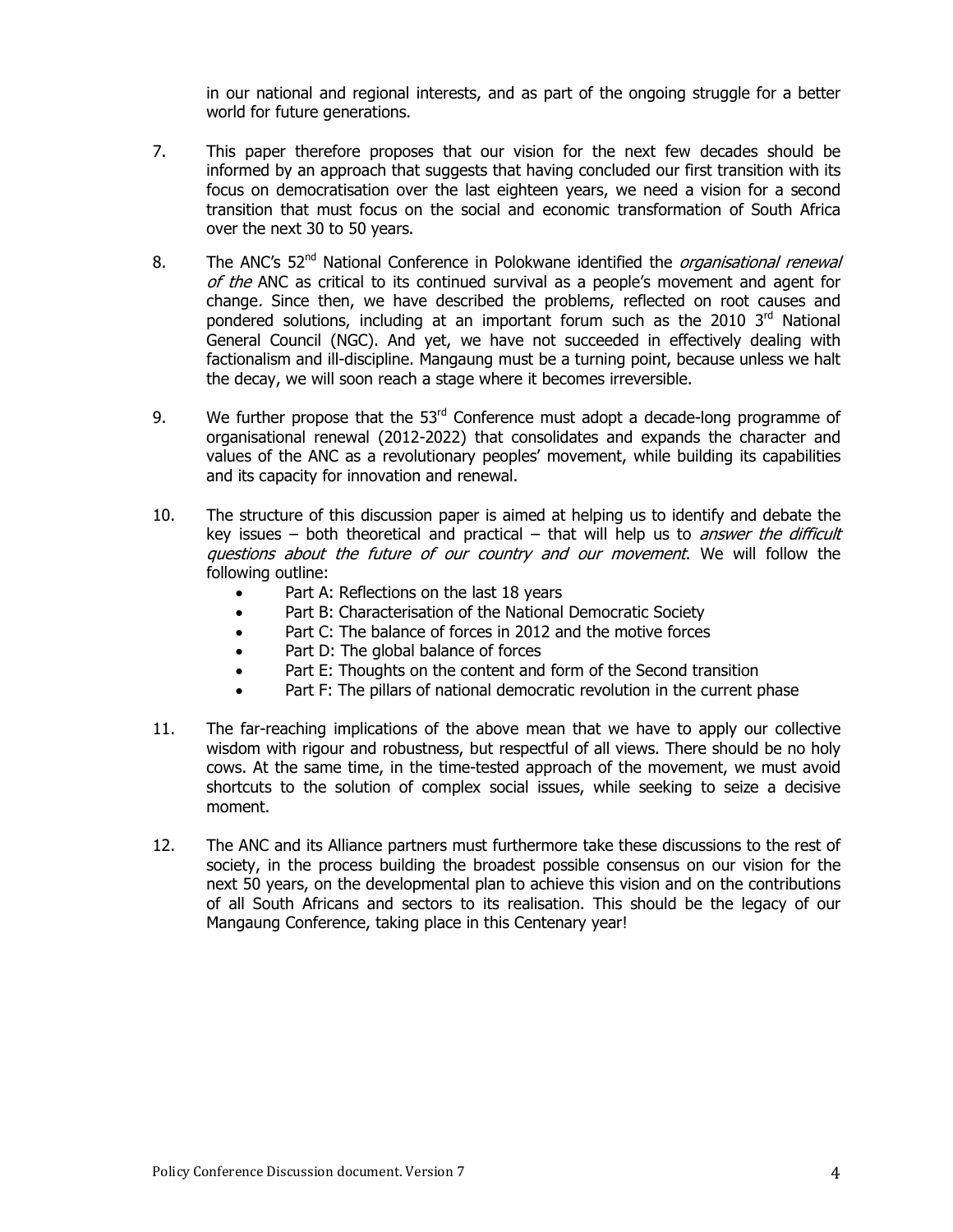in our national and regional interests, and as part of the ongoing struggle for a better world for future generations.

7. This paper therefore proposes that our vision for the next few decades should be informed by an approach that suggests that having concluded our first transition with its focus on democratisation over the last eighteen years, we need a vision for a second transition that must focus on the social and economic transformation of South Africa over the next 30 to 50 years.

8. The ANC's 52nd National Conference in Polokwane identified the *organisational renewal of the* ANC as critical to its continued survival as a people's movement and agent for change*.* Since then, we have described the problems, reflected on root causes and pondered solutions, including at an important forum such as the 2010 3rd National General Council (NGC). And yet, we have not succeeded in effectively dealing with factionalism and ill-discipline. Mangaung must be a turning point, because unless we halt the decay, we will soon reach a stage where it becomes irreversible.

9. We further propose that the 53rd Conference must adopt a decade-long programme of organisational renewal (2012-2022) that consolidates and expands the character and values of the ANC as a revolutionary peoples' movement, while building its capabilities and its capacity for innovation and renewal.

10. The structure of this discussion paper is aimed at helping us to identify and debate the key issues – both theoretical and practical – that will help us to *answer the difficult questions about the future of our country and our movement*. We will follow the following outline:
    - Part A: Reflections on the last 18 years
    - Part B: Characterisation of the National Democratic Society
    - Part C: The balance of forces in 2012 and the motive forces
    - Part D: The global balance of forces
    - Part E: Thoughts on the content and form of the Second transition
    - Part F: The pillars of national democratic revolution in the current phase

11. The far-reaching implications of the above mean that we have to apply our collective wisdom with rigour and robustness, but respectful of all views. There should be no holy cows. At the same time, in the time-tested approach of the movement, we must avoid shortcuts to the solution of complex social issues, while seeking to seize a decisive moment.

12. The ANC and its Alliance partners must furthermore take these discussions to the rest of society, in the process building the broadest possible consensus on our vision for the next 50 years, on the developmental plan to achieve this vision and on the contributions of all South Africans and sectors to its realisation. This should be the legacy of our Mangaung Conference, taking place in this Centenary year!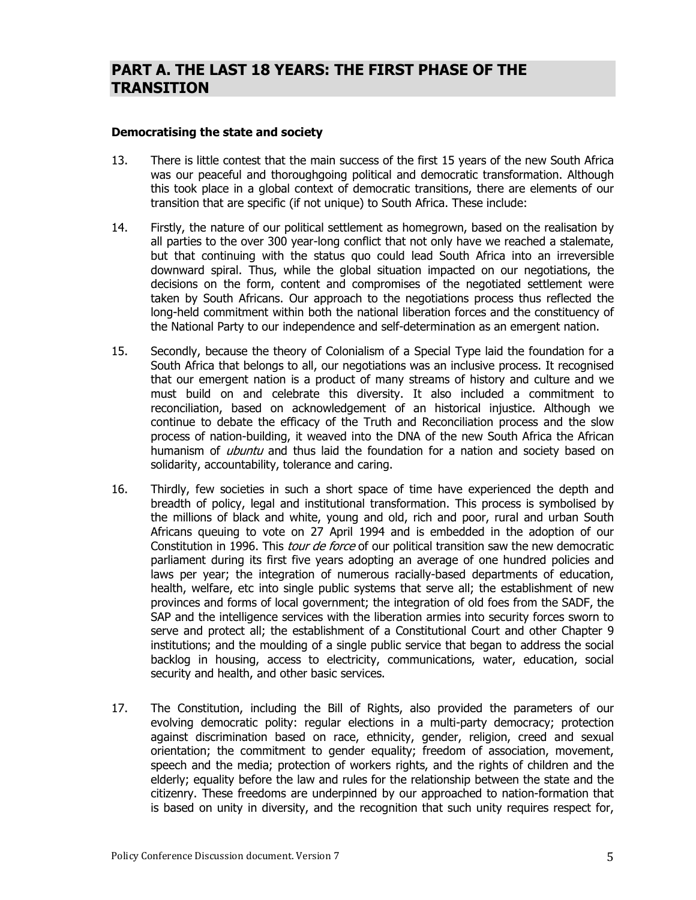## PART A. THE LAST 18 YEARS: THE FIRST PHASE OF THE TRANSITION

### Democratising the state and society

13. There is little contest that the main success of the first 15 years of the new South Africa was our peaceful and thoroughgoing political and democratic transformation. Although this took place in a global context of democratic transitions, there are elements of our transition that are specific (if not unique) to South Africa. These include:

14. Firstly, the nature of our political settlement as homegrown, based on the realisation by all parties to the over 300 year-long conflict that not only have we reached a stalemate, but that continuing with the status quo could lead South Africa into an irreversible downward spiral. Thus, while the global situation impacted on our negotiations, the decisions on the form, content and compromises of the negotiated settlement were taken by South Africans. Our approach to the negotiations process thus reflected the long-held commitment within both the national liberation forces and the constituency of the National Party to our independence and self-determination as an emergent nation.

15. Secondly, because the theory of Colonialism of a Special Type laid the foundation for a South Africa that belongs to all, our negotiations was an inclusive process. It recognised that our emergent nation is a product of many streams of history and culture and we must build on and celebrate this diversity. It also included a commitment to reconciliation, based on acknowledgement of an historical injustice. Although we continue to debate the efficacy of the Truth and Reconciliation process and the slow process of nation-building, it weaved into the DNA of the new South Africa the African humanism of *ubuntu* and thus laid the foundation for a nation and society based on solidarity, accountability, tolerance and caring.

16. Thirdly, few societies in such a short space of time have experienced the depth and breadth of policy, legal and institutional transformation. This process is symbolised by the millions of black and white, young and old, rich and poor, rural and urban South Africans queuing to vote on 27 April 1994 and is embedded in the adoption of our Constitution in 1996. This *tour de force* of our political transition saw the new democratic parliament during its first five years adopting an average of one hundred policies and laws per year; the integration of numerous racially-based departments of education, health, welfare, etc into single public systems that serve all; the establishment of new provinces and forms of local government; the integration of old foes from the SADF, the SAP and the intelligence services with the liberation armies into security forces sworn to serve and protect all; the establishment of a Constitutional Court and other Chapter 9 institutions; and the moulding of a single public service that began to address the social backlog in housing, access to electricity, communications, water, education, social security and health, and other basic services.

17. The Constitution, including the Bill of Rights, also provided the parameters of our evolving democratic polity: regular elections in a multi-party democracy; protection against discrimination based on race, ethnicity, gender, religion, creed and sexual orientation; the commitment to gender equality; freedom of association, movement, speech and the media; protection of workers rights, and the rights of children and the elderly; equality before the law and rules for the relationship between the state and the citizenry. These freedoms are underpinned by our approached to nation-formation that is based on unity in diversity, and the recognition that such unity requires respect for,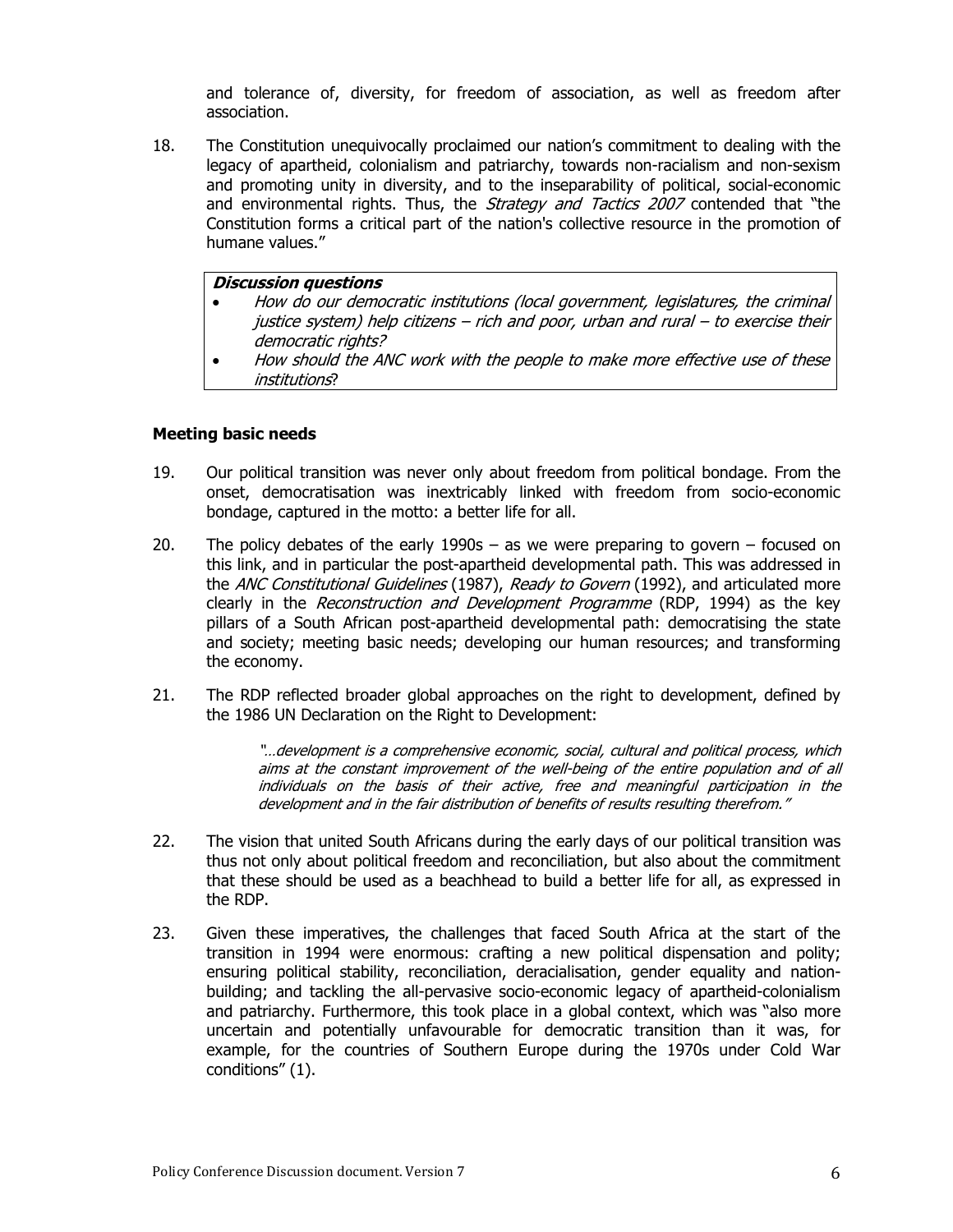and tolerance of, diversity, for freedom of association, as well as freedom after association.

18. The Constitution unequivocally proclaimed our nation's commitment to dealing with the legacy of apartheid, colonialism and patriarchy, towards non-racialism and non-sexism and promoting unity in diversity, and to the inseparability of political, social-economic and environmental rights. Thus, the *Strategy and Tactics 2007* contended that "the Constitution forms a critical part of the nation's collective resource in the promotion of humane values."

> ***Discussion questions***
> - *How do our democratic institutions (local government, legislatures, the criminal justice system) help citizens – rich and poor, urban and rural – to exercise their democratic rights?*
> - *How should the ANC work with the people to make more effective use of these institutions*?

**Meeting basic needs**

19. Our political transition was never only about freedom from political bondage. From the onset, democratisation was inextricably linked with freedom from socio-economic bondage, captured in the motto: a better life for all.

20. The policy debates of the early 1990s – as we were preparing to govern – focused on this link, and in particular the post-apartheid developmental path. This was addressed in the *ANC Constitutional Guidelines* (1987), *Ready to Govern* (1992), and articulated more clearly in the *Reconstruction and Development Programme* (RDP, 1994) as the key pillars of a South African post-apartheid developmental path: democratising the state and society; meeting basic needs; developing our human resources; and transforming the economy.

21. The RDP reflected broader global approaches on the right to development, defined by the 1986 UN Declaration on the Right to Development:

> *"…development is a comprehensive economic, social, cultural and political process, which aims at the constant improvement of the well-being of the entire population and of all individuals on the basis of their active, free and meaningful participation in the development and in the fair distribution of benefits of results resulting therefrom."*

22. The vision that united South Africans during the early days of our political transition was thus not only about political freedom and reconciliation, but also about the commitment that these should be used as a beachhead to build a better life for all, as expressed in the RDP.

23. Given these imperatives, the challenges that faced South Africa at the start of the transition in 1994 were enormous: crafting a new political dispensation and polity; ensuring political stability, reconciliation, deracialisation, gender equality and nation-building; and tackling the all-pervasive socio-economic legacy of apartheid-colonialism and patriarchy. Furthermore, this took place in a global context, which was "also more uncertain and potentially unfavourable for democratic transition than it was, for example, for the countries of Southern Europe during the 1970s under Cold War conditions" (1).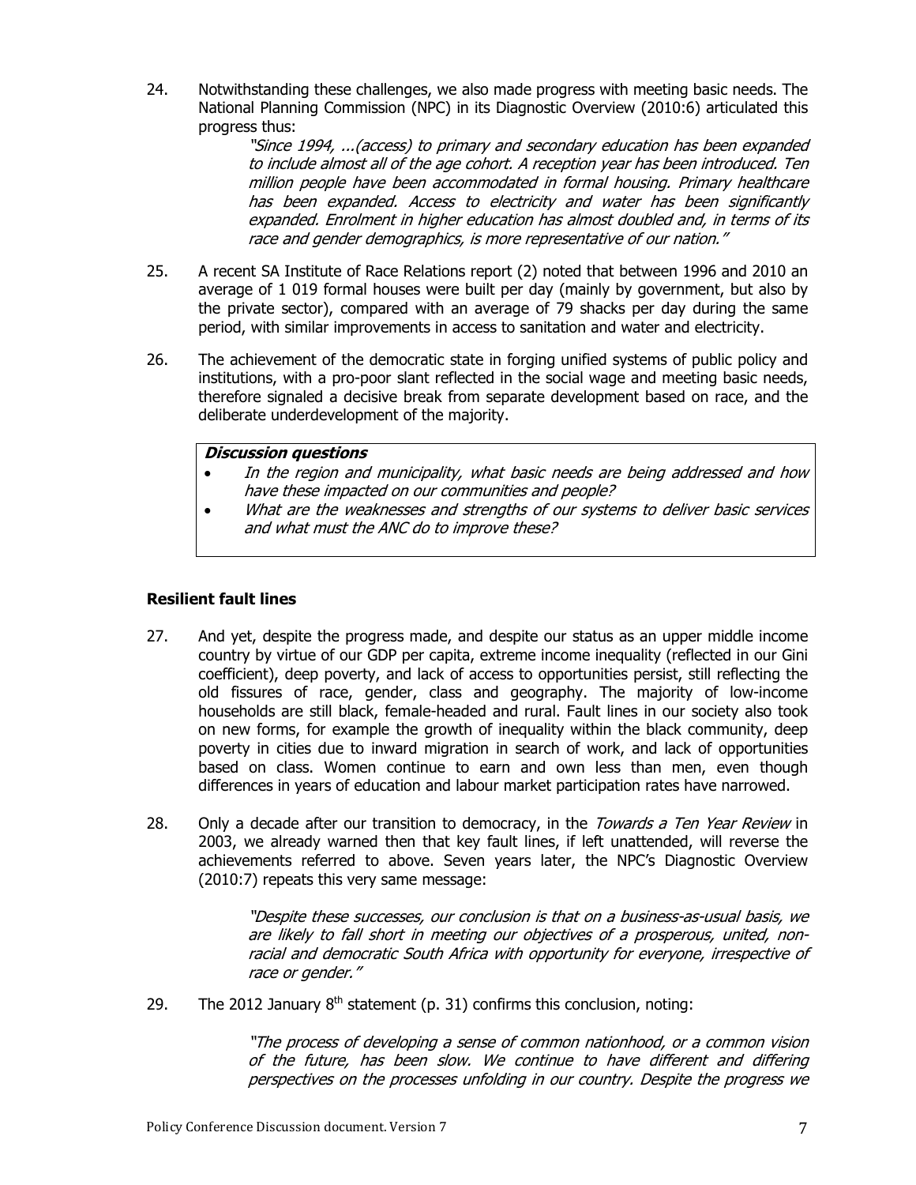24. Notwithstanding these challenges, we also made progress with meeting basic needs. The National Planning Commission (NPC) in its Diagnostic Overview (2010:6) articulated this progress thus:

> *"Since 1994, ...(access) to primary and secondary education has been expanded to include almost all of the age cohort. A reception year has been introduced. Ten million people have been accommodated in formal housing. Primary healthcare has been expanded. Access to electricity and water has been significantly expanded. Enrolment in higher education has almost doubled and, in terms of its race and gender demographics, is more representative of our nation."*

25. A recent SA Institute of Race Relations report (2) noted that between 1996 and 2010 an average of 1 019 formal houses were built per day (mainly by government, but also by the private sector), compared with an average of 79 shacks per day during the same period, with similar improvements in access to sanitation and water and electricity.

26. The achievement of the democratic state in forging unified systems of public policy and institutions, with a pro-poor slant reflected in the social wage and meeting basic needs, therefore signaled a decisive break from separate development based on race, and the deliberate underdevelopment of the majority.

> ***Discussion questions***
> - *In the region and municipality, what basic needs are being addressed and how have these impacted on our communities and people?*
> - *What are the weaknesses and strengths of our systems to deliver basic services and what must the ANC do to improve these?*

### Resilient fault lines

27. And yet, despite the progress made, and despite our status as an upper middle income country by virtue of our GDP per capita, extreme income inequality (reflected in our Gini coefficient), deep poverty, and lack of access to opportunities persist, still reflecting the old fissures of race, gender, class and geography. The majority of low-income households are still black, female-headed and rural. Fault lines in our society also took on new forms, for example the growth of inequality within the black community, deep poverty in cities due to inward migration in search of work, and lack of opportunities based on class. Women continue to earn and own less than men, even though differences in years of education and labour market participation rates have narrowed.

28. Only a decade after our transition to democracy, in the *Towards a Ten Year Review* in 2003, we already warned then that key fault lines, if left unattended, will reverse the achievements referred to above. Seven years later, the NPC's Diagnostic Overview (2010:7) repeats this very same message:

> *"Despite these successes, our conclusion is that on a business-as-usual basis, we are likely to fall short in meeting our objectives of a prosperous, united, non-racial and democratic South Africa with opportunity for everyone, irrespective of race or gender."*

29. The 2012 January 8th statement (p. 31) confirms this conclusion, noting:

> *"The process of developing a sense of common nationhood, or a common vision of the future, has been slow. We continue to have different and differing perspectives on the processes unfolding in our country. Despite the progress we*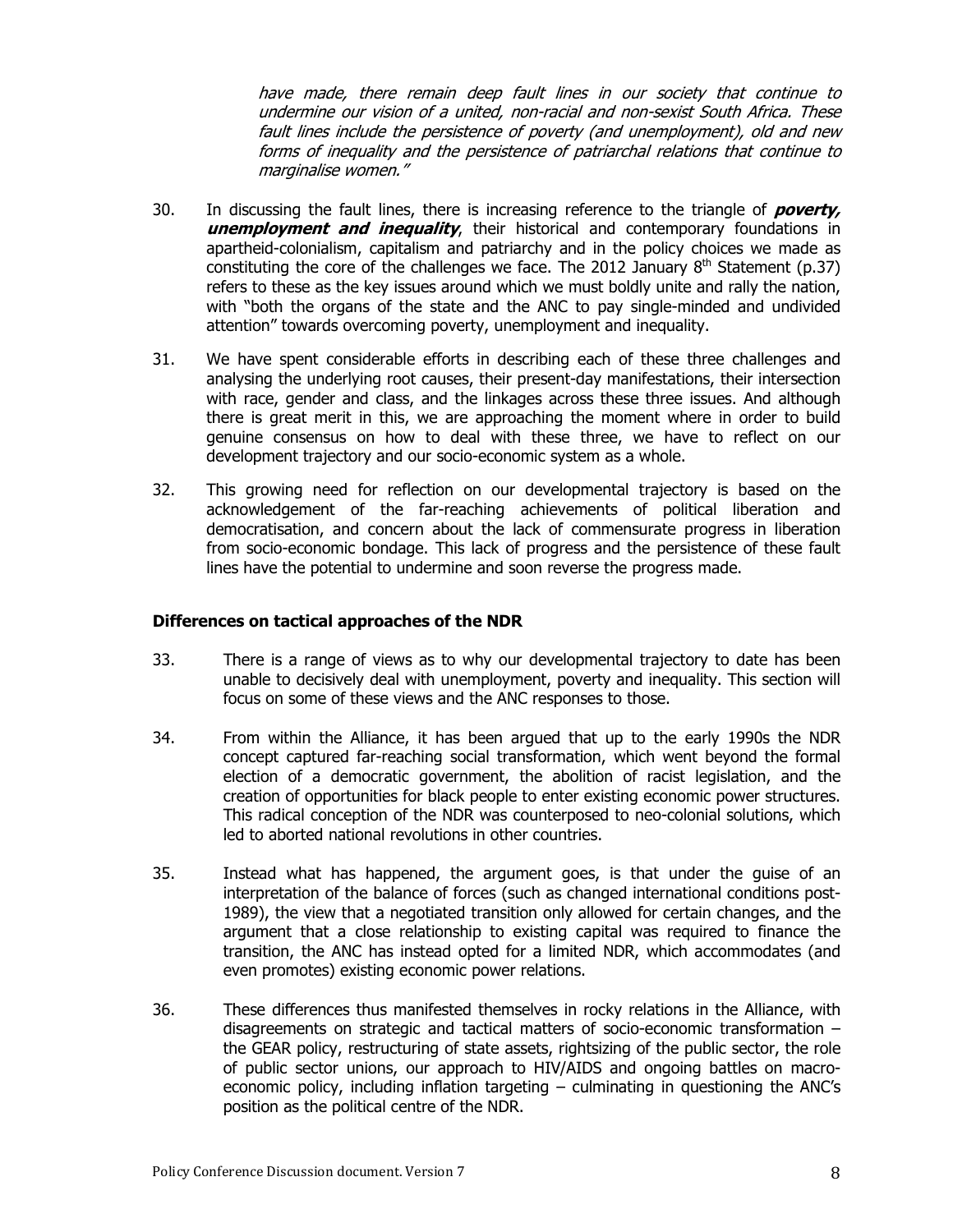*have made, there remain deep fault lines in our society that continue to undermine our vision of a united, non-racial and non-sexist South Africa. These fault lines include the persistence of poverty (and unemployment), old and new forms of inequality and the persistence of patriarchal relations that continue to marginalise women."*

30. In discussing the fault lines, there is increasing reference to the triangle of ***poverty, unemployment and inequality***, their historical and contemporary foundations in apartheid-colonialism, capitalism and patriarchy and in the policy choices we made as constituting the core of the challenges we face. The 2012 January 8th Statement (p.37) refers to these as the key issues around which we must boldly unite and rally the nation, with "both the organs of the state and the ANC to pay single-minded and undivided attention" towards overcoming poverty, unemployment and inequality.

31. We have spent considerable efforts in describing each of these three challenges and analysing the underlying root causes, their present-day manifestations, their intersection with race, gender and class, and the linkages across these three issues. And although there is great merit in this, we are approaching the moment where in order to build genuine consensus on how to deal with these three, we have to reflect on our development trajectory and our socio-economic system as a whole.

32. This growing need for reflection on our developmental trajectory is based on the acknowledgement of the far-reaching achievements of political liberation and democratisation, and concern about the lack of commensurate progress in liberation from socio-economic bondage. This lack of progress and the persistence of these fault lines have the potential to undermine and soon reverse the progress made.

**Differences on tactical approaches of the NDR**

33. There is a range of views as to why our developmental trajectory to date has been unable to decisively deal with unemployment, poverty and inequality. This section will focus on some of these views and the ANC responses to those.

34. From within the Alliance, it has been argued that up to the early 1990s the NDR concept captured far-reaching social transformation, which went beyond the formal election of a democratic government, the abolition of racist legislation, and the creation of opportunities for black people to enter existing economic power structures. This radical conception of the NDR was counterposed to neo-colonial solutions, which led to aborted national revolutions in other countries.

35. Instead what has happened, the argument goes, is that under the guise of an interpretation of the balance of forces (such as changed international conditions post-1989), the view that a negotiated transition only allowed for certain changes, and the argument that a close relationship to existing capital was required to finance the transition, the ANC has instead opted for a limited NDR, which accommodates (and even promotes) existing economic power relations.

36. These differences thus manifested themselves in rocky relations in the Alliance, with disagreements on strategic and tactical matters of socio-economic transformation – the GEAR policy, restructuring of state assets, rightsizing of the public sector, the role of public sector unions, our approach to HIV/AIDS and ongoing battles on macro-economic policy, including inflation targeting – culminating in questioning the ANC's position as the political centre of the NDR.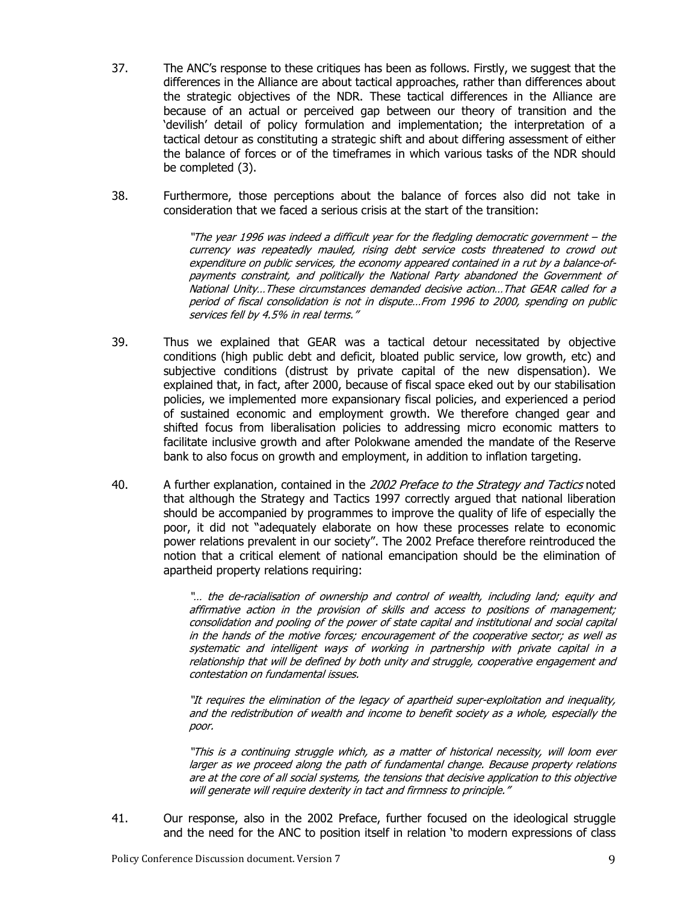37. The ANC's response to these critiques has been as follows. Firstly, we suggest that the differences in the Alliance are about tactical approaches, rather than differences about the strategic objectives of the NDR. These tactical differences in the Alliance are because of an actual or perceived gap between our theory of transition and the 'devilish' detail of policy formulation and implementation; the interpretation of a tactical detour as constituting a strategic shift and about differing assessment of either the balance of forces or of the timeframes in which various tasks of the NDR should be completed (3).

38. Furthermore, those perceptions about the balance of forces also did not take in consideration that we faced a serious crisis at the start of the transition:

> *"The year 1996 was indeed a difficult year for the fledgling democratic government – the currency was repeatedly mauled, rising debt service costs threatened to crowd out expenditure on public services, the economy appeared contained in a rut by a balance-of-payments constraint, and politically the National Party abandoned the Government of National Unity…These circumstances demanded decisive action…That GEAR called for a period of fiscal consolidation is not in dispute…From 1996 to 2000, spending on public services fell by 4.5% in real terms."*

39. Thus we explained that GEAR was a tactical detour necessitated by objective conditions (high public debt and deficit, bloated public service, low growth, etc) and subjective conditions (distrust by private capital of the new dispensation). We explained that, in fact, after 2000, because of fiscal space eked out by our stabilisation policies, we implemented more expansionary fiscal policies, and experienced a period of sustained economic and employment growth. We therefore changed gear and shifted focus from liberalisation policies to addressing micro economic matters to facilitate inclusive growth and after Polokwane amended the mandate of the Reserve bank to also focus on growth and employment, in addition to inflation targeting.

40. A further explanation, contained in the *2002 Preface to the Strategy and Tactics* noted that although the Strategy and Tactics 1997 correctly argued that national liberation should be accompanied by programmes to improve the quality of life of especially the poor, it did not "adequately elaborate on how these processes relate to economic power relations prevalent in our society". The 2002 Preface therefore reintroduced the notion that a critical element of national emancipation should be the elimination of apartheid property relations requiring:

> *"… the de-racialisation of ownership and control of wealth, including land; equity and affirmative action in the provision of skills and access to positions of management; consolidation and pooling of the power of state capital and institutional and social capital in the hands of the motive forces; encouragement of the cooperative sector; as well as systematic and intelligent ways of working in partnership with private capital in a relationship that will be defined by both unity and struggle, cooperative engagement and contestation on fundamental issues.*
>
> *"It requires the elimination of the legacy of apartheid super-exploitation and inequality, and the redistribution of wealth and income to benefit society as a whole, especially the poor.*
>
> *"This is a continuing struggle which, as a matter of historical necessity, will loom ever larger as we proceed along the path of fundamental change. Because property relations are at the core of all social systems, the tensions that decisive application to this objective will generate will require dexterity in tact and firmness to principle."*

41. Our response, also in the 2002 Preface, further focused on the ideological struggle and the need for the ANC to position itself in relation 'to modern expressions of class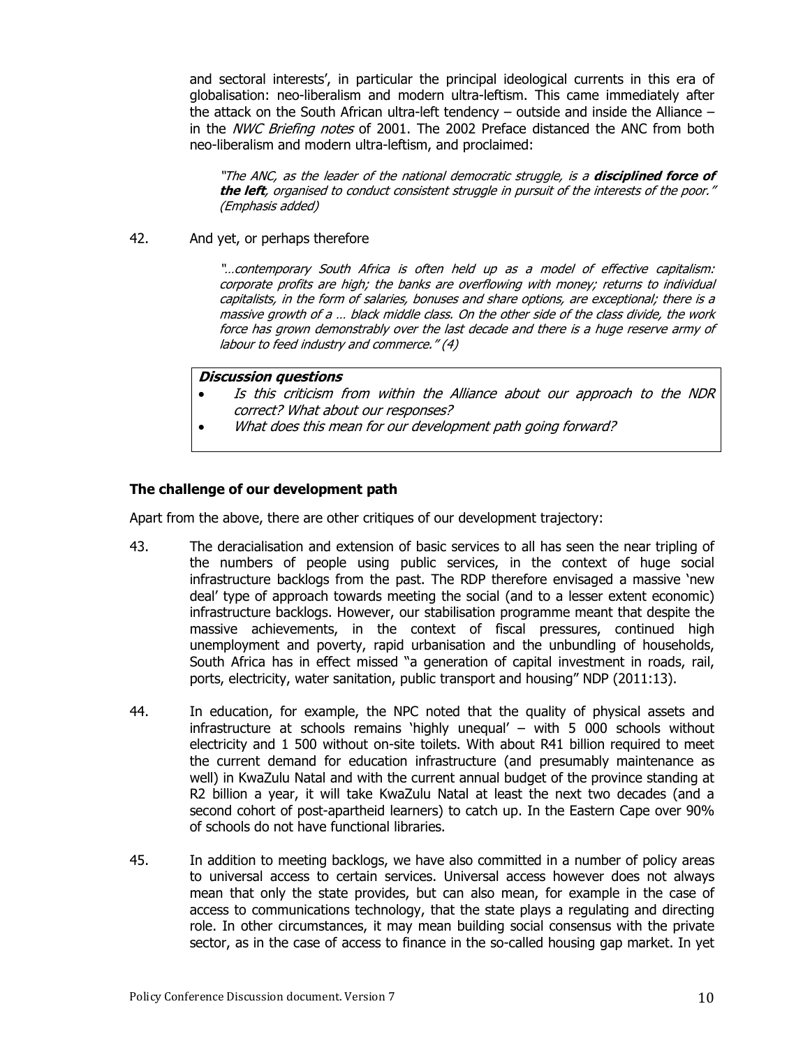and sectoral interests', in particular the principal ideological currents in this era of globalisation: neo-liberalism and modern ultra-leftism. This came immediately after the attack on the South African ultra-left tendency – outside and inside the Alliance – in the *NWC Briefing notes* of 2001. The 2002 Preface distanced the ANC from both neo-liberalism and modern ultra-leftism, and proclaimed:

> *"The ANC, as the leader of the national democratic struggle, is a* ***disciplined force of the left****, organised to conduct consistent struggle in pursuit of the interests of the poor." (Emphasis added)*

42. And yet, or perhaps therefore

> *"…contemporary South Africa is often held up as a model of effective capitalism: corporate profits are high; the banks are overflowing with money; returns to individual capitalists, in the form of salaries, bonuses and share options, are exceptional; there is a massive growth of a … black middle class. On the other side of the class divide, the work force has grown demonstrably over the last decade and there is a huge reserve army of labour to feed industry and commerce." (4)*

> ***Discussion questions***
> - *Is this criticism from within the Alliance about our approach to the NDR correct? What about our responses?*
> - *What does this mean for our development path going forward?*

**The challenge of our development path**

Apart from the above, there are other critiques of our development trajectory:

43. The deracialisation and extension of basic services to all has seen the near tripling of the numbers of people using public services, in the context of huge social infrastructure backlogs from the past. The RDP therefore envisaged a massive 'new deal' type of approach towards meeting the social (and to a lesser extent economic) infrastructure backlogs. However, our stabilisation programme meant that despite the massive achievements, in the context of fiscal pressures, continued high unemployment and poverty, rapid urbanisation and the unbundling of households, South Africa has in effect missed "a generation of capital investment in roads, rail, ports, electricity, water sanitation, public transport and housing" NDP (2011:13).

44. In education, for example, the NPC noted that the quality of physical assets and infrastructure at schools remains 'highly unequal' – with 5 000 schools without electricity and 1 500 without on-site toilets. With about R41 billion required to meet the current demand for education infrastructure (and presumably maintenance as well) in KwaZulu Natal and with the current annual budget of the province standing at R2 billion a year, it will take KwaZulu Natal at least the next two decades (and a second cohort of post-apartheid learners) to catch up. In the Eastern Cape over 90% of schools do not have functional libraries.

45. In addition to meeting backlogs, we have also committed in a number of policy areas to universal access to certain services. Universal access however does not always mean that only the state provides, but can also mean, for example in the case of access to communications technology, that the state plays a regulating and directing role. In other circumstances, it may mean building social consensus with the private sector, as in the case of access to finance in the so-called housing gap market. In yet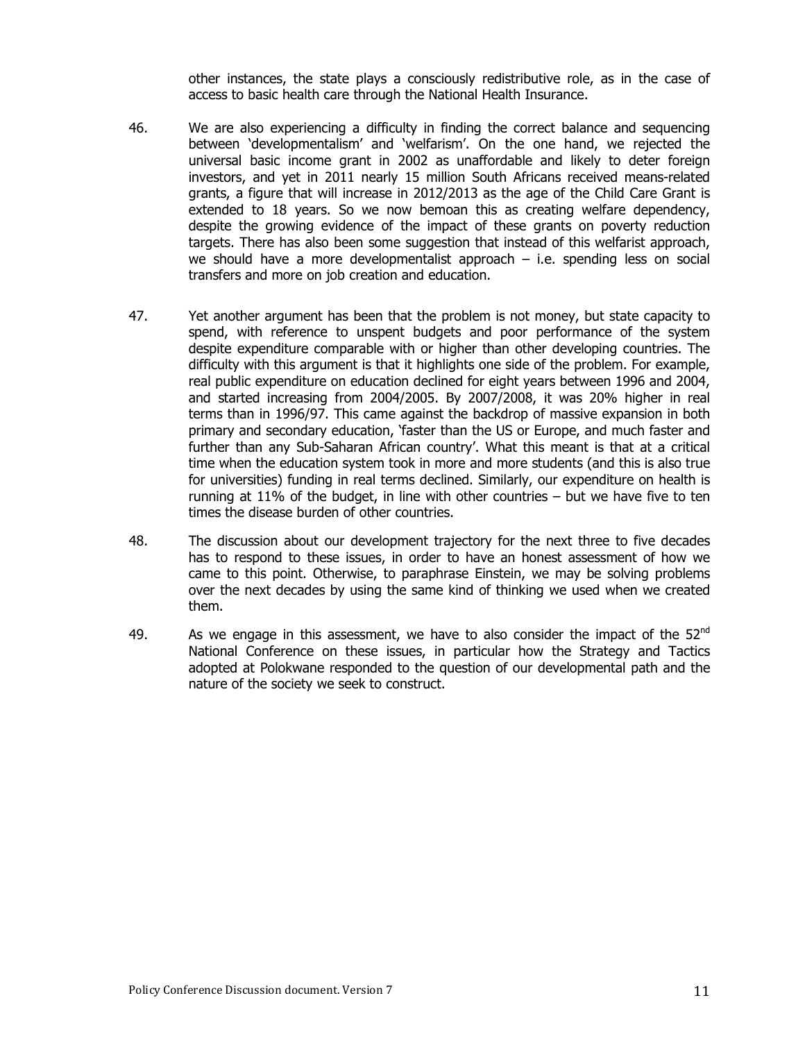other instances, the state plays a consciously redistributive role, as in the case of access to basic health care through the National Health Insurance.

46. We are also experiencing a difficulty in finding the correct balance and sequencing between 'developmentalism' and 'welfarism'. On the one hand, we rejected the universal basic income grant in 2002 as unaffordable and likely to deter foreign investors, and yet in 2011 nearly 15 million South Africans received means-related grants, a figure that will increase in 2012/2013 as the age of the Child Care Grant is extended to 18 years. So we now bemoan this as creating welfare dependency, despite the growing evidence of the impact of these grants on poverty reduction targets. There has also been some suggestion that instead of this welfarist approach, we should have a more developmentalist approach – i.e. spending less on social transfers and more on job creation and education.

47. Yet another argument has been that the problem is not money, but state capacity to spend, with reference to unspent budgets and poor performance of the system despite expenditure comparable with or higher than other developing countries. The difficulty with this argument is that it highlights one side of the problem. For example, real public expenditure on education declined for eight years between 1996 and 2004, and started increasing from 2004/2005. By 2007/2008, it was 20% higher in real terms than in 1996/97. This came against the backdrop of massive expansion in both primary and secondary education, 'faster than the US or Europe, and much faster and further than any Sub-Saharan African country'. What this meant is that at a critical time when the education system took in more and more students (and this is also true for universities) funding in real terms declined. Similarly, our expenditure on health is running at 11% of the budget, in line with other countries – but we have five to ten times the disease burden of other countries.

48. The discussion about our development trajectory for the next three to five decades has to respond to these issues, in order to have an honest assessment of how we came to this point. Otherwise, to paraphrase Einstein, we may be solving problems over the next decades by using the same kind of thinking we used when we created them.

49. As we engage in this assessment, we have to also consider the impact of the 52nd National Conference on these issues, in particular how the Strategy and Tactics adopted at Polokwane responded to the question of our developmental path and the nature of the society we seek to construct.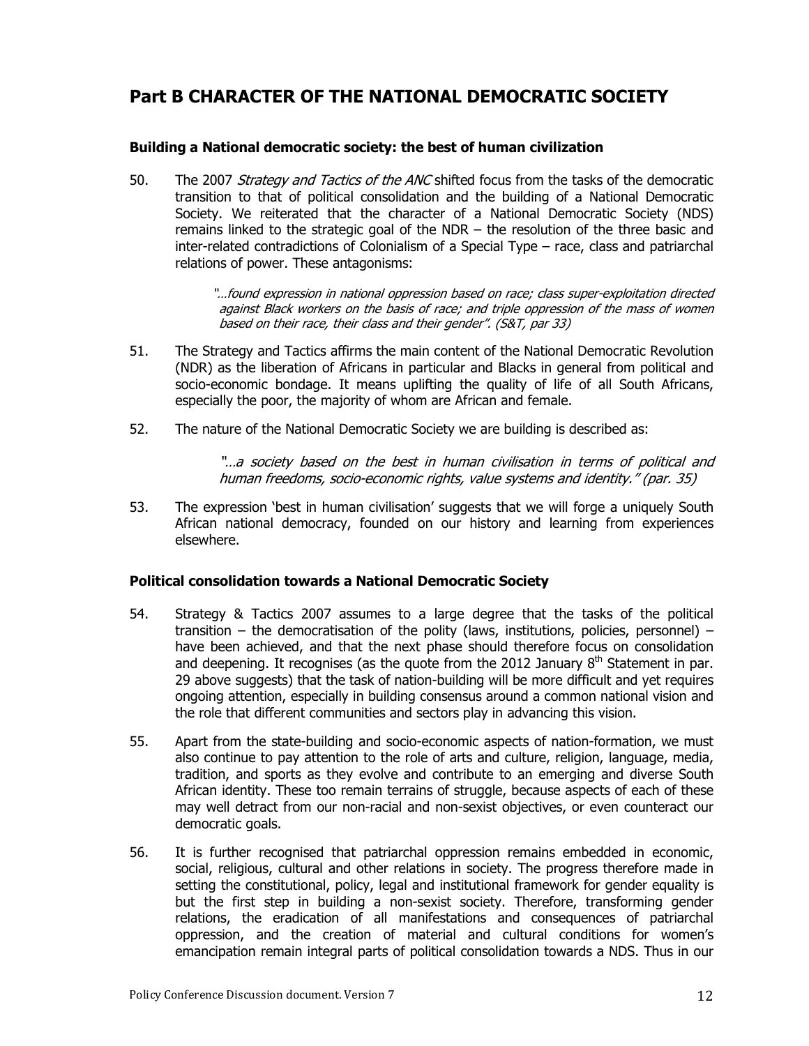# Part B CHARACTER OF THE NATIONAL DEMOCRATIC SOCIETY

### Building a National democratic society: the best of human civilization

50. The 2007 *Strategy and Tactics of the ANC* shifted focus from the tasks of the democratic transition to that of political consolidation and the building of a National Democratic Society. We reiterated that the character of a National Democratic Society (NDS) remains linked to the strategic goal of the NDR – the resolution of the three basic and inter-related contradictions of Colonialism of a Special Type – race, class and patriarchal relations of power. These antagonisms:

> *"…found expression in national oppression based on race; class super-exploitation directed against Black workers on the basis of race; and triple oppression of the mass of women based on their race, their class and their gender". (S&T, par 33)*

51. The Strategy and Tactics affirms the main content of the National Democratic Revolution (NDR) as the liberation of Africans in particular and Blacks in general from political and socio-economic bondage. It means uplifting the quality of life of all South Africans, especially the poor, the majority of whom are African and female.

52. The nature of the National Democratic Society we are building is described as:

> *"…a society based on the best in human civilisation in terms of political and human freedoms, socio-economic rights, value systems and identity." (par. 35)*

53. The expression 'best in human civilisation' suggests that we will forge a uniquely South African national democracy, founded on our history and learning from experiences elsewhere.

### Political consolidation towards a National Democratic Society

54. Strategy & Tactics 2007 assumes to a large degree that the tasks of the political transition – the democratisation of the polity (laws, institutions, policies, personnel) – have been achieved, and that the next phase should therefore focus on consolidation and deepening. It recognises (as the quote from the 2012 January 8th Statement in par. 29 above suggests) that the task of nation-building will be more difficult and yet requires ongoing attention, especially in building consensus around a common national vision and the role that different communities and sectors play in advancing this vision.

55. Apart from the state-building and socio-economic aspects of nation-formation, we must also continue to pay attention to the role of arts and culture, religion, language, media, tradition, and sports as they evolve and contribute to an emerging and diverse South African identity. These too remain terrains of struggle, because aspects of each of these may well detract from our non-racial and non-sexist objectives, or even counteract our democratic goals.

56. It is further recognised that patriarchal oppression remains embedded in economic, social, religious, cultural and other relations in society. The progress therefore made in setting the constitutional, policy, legal and institutional framework for gender equality is but the first step in building a non-sexist society. Therefore, transforming gender relations, the eradication of all manifestations and consequences of patriarchal oppression, and the creation of material and cultural conditions for women's emancipation remain integral parts of political consolidation towards a NDS. Thus in our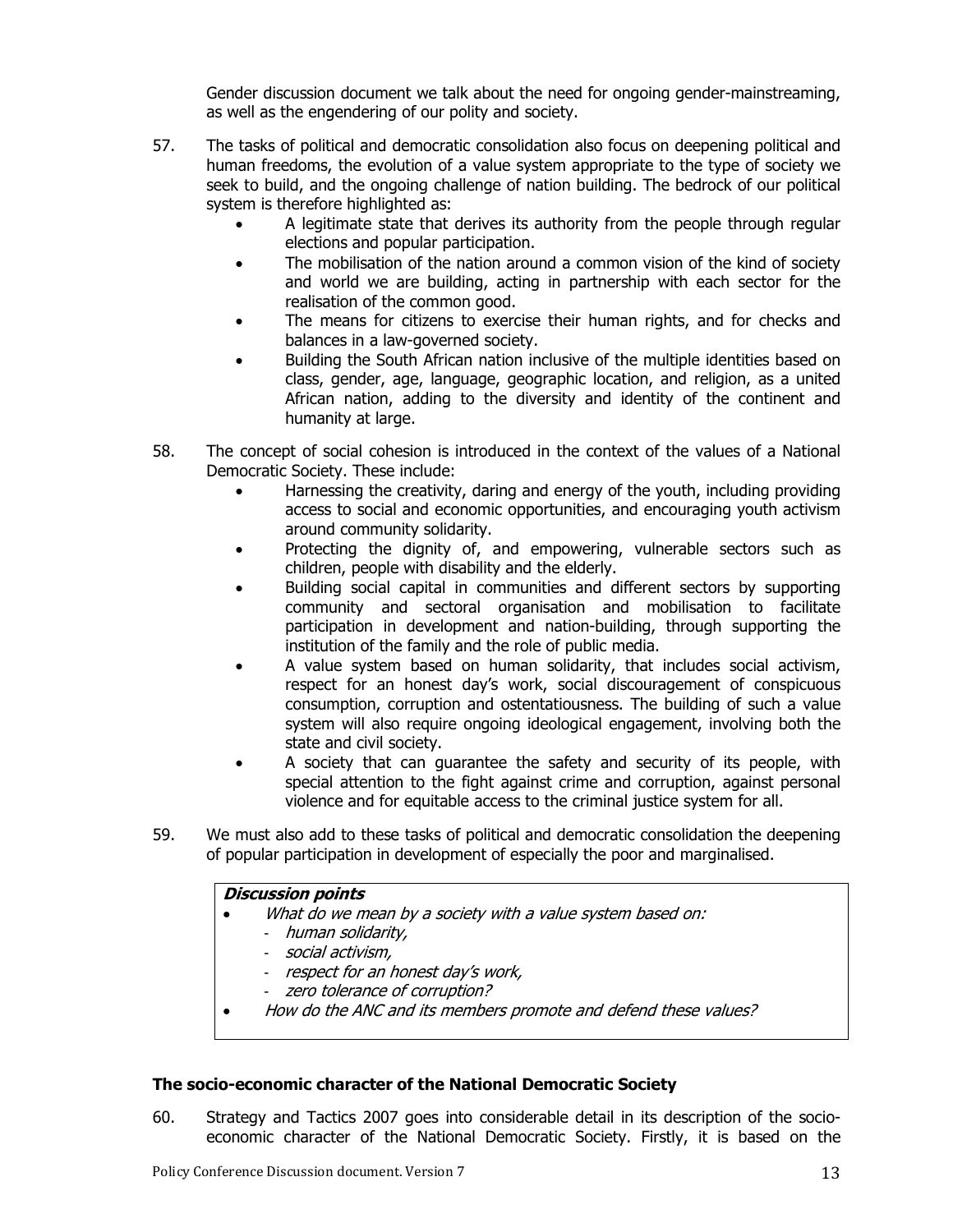Gender discussion document we talk about the need for ongoing gender-mainstreaming, as well as the engendering of our polity and society.

57. The tasks of political and democratic consolidation also focus on deepening political and human freedoms, the evolution of a value system appropriate to the type of society we seek to build, and the ongoing challenge of nation building. The bedrock of our political system is therefore highlighted as:
    - A legitimate state that derives its authority from the people through regular elections and popular participation.
    - The mobilisation of the nation around a common vision of the kind of society and world we are building, acting in partnership with each sector for the realisation of the common good.
    - The means for citizens to exercise their human rights, and for checks and balances in a law-governed society.
    - Building the South African nation inclusive of the multiple identities based on class, gender, age, language, geographic location, and religion, as a united African nation, adding to the diversity and identity of the continent and humanity at large.

58. The concept of social cohesion is introduced in the context of the values of a National Democratic Society. These include:
    - Harnessing the creativity, daring and energy of the youth, including providing access to social and economic opportunities, and encouraging youth activism around community solidarity.
    - Protecting the dignity of, and empowering, vulnerable sectors such as children, people with disability and the elderly.
    - Building social capital in communities and different sectors by supporting community and sectoral organisation and mobilisation to facilitate participation in development and nation-building, through supporting the institution of the family and the role of public media.
    - A value system based on human solidarity, that includes social activism, respect for an honest day's work, social discouragement of conspicuous consumption, corruption and ostentatiousness. The building of such a value system will also require ongoing ideological engagement, involving both the state and civil society.
    - A society that can guarantee the safety and security of its people, with special attention to the fight against crime and corruption, against personal violence and for equitable access to the criminal justice system for all.

59. We must also add to these tasks of political and democratic consolidation the deepening of popular participation in development of especially the poor and marginalised.

***Discussion points***

- *What do we mean by a society with a value system based on:*
  - *human solidarity,*
  - *social activism,*
  - *respect for an honest day's work,*
  - *zero tolerance of corruption?*
- *How do the ANC and its members promote and defend these values?*

**The socio-economic character of the National Democratic Society**

60. Strategy and Tactics 2007 goes into considerable detail in its description of the socio-economic character of the National Democratic Society. Firstly, it is based on the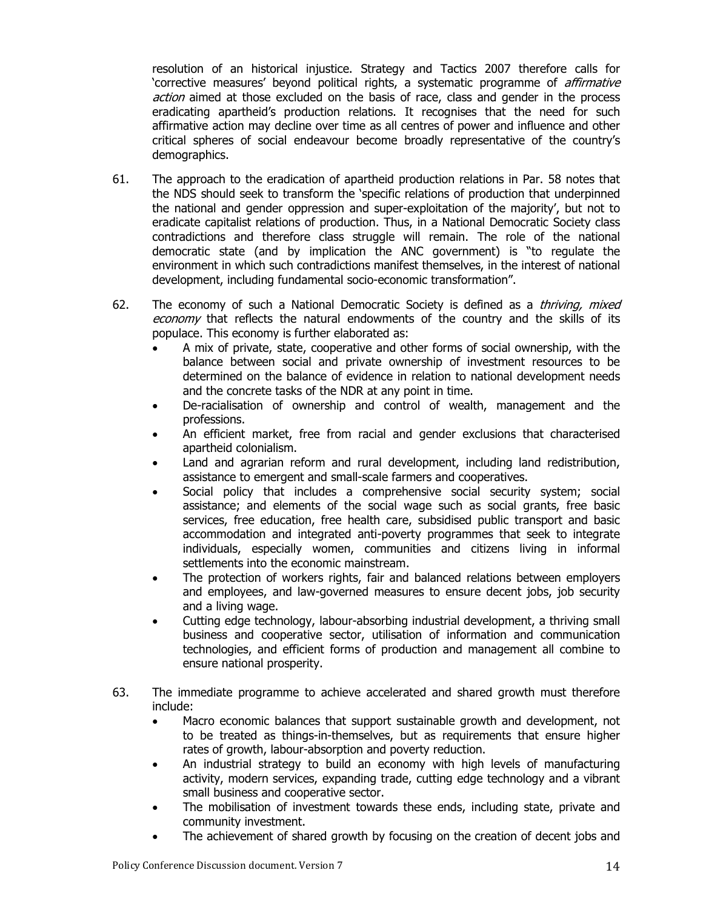resolution of an historical injustice. Strategy and Tactics 2007 therefore calls for 'corrective measures' beyond political rights, a systematic programme of *affirmative action* aimed at those excluded on the basis of race, class and gender in the process eradicating apartheid's production relations. It recognises that the need for such affirmative action may decline over time as all centres of power and influence and other critical spheres of social endeavour become broadly representative of the country's demographics.

61. The approach to the eradication of apartheid production relations in Par. 58 notes that the NDS should seek to transform the 'specific relations of production that underpinned the national and gender oppression and super-exploitation of the majority', but not to eradicate capitalist relations of production. Thus, in a National Democratic Society class contradictions and therefore class struggle will remain. The role of the national democratic state (and by implication the ANC government) is "to regulate the environment in which such contradictions manifest themselves, in the interest of national development, including fundamental socio-economic transformation".

62. The economy of such a National Democratic Society is defined as a *thriving, mixed economy* that reflects the natural endowments of the country and the skills of its populace. This economy is further elaborated as:
    - A mix of private, state, cooperative and other forms of social ownership, with the balance between social and private ownership of investment resources to be determined on the balance of evidence in relation to national development needs and the concrete tasks of the NDR at any point in time.
    - De-racialisation of ownership and control of wealth, management and the professions.
    - An efficient market, free from racial and gender exclusions that characterised apartheid colonialism.
    - Land and agrarian reform and rural development, including land redistribution, assistance to emergent and small-scale farmers and cooperatives.
    - Social policy that includes a comprehensive social security system; social assistance; and elements of the social wage such as social grants, free basic services, free education, free health care, subsidised public transport and basic accommodation and integrated anti-poverty programmes that seek to integrate individuals, especially women, communities and citizens living in informal settlements into the economic mainstream.
    - The protection of workers rights, fair and balanced relations between employers and employees, and law-governed measures to ensure decent jobs, job security and a living wage.
    - Cutting edge technology, labour-absorbing industrial development, a thriving small business and cooperative sector, utilisation of information and communication technologies, and efficient forms of production and management all combine to ensure national prosperity.

63. The immediate programme to achieve accelerated and shared growth must therefore include:
    - Macro economic balances that support sustainable growth and development, not to be treated as things-in-themselves, but as requirements that ensure higher rates of growth, labour-absorption and poverty reduction.
    - An industrial strategy to build an economy with high levels of manufacturing activity, modern services, expanding trade, cutting edge technology and a vibrant small business and cooperative sector.
    - The mobilisation of investment towards these ends, including state, private and community investment.
    - The achievement of shared growth by focusing on the creation of decent jobs and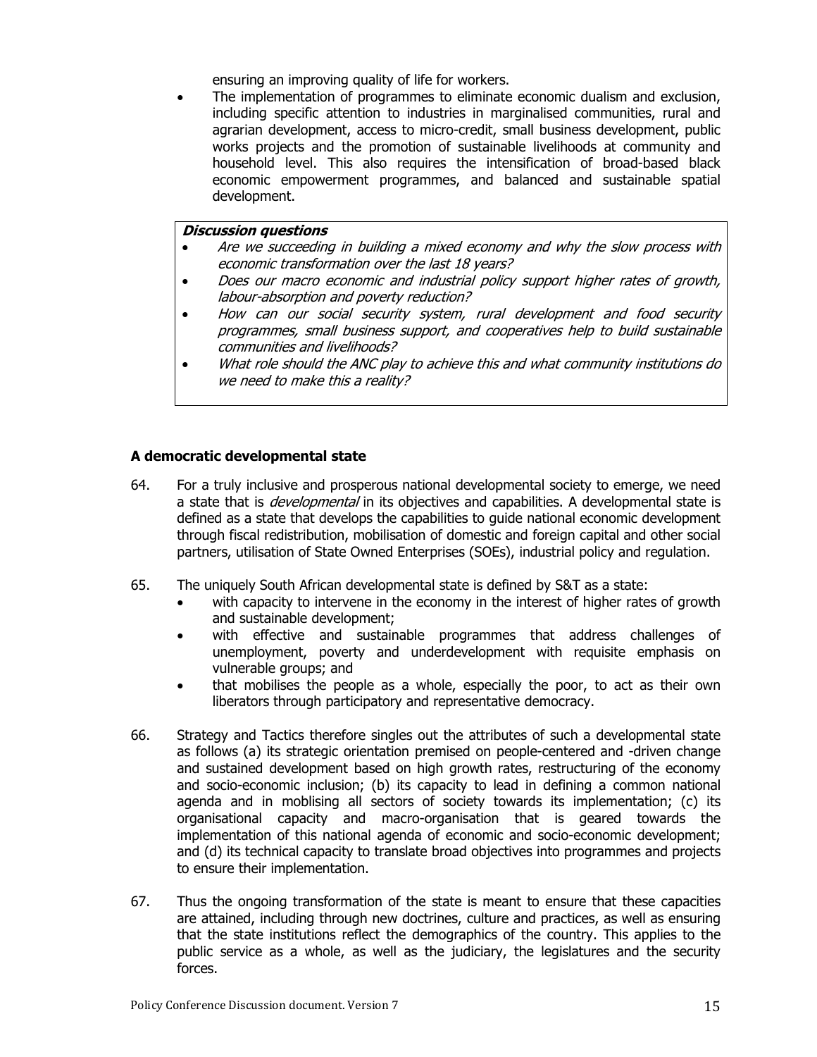ensuring an improving quality of life for workers.

- The implementation of programmes to eliminate economic dualism and exclusion, including specific attention to industries in marginalised communities, rural and agrarian development, access to micro-credit, small business development, public works projects and the promotion of sustainable livelihoods at community and household level. This also requires the intensification of broad-based black economic empowerment programmes, and balanced and sustainable spatial development.

> ***Discussion questions***
>
> - *Are we succeeding in building a mixed economy and why the slow process with economic transformation over the last 18 years?*
> - *Does our macro economic and industrial policy support higher rates of growth, labour-absorption and poverty reduction?*
> - *How can our social security system, rural development and food security programmes, small business support, and cooperatives help to build sustainable communities and livelihoods?*
> - *What role should the ANC play to achieve this and what community institutions do we need to make this a reality?*

**A democratic developmental state**

64. For a truly inclusive and prosperous national developmental society to emerge, we need a state that is *developmental* in its objectives and capabilities. A developmental state is defined as a state that develops the capabilities to guide national economic development through fiscal redistribution, mobilisation of domestic and foreign capital and other social partners, utilisation of State Owned Enterprises (SOEs), industrial policy and regulation.

65. The uniquely South African developmental state is defined by S&T as a state:
    - with capacity to intervene in the economy in the interest of higher rates of growth and sustainable development;
    - with effective and sustainable programmes that address challenges of unemployment, poverty and underdevelopment with requisite emphasis on vulnerable groups; and
    - that mobilises the people as a whole, especially the poor, to act as their own liberators through participatory and representative democracy.

66. Strategy and Tactics therefore singles out the attributes of such a developmental state as follows (a) its strategic orientation premised on people-centered and -driven change and sustained development based on high growth rates, restructuring of the economy and socio-economic inclusion; (b) its capacity to lead in defining a common national agenda and in moblising all sectors of society towards its implementation; (c) its organisational capacity and macro-organisation that is geared towards the implementation of this national agenda of economic and socio-economic development; and (d) its technical capacity to translate broad objectives into programmes and projects to ensure their implementation.

67. Thus the ongoing transformation of the state is meant to ensure that these capacities are attained, including through new doctrines, culture and practices, as well as ensuring that the state institutions reflect the demographics of the country. This applies to the public service as a whole, as well as the judiciary, the legislatures and the security forces.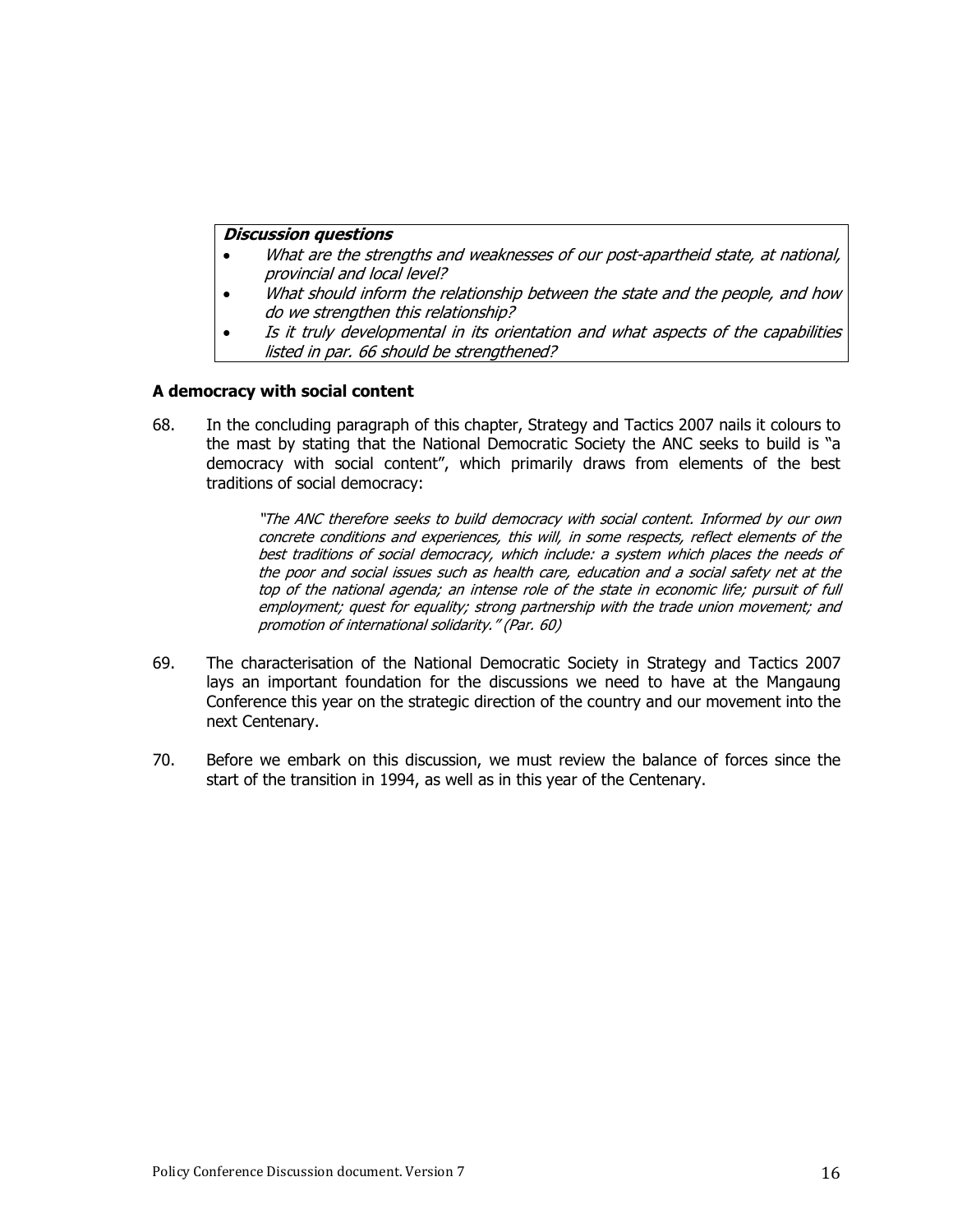***Discussion questions***

- *What are the strengths and weaknesses of our post-apartheid state, at national, provincial and local level?*
- *What should inform the relationship between the state and the people, and how do we strengthen this relationship?*
- *Is it truly developmental in its orientation and what aspects of the capabilities listed in par. 66 should be strengthened?*

**A democracy with social content**

68. In the concluding paragraph of this chapter, Strategy and Tactics 2007 nails it colours to the mast by stating that the National Democratic Society the ANC seeks to build is "a democracy with social content", which primarily draws from elements of the best traditions of social democracy:

> *"The ANC therefore seeks to build democracy with social content. Informed by our own concrete conditions and experiences, this will, in some respects, reflect elements of the best traditions of social democracy, which include: a system which places the needs of the poor and social issues such as health care, education and a social safety net at the top of the national agenda; an intense role of the state in economic life; pursuit of full employment; quest for equality; strong partnership with the trade union movement; and promotion of international solidarity." (Par. 60)*

69. The characterisation of the National Democratic Society in Strategy and Tactics 2007 lays an important foundation for the discussions we need to have at the Mangaung Conference this year on the strategic direction of the country and our movement into the next Centenary.

70. Before we embark on this discussion, we must review the balance of forces since the start of the transition in 1994, as well as in this year of the Centenary.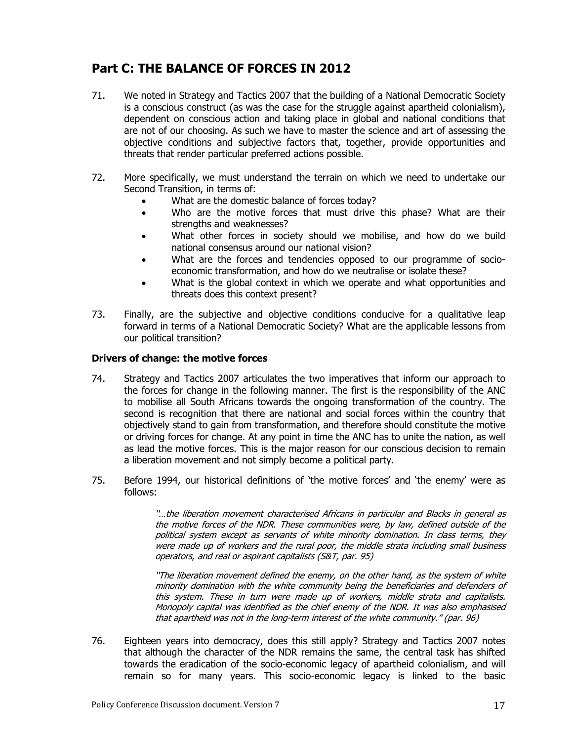## Part C: THE BALANCE OF FORCES IN 2012

71. We noted in Strategy and Tactics 2007 that the building of a National Democratic Society is a conscious construct (as was the case for the struggle against apartheid colonialism), dependent on conscious action and taking place in global and national conditions that are not of our choosing. As such we have to master the science and art of assessing the objective conditions and subjective factors that, together, provide opportunities and threats that render particular preferred actions possible.

72. More specifically, we must understand the terrain on which we need to undertake our Second Transition, in terms of:
    - What are the domestic balance of forces today?
    - Who are the motive forces that must drive this phase? What are their strengths and weaknesses?
    - What other forces in society should we mobilise, and how do we build national consensus around our national vision?
    - What are the forces and tendencies opposed to our programme of socio-economic transformation, and how do we neutralise or isolate these?
    - What is the global context in which we operate and what opportunities and threats does this context present?

73. Finally, are the subjective and objective conditions conducive for a qualitative leap forward in terms of a National Democratic Society? What are the applicable lessons from our political transition?

### Drivers of change: the motive forces

74. Strategy and Tactics 2007 articulates the two imperatives that inform our approach to the forces for change in the following manner. The first is the responsibility of the ANC to mobilise all South Africans towards the ongoing transformation of the country. The second is recognition that there are national and social forces within the country that objectively stand to gain from transformation, and therefore should constitute the motive or driving forces for change. At any point in time the ANC has to unite the nation, as well as lead the motive forces. This is the major reason for our conscious decision to remain a liberation movement and not simply become a political party.

75. Before 1994, our historical definitions of 'the motive forces' and 'the enemy' were as follows:

    > *"…the liberation movement characterised Africans in particular and Blacks in general as the motive forces of the NDR. These communities were, by law, defined outside of the political system except as servants of white minority domination. In class terms, they were made up of workers and the rural poor, the middle strata including small business operators, and real or aspirant capitalists (S&T, par. 95)*
    >
    > *"The liberation movement defined the enemy, on the other hand, as the system of white minority domination with the white community being the beneficiaries and defenders of this system. These in turn were made up of workers, middle strata and capitalists. Monopoly capital was identified as the chief enemy of the NDR. It was also emphasised that apartheid was not in the long-term interest of the white community." (par. 96)*

76. Eighteen years into democracy, does this still apply? Strategy and Tactics 2007 notes that although the character of the NDR remains the same, the central task has shifted towards the eradication of the socio-economic legacy of apartheid colonialism, and will remain so for many years. This socio-economic legacy is linked to the basic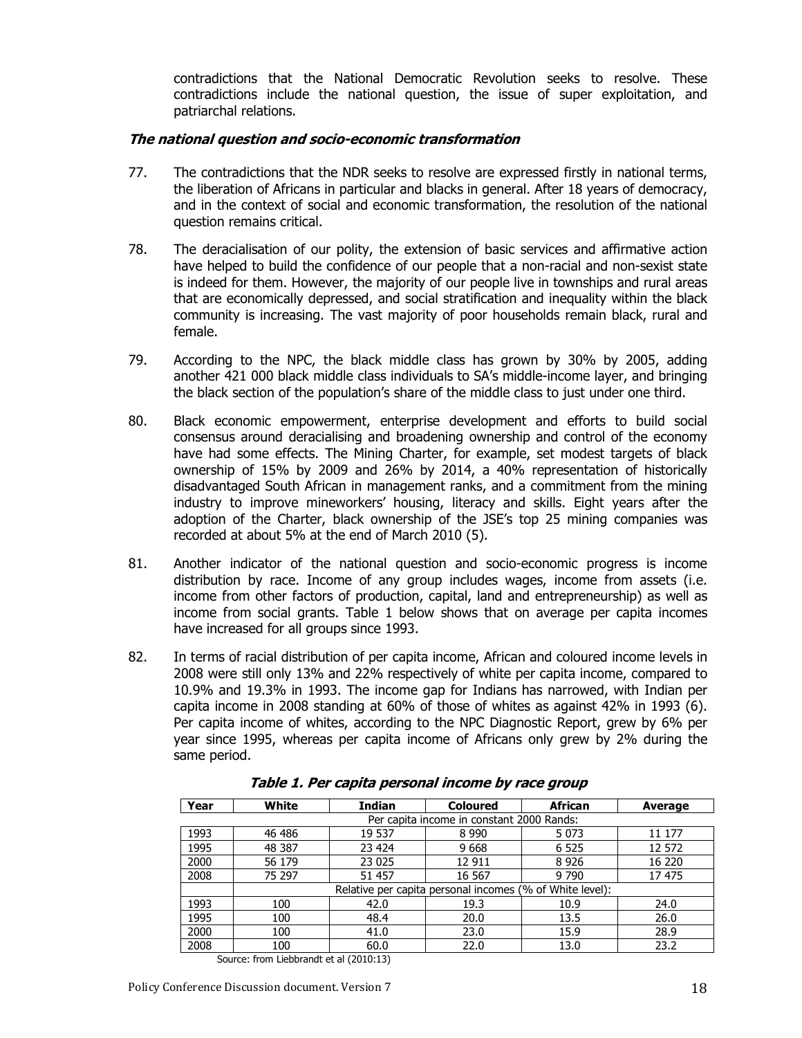contradictions that the National Democratic Revolution seeks to resolve. These contradictions include the national question, the issue of super exploitation, and patriarchal relations.

***The national question and socio-economic transformation***

77. The contradictions that the NDR seeks to resolve are expressed firstly in national terms, the liberation of Africans in particular and blacks in general. After 18 years of democracy, and in the context of social and economic transformation, the resolution of the national question remains critical.

78. The deracialisation of our polity, the extension of basic services and affirmative action have helped to build the confidence of our people that a non-racial and non-sexist state is indeed for them. However, the majority of our people live in townships and rural areas that are economically depressed, and social stratification and inequality within the black community is increasing. The vast majority of poor households remain black, rural and female.

79. According to the NPC, the black middle class has grown by 30% by 2005, adding another 421 000 black middle class individuals to SA's middle-income layer, and bringing the black section of the population's share of the middle class to just under one third.

80. Black economic empowerment, enterprise development and efforts to build social consensus around deracialising and broadening ownership and control of the economy have had some effects. The Mining Charter, for example, set modest targets of black ownership of 15% by 2009 and 26% by 2014, a 40% representation of historically disadvantaged South African in management ranks, and a commitment from the mining industry to improve mineworkers' housing, literacy and skills. Eight years after the adoption of the Charter, black ownership of the JSE's top 25 mining companies was recorded at about 5% at the end of March 2010 (5).

81. Another indicator of the national question and socio-economic progress is income distribution by race. Income of any group includes wages, income from assets (i.e. income from other factors of production, capital, land and entrepreneurship) as well as income from social grants. Table 1 below shows that on average per capita incomes have increased for all groups since 1993.

82. In terms of racial distribution of per capita income, African and coloured income levels in 2008 were still only 13% and 22% respectively of white per capita income, compared to 10.9% and 19.3% in 1993. The income gap for Indians has narrowed, with Indian per capita income in 2008 standing at 60% of those of whites as against 42% in 1993 (6). Per capita income of whites, according to the NPC Diagnostic Report, grew by 6% per year since 1995, whereas per capita income of Africans only grew by 2% during the same period.

***Table 1. Per capita personal income by race group***

| Year | White | Indian | Coloured | African | Average |
|---|---|---|---|---|---|
| | Per capita income in constant 2000 Rands: | | | | |
| 1993 | 46 486 | 19 537 | 8 990 | 5 073 | 11 177 |
| 1995 | 48 387 | 23 424 | 9 668 | 6 525 | 12 572 |
| 2000 | 56 179 | 23 025 | 12 911 | 8 926 | 16 220 |
| 2008 | 75 297 | 51 457 | 16 567 | 9 790 | 17 475 |
| | Relative per capita personal incomes (% of White level): | | | | |
| 1993 | 100 | 42.0 | 19.3 | 10.9 | 24.0 |
| 1995 | 100 | 48.4 | 20.0 | 13.5 | 26.0 |
| 2000 | 100 | 41.0 | 23.0 | 15.9 | 28.9 |
| 2008 | 100 | 60.0 | 22.0 | 13.0 | 23.2 |

Source: from Liebbrandt et al (2010:13)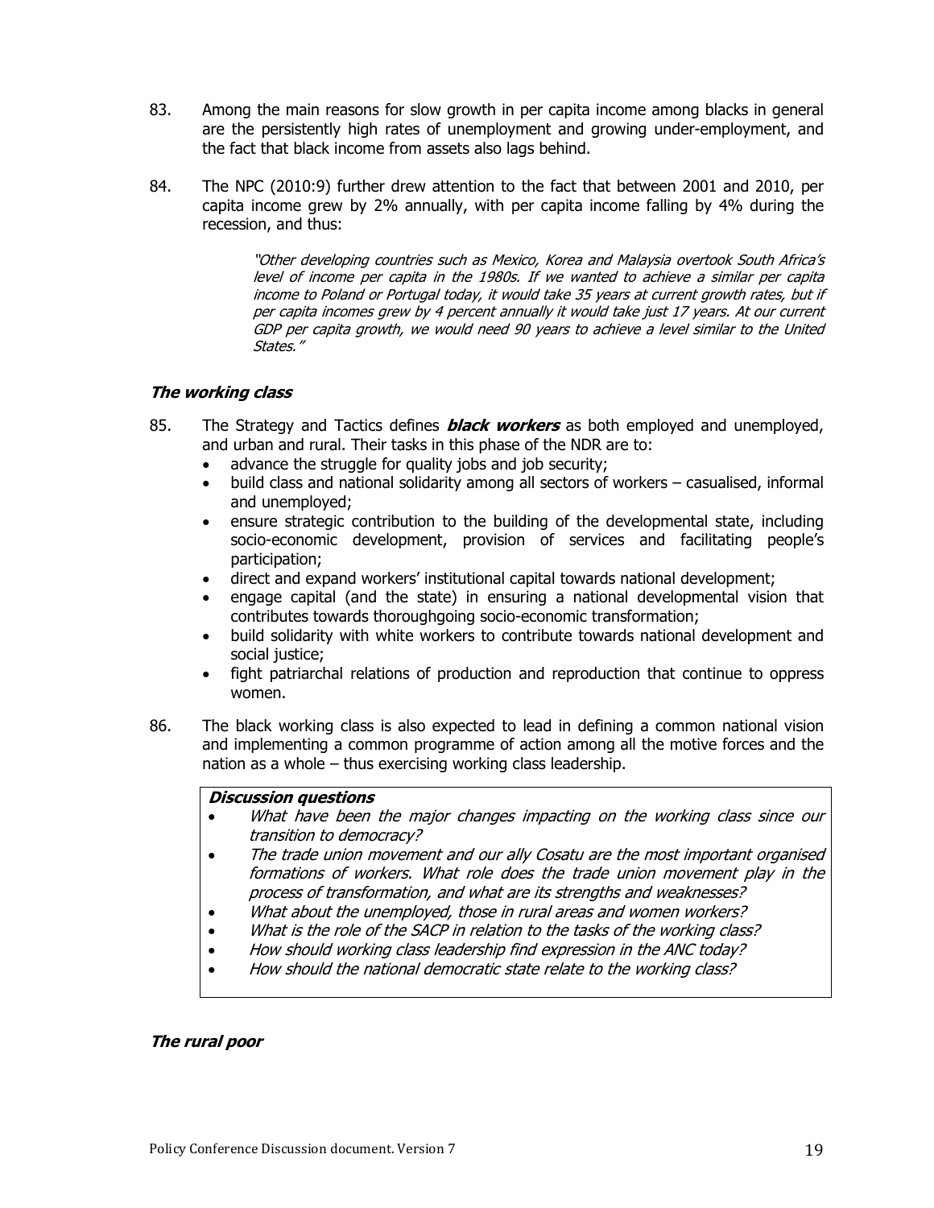83. Among the main reasons for slow growth in per capita income among blacks in general are the persistently high rates of unemployment and growing under-employment, and the fact that black income from assets also lags behind.

84. The NPC (2010:9) further drew attention to the fact that between 2001 and 2010, per capita income grew by 2% annually, with per capita income falling by 4% during the recession, and thus:

> *"Other developing countries such as Mexico, Korea and Malaysia overtook South Africa's level of income per capita in the 1980s. If we wanted to achieve a similar per capita income to Poland or Portugal today, it would take 35 years at current growth rates, but if per capita incomes grew by 4 percent annually it would take just 17 years. At our current GDP per capita growth, we would need 90 years to achieve a level similar to the United States."*

### *The working class*

85. The Strategy and Tactics defines ***black workers*** as both employed and unemployed, and urban and rural. Their tasks in this phase of the NDR are to:
    - advance the struggle for quality jobs and job security;
    - build class and national solidarity among all sectors of workers – casualised, informal and unemployed;
    - ensure strategic contribution to the building of the developmental state, including socio-economic development, provision of services and facilitating people's participation;
    - direct and expand workers' institutional capital towards national development;
    - engage capital (and the state) in ensuring a national developmental vision that contributes towards thoroughgoing socio-economic transformation;
    - build solidarity with white workers to contribute towards national development and social justice;
    - fight patriarchal relations of production and reproduction that continue to oppress women.

86. The black working class is also expected to lead in defining a common national vision and implementing a common programme of action among all the motive forces and the nation as a whole – thus exercising working class leadership.

> ***Discussion questions***
> - *What have been the major changes impacting on the working class since our transition to democracy?*
> - *The trade union movement and our ally Cosatu are the most important organised formations of workers. What role does the trade union movement play in the process of transformation, and what are its strengths and weaknesses?*
> - *What about the unemployed, those in rural areas and women workers?*
> - *What is the role of the SACP in relation to the tasks of the working class?*
> - *How should working class leadership find expression in the ANC today?*
> - *How should the national democratic state relate to the working class?*

### *The rural poor*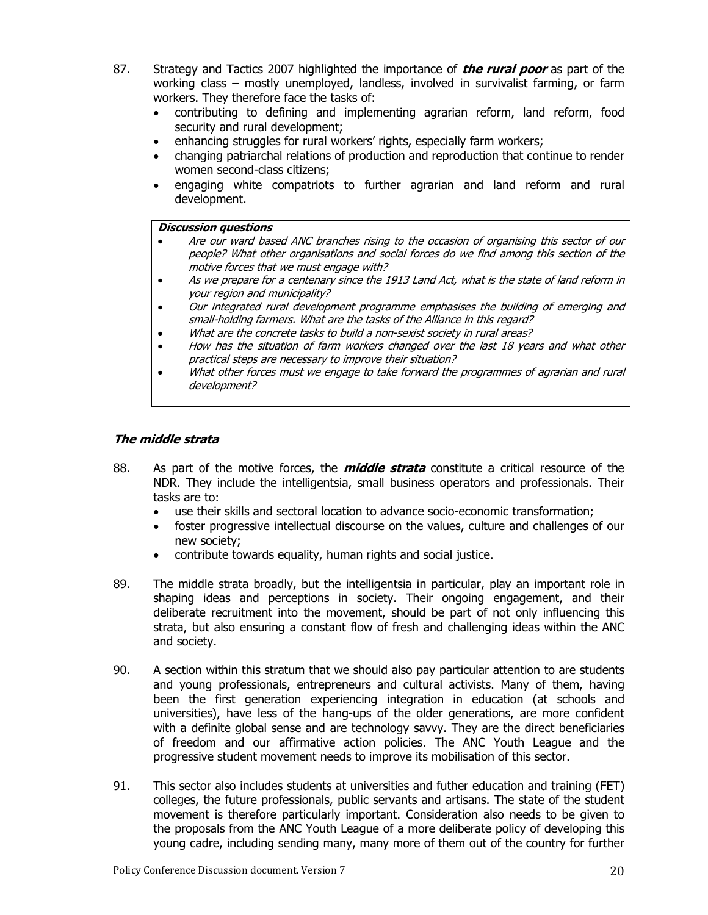87. Strategy and Tactics 2007 highlighted the importance of ***the rural poor*** as part of the working class – mostly unemployed, landless, involved in survivalist farming, or farm workers. They therefore face the tasks of:

- contributing to defining and implementing agrarian reform, land reform, food security and rural development;
- enhancing struggles for rural workers' rights, especially farm workers;
- changing patriarchal relations of production and reproduction that continue to render women second-class citizens;
- engaging white compatriots to further agrarian and land reform and rural development.

> ***Discussion questions***
>
> - *Are our ward based ANC branches rising to the occasion of organising this sector of our people? What other organisations and social forces do we find among this section of the motive forces that we must engage with?*
> - *As we prepare for a centenary since the 1913 Land Act, what is the state of land reform in your region and municipality?*
> - *Our integrated rural development programme emphasises the building of emerging and small-holding farmers. What are the tasks of the Alliance in this regard?*
> - *What are the concrete tasks to build a non-sexist society in rural areas?*
> - *How has the situation of farm workers changed over the last 18 years and what other practical steps are necessary to improve their situation?*
> - *What other forces must we engage to take forward the programmes of agrarian and rural development?*

### *The middle strata*

88. As part of the motive forces, the ***middle strata*** constitute a critical resource of the NDR. They include the intelligentsia, small business operators and professionals. Their tasks are to:

- use their skills and sectoral location to advance socio-economic transformation;
- foster progressive intellectual discourse on the values, culture and challenges of our new society;
- contribute towards equality, human rights and social justice.

89. The middle strata broadly, but the intelligentsia in particular, play an important role in shaping ideas and perceptions in society. Their ongoing engagement, and their deliberate recruitment into the movement, should be part of not only influencing this strata, but also ensuring a constant flow of fresh and challenging ideas within the ANC and society.

90. A section within this stratum that we should also pay particular attention to are students and young professionals, entrepreneurs and cultural activists. Many of them, having been the first generation experiencing integration in education (at schools and universities), have less of the hang-ups of the older generations, are more confident with a definite global sense and are technology savvy. They are the direct beneficiaries of freedom and our affirmative action policies. The ANC Youth League and the progressive student movement needs to improve its mobilisation of this sector.

91. This sector also includes students at universities and futher education and training (FET) colleges, the future professionals, public servants and artisans. The state of the student movement is therefore particularly important. Consideration also needs to be given to the proposals from the ANC Youth League of a more deliberate policy of developing this young cadre, including sending many, many more of them out of the country for further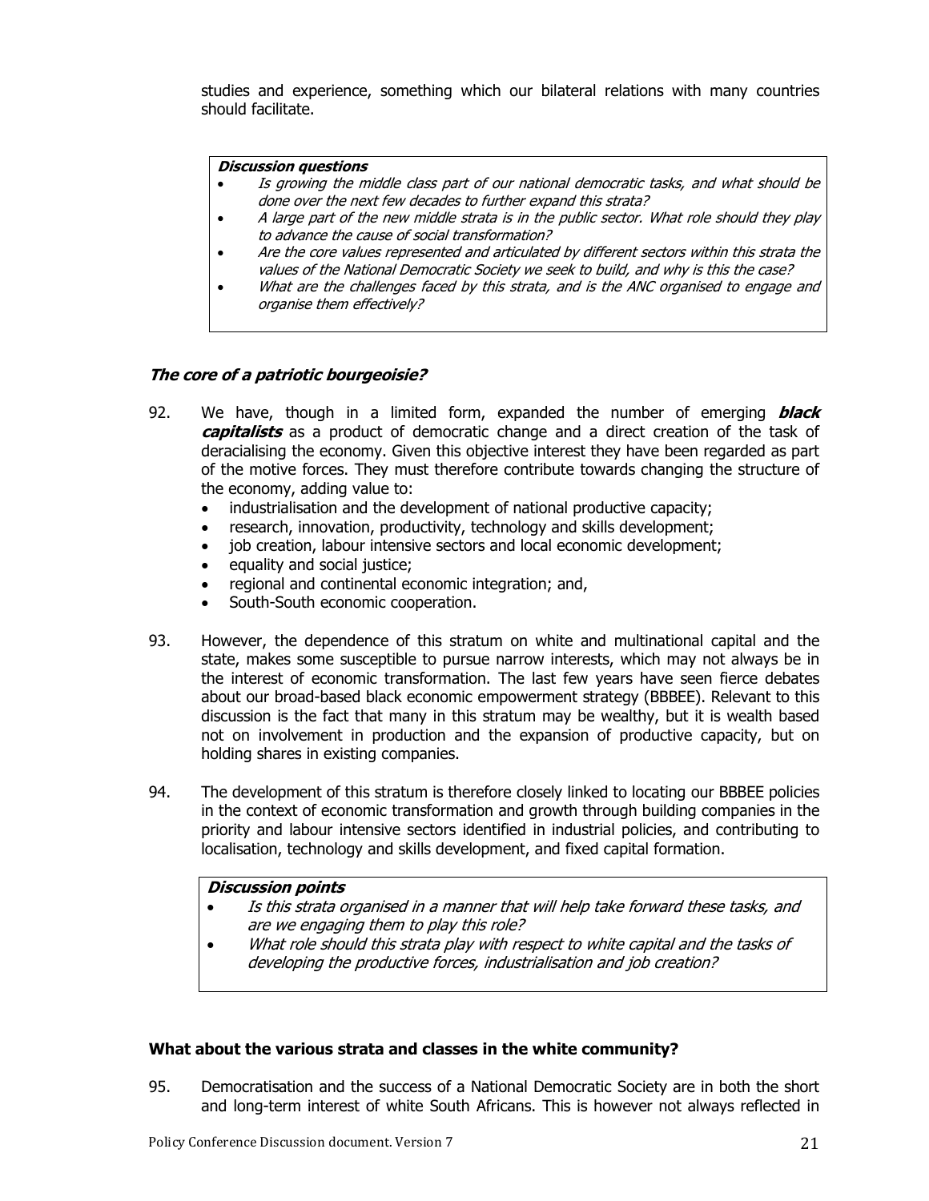studies and experience, something which our bilateral relations with many countries should facilitate.

> ***Discussion questions***
> - *Is growing the middle class part of our national democratic tasks, and what should be done over the next few decades to further expand this strata?*
> - *A large part of the new middle strata is in the public sector. What role should they play to advance the cause of social transformation?*
> - *Are the core values represented and articulated by different sectors within this strata the values of the National Democratic Society we seek to build, and why is this the case?*
> - *What are the challenges faced by this strata, and is the ANC organised to engage and organise them effectively?*

### ***The core of a patriotic bourgeoisie?***

92. We have, though in a limited form, expanded the number of emerging ***black capitalists*** as a product of democratic change and a direct creation of the task of deracialising the economy. Given this objective interest they have been regarded as part of the motive forces. They must therefore contribute towards changing the structure of the economy, adding value to:
    - industrialisation and the development of national productive capacity;
    - research, innovation, productivity, technology and skills development;
    - job creation, labour intensive sectors and local economic development;
    - equality and social justice;
    - regional and continental economic integration; and,
    - South-South economic cooperation.

93. However, the dependence of this stratum on white and multinational capital and the state, makes some susceptible to pursue narrow interests, which may not always be in the interest of economic transformation. The last few years have seen fierce debates about our broad-based black economic empowerment strategy (BBBEE). Relevant to this discussion is the fact that many in this stratum may be wealthy, but it is wealth based not on involvement in production and the expansion of productive capacity, but on holding shares in existing companies.

94. The development of this stratum is therefore closely linked to locating our BBBEE policies in the context of economic transformation and growth through building companies in the priority and labour intensive sectors identified in industrial policies, and contributing to localisation, technology and skills development, and fixed capital formation.

> ***Discussion points***
> - *Is this strata organised in a manner that will help take forward these tasks, and are we engaging them to play this role?*
> - *What role should this strata play with respect to white capital and the tasks of developing the productive forces, industrialisation and job creation?*

### **What about the various strata and classes in the white community?**

95. Democratisation and the success of a National Democratic Society are in both the short and long-term interest of white South Africans. This is however not always reflected in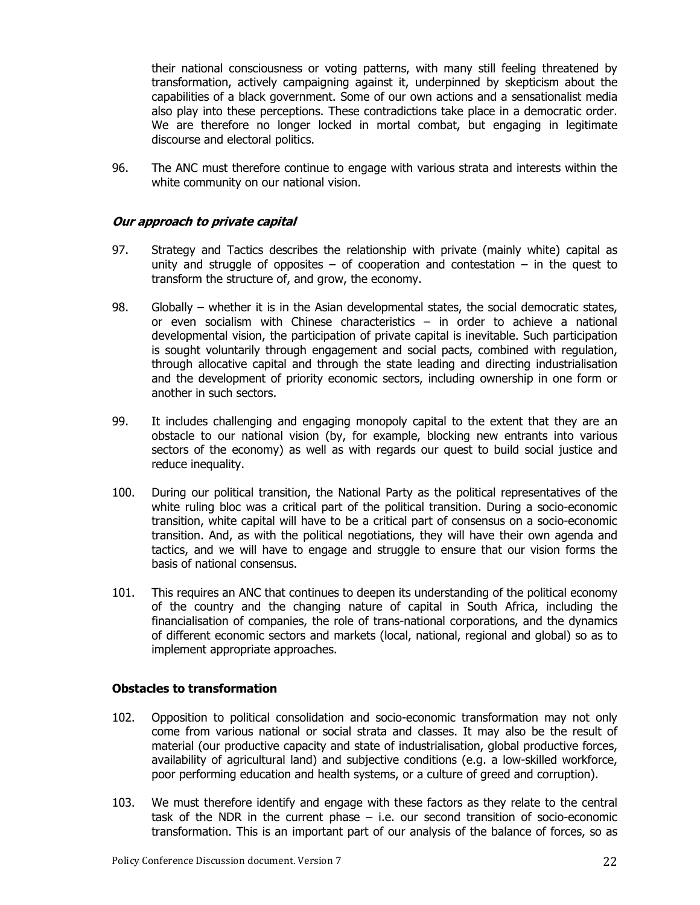their national consciousness or voting patterns, with many still feeling threatened by transformation, actively campaigning against it, underpinned by skepticism about the capabilities of a black government. Some of our own actions and a sensationalist media also play into these perceptions. These contradictions take place in a democratic order. We are therefore no longer locked in mortal combat, but engaging in legitimate discourse and electoral politics.

96. The ANC must therefore continue to engage with various strata and interests within the white community on our national vision.

### *Our approach to private capital*

97. Strategy and Tactics describes the relationship with private (mainly white) capital as unity and struggle of opposites – of cooperation and contestation – in the quest to transform the structure of, and grow, the economy.

98. Globally – whether it is in the Asian developmental states, the social democratic states, or even socialism with Chinese characteristics – in order to achieve a national developmental vision, the participation of private capital is inevitable. Such participation is sought voluntarily through engagement and social pacts, combined with regulation, through allocative capital and through the state leading and directing industrialisation and the development of priority economic sectors, including ownership in one form or another in such sectors.

99. It includes challenging and engaging monopoly capital to the extent that they are an obstacle to our national vision (by, for example, blocking new entrants into various sectors of the economy) as well as with regards our quest to build social justice and reduce inequality.

100. During our political transition, the National Party as the political representatives of the white ruling bloc was a critical part of the political transition. During a socio-economic transition, white capital will have to be a critical part of consensus on a socio-economic transition. And, as with the political negotiations, they will have their own agenda and tactics, and we will have to engage and struggle to ensure that our vision forms the basis of national consensus.

101. This requires an ANC that continues to deepen its understanding of the political economy of the country and the changing nature of capital in South Africa, including the financialisation of companies, the role of trans-national corporations, and the dynamics of different economic sectors and markets (local, national, regional and global) so as to implement appropriate approaches.

### **Obstacles to transformation**

102. Opposition to political consolidation and socio-economic transformation may not only come from various national or social strata and classes. It may also be the result of material (our productive capacity and state of industrialisation, global productive forces, availability of agricultural land) and subjective conditions (e.g. a low-skilled workforce, poor performing education and health systems, or a culture of greed and corruption).

103. We must therefore identify and engage with these factors as they relate to the central task of the NDR in the current phase – i.e. our second transition of socio-economic transformation. This is an important part of our analysis of the balance of forces, so as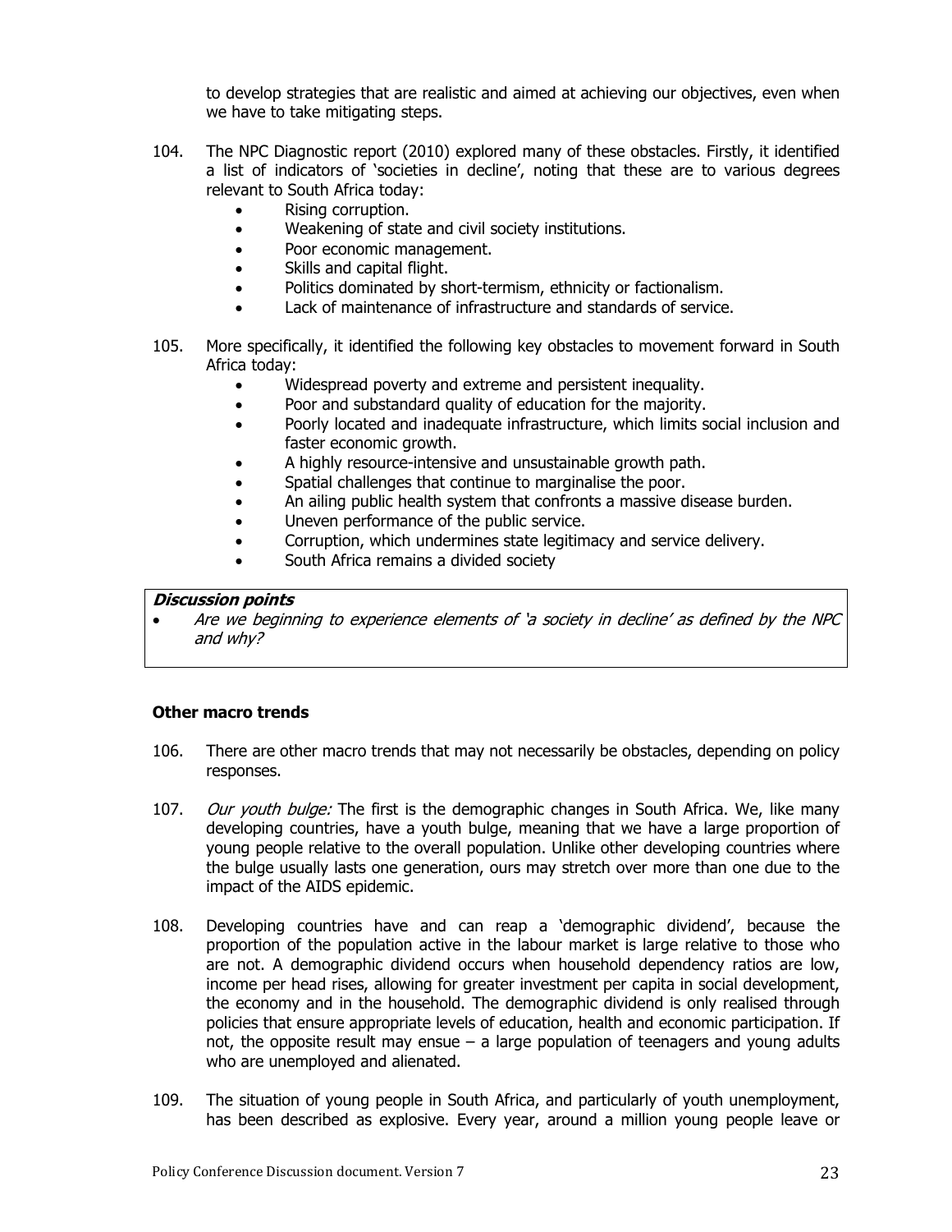to develop strategies that are realistic and aimed at achieving our objectives, even when we have to take mitigating steps.

104. The NPC Diagnostic report (2010) explored many of these obstacles. Firstly, it identified a list of indicators of 'societies in decline', noting that these are to various degrees relevant to South Africa today:
   - Rising corruption.
   - Weakening of state and civil society institutions.
   - Poor economic management.
   - Skills and capital flight.
   - Politics dominated by short-termism, ethnicity or factionalism.
   - Lack of maintenance of infrastructure and standards of service.

105. More specifically, it identified the following key obstacles to movement forward in South Africa today:
   - Widespread poverty and extreme and persistent inequality.
   - Poor and substandard quality of education for the majority.
   - Poorly located and inadequate infrastructure, which limits social inclusion and faster economic growth.
   - A highly resource-intensive and unsustainable growth path.
   - Spatial challenges that continue to marginalise the poor.
   - An ailing public health system that confronts a massive disease burden.
   - Uneven performance of the public service.
   - Corruption, which undermines state legitimacy and service delivery.
   - South Africa remains a divided society

***Discussion points***

- *Are we beginning to experience elements of 'a society in decline' as defined by the NPC and why?*

**Other macro trends**

106. There are other macro trends that may not necessarily be obstacles, depending on policy responses.

107. *Our youth bulge:* The first is the demographic changes in South Africa. We, like many developing countries, have a youth bulge, meaning that we have a large proportion of young people relative to the overall population. Unlike other developing countries where the bulge usually lasts one generation, ours may stretch over more than one due to the impact of the AIDS epidemic.

108. Developing countries have and can reap a 'demographic dividend', because the proportion of the population active in the labour market is large relative to those who are not. A demographic dividend occurs when household dependency ratios are low, income per head rises, allowing for greater investment per capita in social development, the economy and in the household. The demographic dividend is only realised through policies that ensure appropriate levels of education, health and economic participation. If not, the opposite result may ensue – a large population of teenagers and young adults who are unemployed and alienated.

109. The situation of young people in South Africa, and particularly of youth unemployment, has been described as explosive. Every year, around a million young people leave or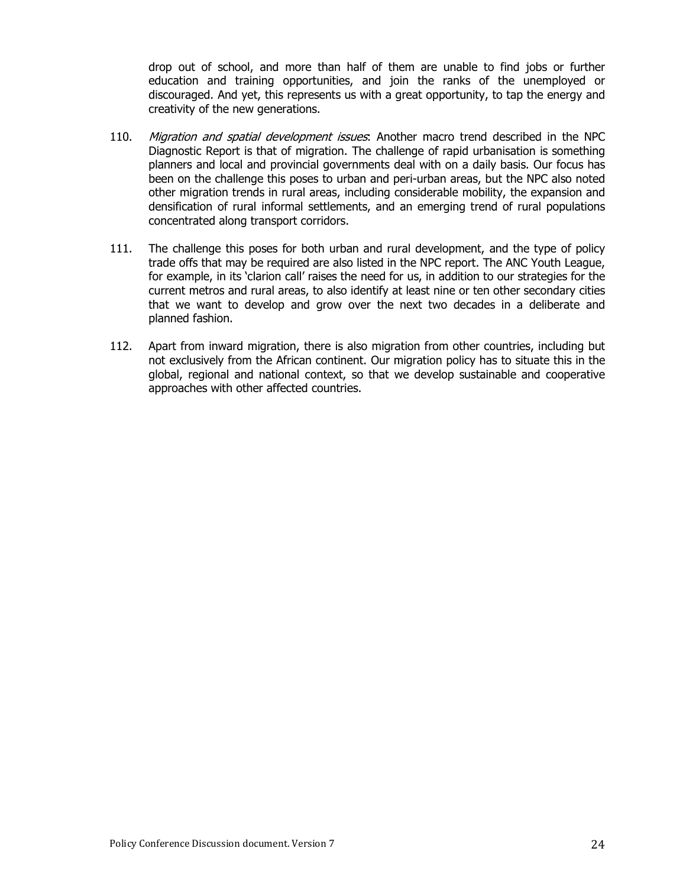drop out of school, and more than half of them are unable to find jobs or further education and training opportunities, and join the ranks of the unemployed or discouraged. And yet, this represents us with a great opportunity, to tap the energy and creativity of the new generations.

110. *Migration and spatial development issues*: Another macro trend described in the NPC Diagnostic Report is that of migration. The challenge of rapid urbanisation is something planners and local and provincial governments deal with on a daily basis. Our focus has been on the challenge this poses to urban and peri-urban areas, but the NPC also noted other migration trends in rural areas, including considerable mobility, the expansion and densification of rural informal settlements, and an emerging trend of rural populations concentrated along transport corridors.

111. The challenge this poses for both urban and rural development, and the type of policy trade offs that may be required are also listed in the NPC report. The ANC Youth League, for example, in its 'clarion call' raises the need for us, in addition to our strategies for the current metros and rural areas, to also identify at least nine or ten other secondary cities that we want to develop and grow over the next two decades in a deliberate and planned fashion.

112. Apart from inward migration, there is also migration from other countries, including but not exclusively from the African continent. Our migration policy has to situate this in the global, regional and national context, so that we develop sustainable and cooperative approaches with other affected countries.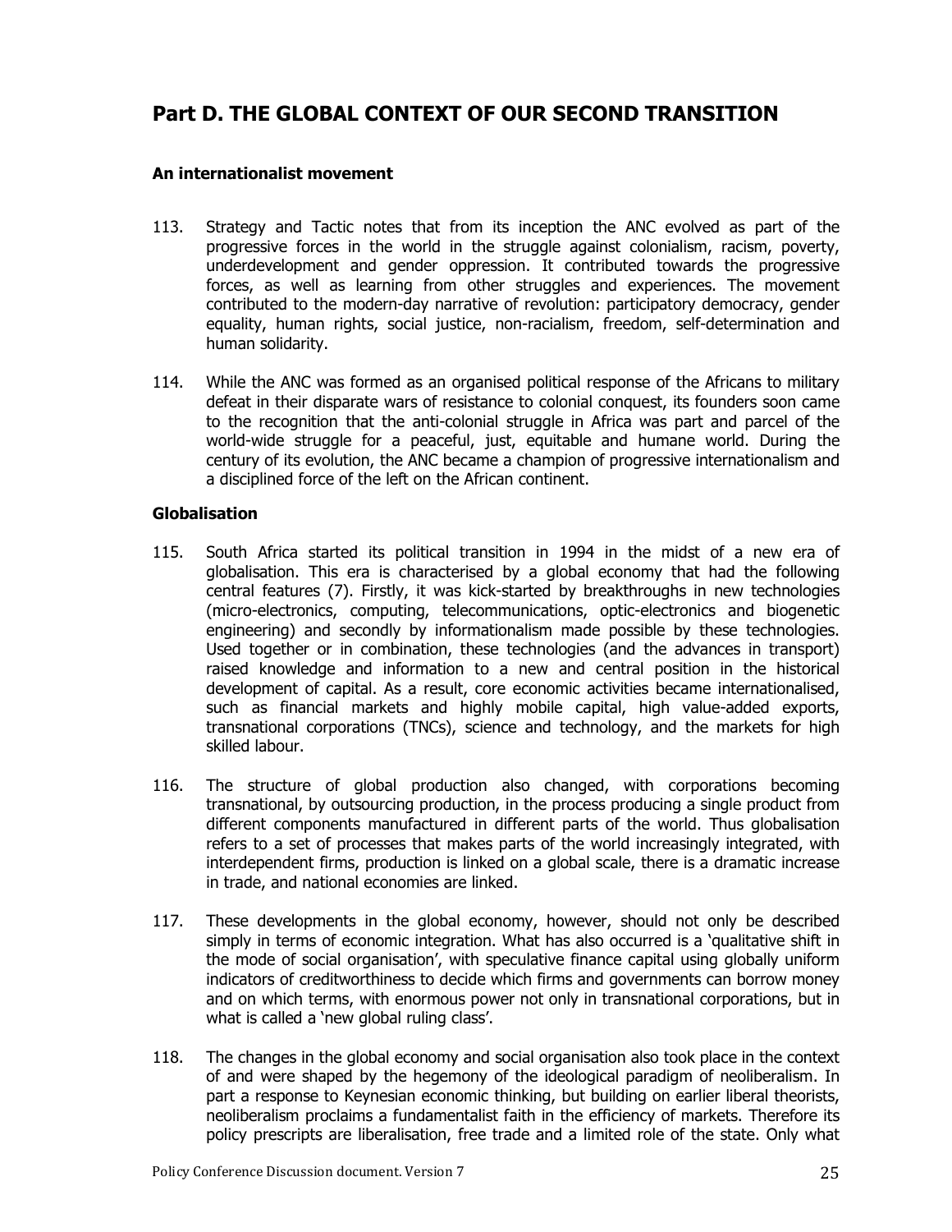## Part D. THE GLOBAL CONTEXT OF OUR SECOND TRANSITION

### An internationalist movement

113. Strategy and Tactic notes that from its inception the ANC evolved as part of the progressive forces in the world in the struggle against colonialism, racism, poverty, underdevelopment and gender oppression. It contributed towards the progressive forces, as well as learning from other struggles and experiences. The movement contributed to the modern-day narrative of revolution: participatory democracy, gender equality, human rights, social justice, non-racialism, freedom, self-determination and human solidarity.

114. While the ANC was formed as an organised political response of the Africans to military defeat in their disparate wars of resistance to colonial conquest, its founders soon came to the recognition that the anti-colonial struggle in Africa was part and parcel of the world-wide struggle for a peaceful, just, equitable and humane world. During the century of its evolution, the ANC became a champion of progressive internationalism and a disciplined force of the left on the African continent.

### Globalisation

115. South Africa started its political transition in 1994 in the midst of a new era of globalisation. This era is characterised by a global economy that had the following central features (7). Firstly, it was kick-started by breakthroughs in new technologies (micro-electronics, computing, telecommunications, optic-electronics and biogenetic engineering) and secondly by informationalism made possible by these technologies. Used together or in combination, these technologies (and the advances in transport) raised knowledge and information to a new and central position in the historical development of capital. As a result, core economic activities became internationalised, such as financial markets and highly mobile capital, high value-added exports, transnational corporations (TNCs), science and technology, and the markets for high skilled labour.

116. The structure of global production also changed, with corporations becoming transnational, by outsourcing production, in the process producing a single product from different components manufactured in different parts of the world. Thus globalisation refers to a set of processes that makes parts of the world increasingly integrated, with interdependent firms, production is linked on a global scale, there is a dramatic increase in trade, and national economies are linked.

117. These developments in the global economy, however, should not only be described simply in terms of economic integration. What has also occurred is a 'qualitative shift in the mode of social organisation', with speculative finance capital using globally uniform indicators of creditworthiness to decide which firms and governments can borrow money and on which terms, with enormous power not only in transnational corporations, but in what is called a 'new global ruling class'.

118. The changes in the global economy and social organisation also took place in the context of and were shaped by the hegemony of the ideological paradigm of neoliberalism. In part a response to Keynesian economic thinking, but building on earlier liberal theorists, neoliberalism proclaims a fundamentalist faith in the efficiency of markets. Therefore its policy prescripts are liberalisation, free trade and a limited role of the state. Only what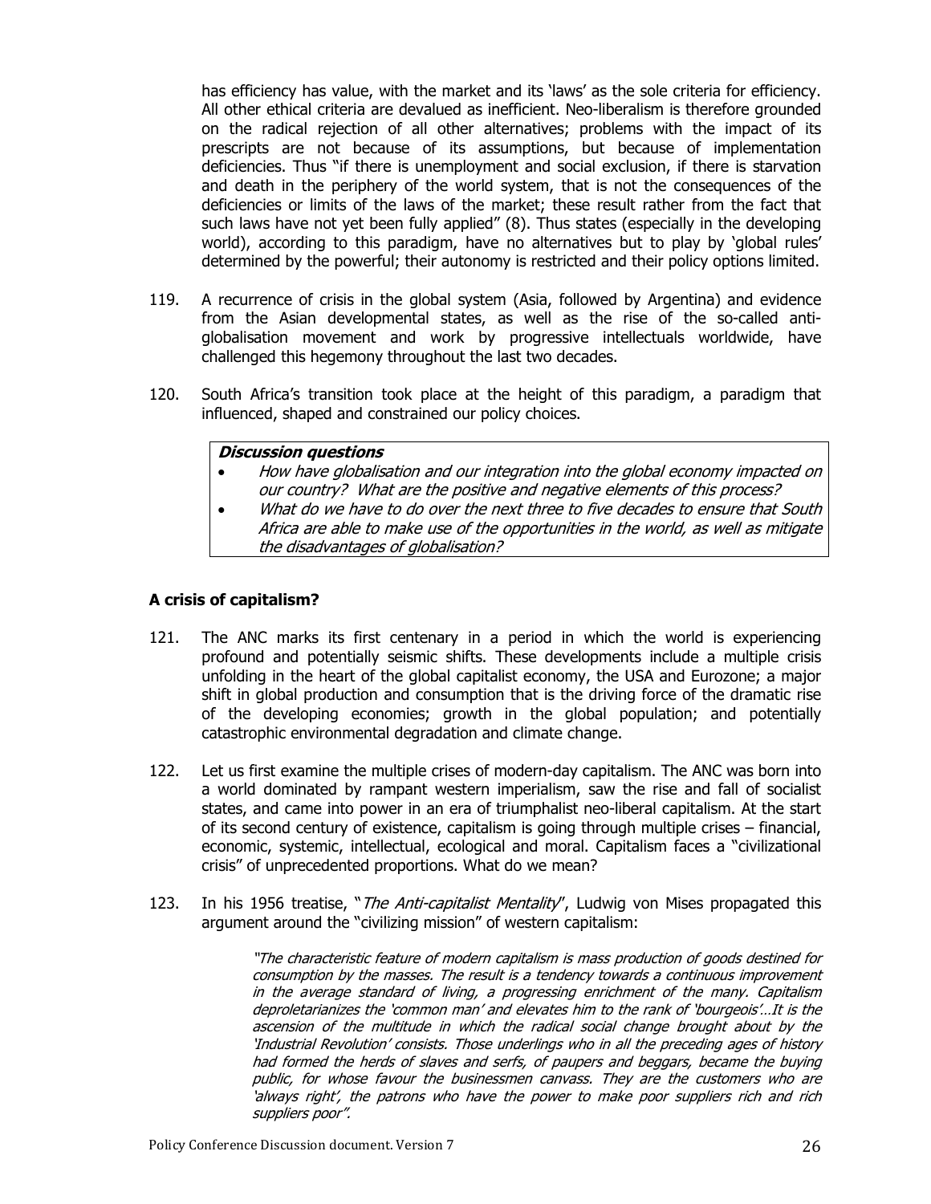has efficiency has value, with the market and its 'laws' as the sole criteria for efficiency. All other ethical criteria are devalued as inefficient. Neo-liberalism is therefore grounded on the radical rejection of all other alternatives; problems with the impact of its prescripts are not because of its assumptions, but because of implementation deficiencies. Thus "if there is unemployment and social exclusion, if there is starvation and death in the periphery of the world system, that is not the consequences of the deficiencies or limits of the laws of the market; these result rather from the fact that such laws have not yet been fully applied" (8). Thus states (especially in the developing world), according to this paradigm, have no alternatives but to play by 'global rules' determined by the powerful; their autonomy is restricted and their policy options limited.

119. A recurrence of crisis in the global system (Asia, followed by Argentina) and evidence from the Asian developmental states, as well as the rise of the so-called anti-globalisation movement and work by progressive intellectuals worldwide, have challenged this hegemony throughout the last two decades.

120. South Africa's transition took place at the height of this paradigm, a paradigm that influenced, shaped and constrained our policy choices.

> ***Discussion questions***
>
> - *How have globalisation and our integration into the global economy impacted on our country? What are the positive and negative elements of this process?*
> - *What do we have to do over the next three to five decades to ensure that South Africa are able to make use of the opportunities in the world, as well as mitigate the disadvantages of globalisation?*

### A crisis of capitalism?

121. The ANC marks its first centenary in a period in which the world is experiencing profound and potentially seismic shifts. These developments include a multiple crisis unfolding in the heart of the global capitalist economy, the USA and Eurozone; a major shift in global production and consumption that is the driving force of the dramatic rise of the developing economies; growth in the global population; and potentially catastrophic environmental degradation and climate change.

122. Let us first examine the multiple crises of modern-day capitalism. The ANC was born into a world dominated by rampant western imperialism, saw the rise and fall of socialist states, and came into power in an era of triumphalist neo-liberal capitalism. At the start of its second century of existence, capitalism is going through multiple crises – financial, economic, systemic, intellectual, ecological and moral. Capitalism faces a "civilizational crisis" of unprecedented proportions. What do we mean?

123. In his 1956 treatise, "*The Anti-capitalist Mentality*", Ludwig von Mises propagated this argument around the "civilizing mission" of western capitalism:

> *"The characteristic feature of modern capitalism is mass production of goods destined for consumption by the masses. The result is a tendency towards a continuous improvement in the average standard of living, a progressing enrichment of the many. Capitalism deproletarianizes the 'common man' and elevates him to the rank of 'bourgeois'…It is the ascension of the multitude in which the radical social change brought about by the 'Industrial Revolution' consists. Those underlings who in all the preceding ages of history had formed the herds of slaves and serfs, of paupers and beggars, became the buying public, for whose favour the businessmen canvass. They are the customers who are 'always right', the patrons who have the power to make poor suppliers rich and rich suppliers poor".*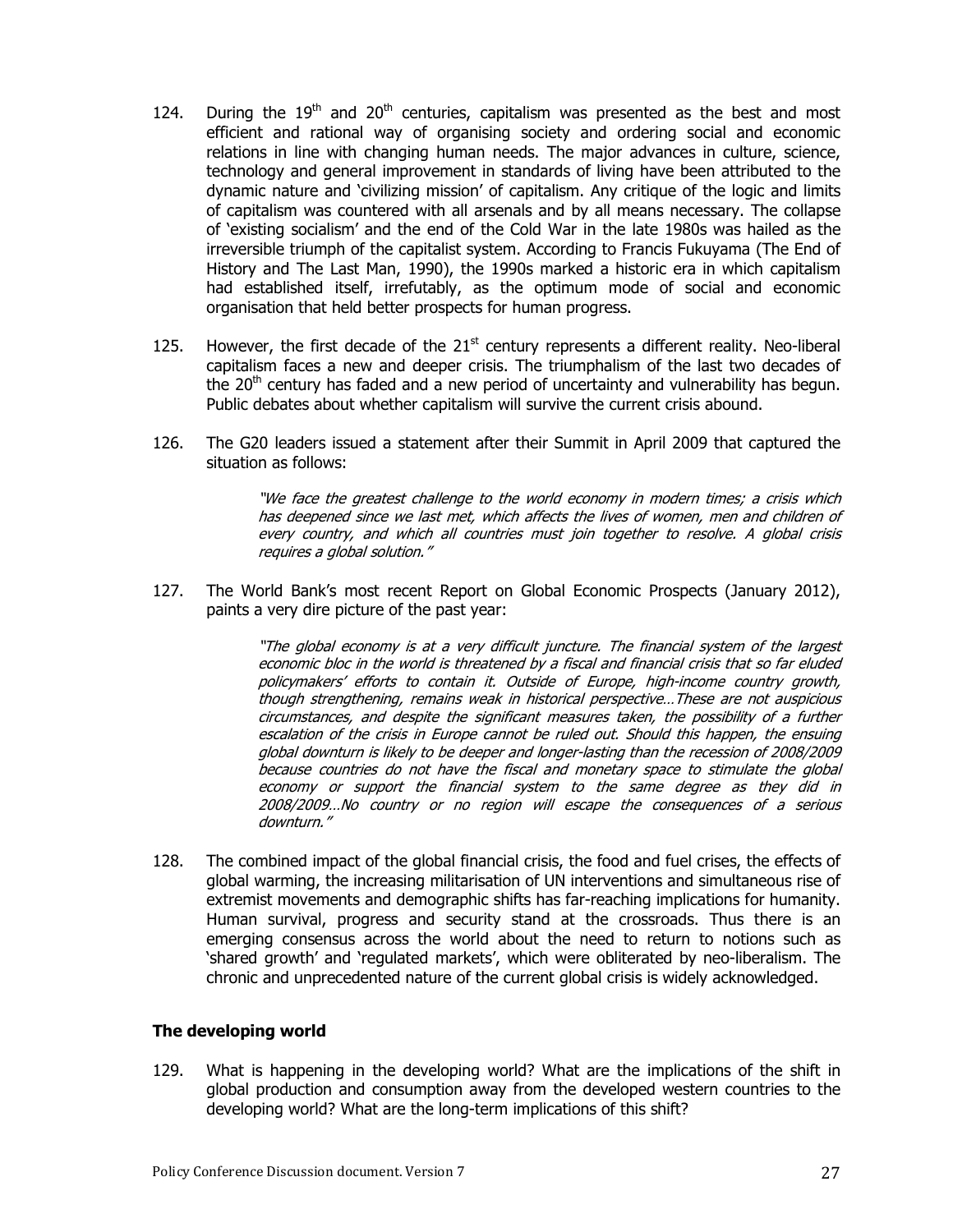124. During the 19th and 20th centuries, capitalism was presented as the best and most efficient and rational way of organising society and ordering social and economic relations in line with changing human needs. The major advances in culture, science, technology and general improvement in standards of living have been attributed to the dynamic nature and 'civilizing mission' of capitalism. Any critique of the logic and limits of capitalism was countered with all arsenals and by all means necessary. The collapse of 'existing socialism' and the end of the Cold War in the late 1980s was hailed as the irreversible triumph of the capitalist system. According to Francis Fukuyama (The End of History and The Last Man, 1990), the 1990s marked a historic era in which capitalism had established itself, irrefutably, as the optimum mode of social and economic organisation that held better prospects for human progress.

125. However, the first decade of the 21st century represents a different reality. Neo-liberal capitalism faces a new and deeper crisis. The triumphalism of the last two decades of the 20th century has faded and a new period of uncertainty and vulnerability has begun. Public debates about whether capitalism will survive the current crisis abound.

126. The G20 leaders issued a statement after their Summit in April 2009 that captured the situation as follows:

> *"We face the greatest challenge to the world economy in modern times; a crisis which has deepened since we last met, which affects the lives of women, men and children of every country, and which all countries must join together to resolve. A global crisis requires a global solution."*

127. The World Bank's most recent Report on Global Economic Prospects (January 2012), paints a very dire picture of the past year:

> *"The global economy is at a very difficult juncture. The financial system of the largest economic bloc in the world is threatened by a fiscal and financial crisis that so far eluded policymakers' efforts to contain it. Outside of Europe, high-income country growth, though strengthening, remains weak in historical perspective…These are not auspicious circumstances, and despite the significant measures taken, the possibility of a further escalation of the crisis in Europe cannot be ruled out. Should this happen, the ensuing global downturn is likely to be deeper and longer-lasting than the recession of 2008/2009 because countries do not have the fiscal and monetary space to stimulate the global economy or support the financial system to the same degree as they did in 2008/2009…No country or no region will escape the consequences of a serious downturn."*

128. The combined impact of the global financial crisis, the food and fuel crises, the effects of global warming, the increasing militarisation of UN interventions and simultaneous rise of extremist movements and demographic shifts has far-reaching implications for humanity. Human survival, progress and security stand at the crossroads. Thus there is an emerging consensus across the world about the need to return to notions such as 'shared growth' and 'regulated markets', which were obliterated by neo-liberalism. The chronic and unprecedented nature of the current global crisis is widely acknowledged.

**The developing world**

129. What is happening in the developing world? What are the implications of the shift in global production and consumption away from the developed western countries to the developing world? What are the long-term implications of this shift?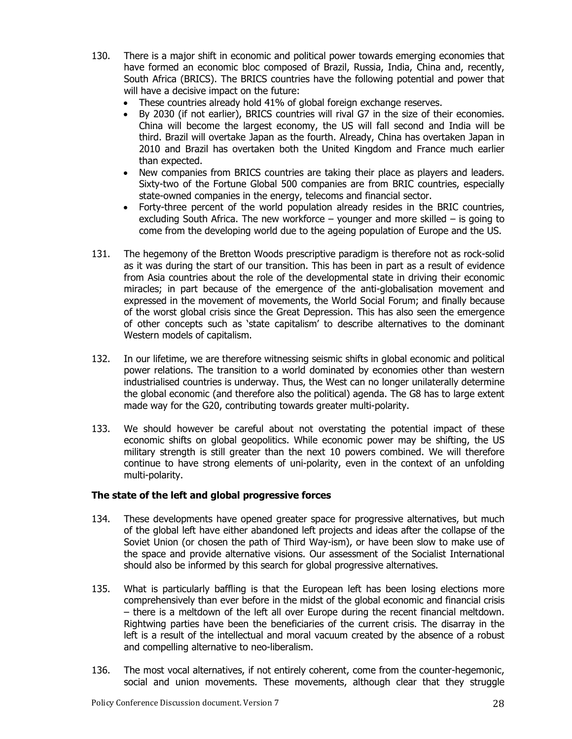130. There is a major shift in economic and political power towards emerging economies that have formed an economic bloc composed of Brazil, Russia, India, China and, recently, South Africa (BRICS). The BRICS countries have the following potential and power that will have a decisive impact on the future:
    - These countries already hold 41% of global foreign exchange reserves.
    - By 2030 (if not earlier), BRICS countries will rival G7 in the size of their economies. China will become the largest economy, the US will fall second and India will be third. Brazil will overtake Japan as the fourth. Already, China has overtaken Japan in 2010 and Brazil has overtaken both the United Kingdom and France much earlier than expected.
    - New companies from BRICS countries are taking their place as players and leaders. Sixty-two of the Fortune Global 500 companies are from BRIC countries, especially state-owned companies in the energy, telecoms and financial sector.
    - Forty-three percent of the world population already resides in the BRIC countries, excluding South Africa. The new workforce – younger and more skilled – is going to come from the developing world due to the ageing population of Europe and the US.

131. The hegemony of the Bretton Woods prescriptive paradigm is therefore not as rock-solid as it was during the start of our transition. This has been in part as a result of evidence from Asia countries about the role of the developmental state in driving their economic miracles; in part because of the emergence of the anti-globalisation movement and expressed in the movement of movements, the World Social Forum; and finally because of the worst global crisis since the Great Depression. This has also seen the emergence of other concepts such as 'state capitalism' to describe alternatives to the dominant Western models of capitalism.

132. In our lifetime, we are therefore witnessing seismic shifts in global economic and political power relations. The transition to a world dominated by economies other than western industrialised countries is underway. Thus, the West can no longer unilaterally determine the global economic (and therefore also the political) agenda. The G8 has to large extent made way for the G20, contributing towards greater multi-polarity.

133. We should however be careful about not overstating the potential impact of these economic shifts on global geopolitics. While economic power may be shifting, the US military strength is still greater than the next 10 powers combined. We will therefore continue to have strong elements of uni-polarity, even in the context of an unfolding multi-polarity.

**The state of the left and global progressive forces**

134. These developments have opened greater space for progressive alternatives, but much of the global left have either abandoned left projects and ideas after the collapse of the Soviet Union (or chosen the path of Third Way-ism), or have been slow to make use of the space and provide alternative visions. Our assessment of the Socialist International should also be informed by this search for global progressive alternatives.

135. What is particularly baffling is that the European left has been losing elections more comprehensively than ever before in the midst of the global economic and financial crisis – there is a meltdown of the left all over Europe during the recent financial meltdown. Rightwing parties have been the beneficiaries of the current crisis. The disarray in the left is a result of the intellectual and moral vacuum created by the absence of a robust and compelling alternative to neo-liberalism.

136. The most vocal alternatives, if not entirely coherent, come from the counter-hegemonic, social and union movements. These movements, although clear that they struggle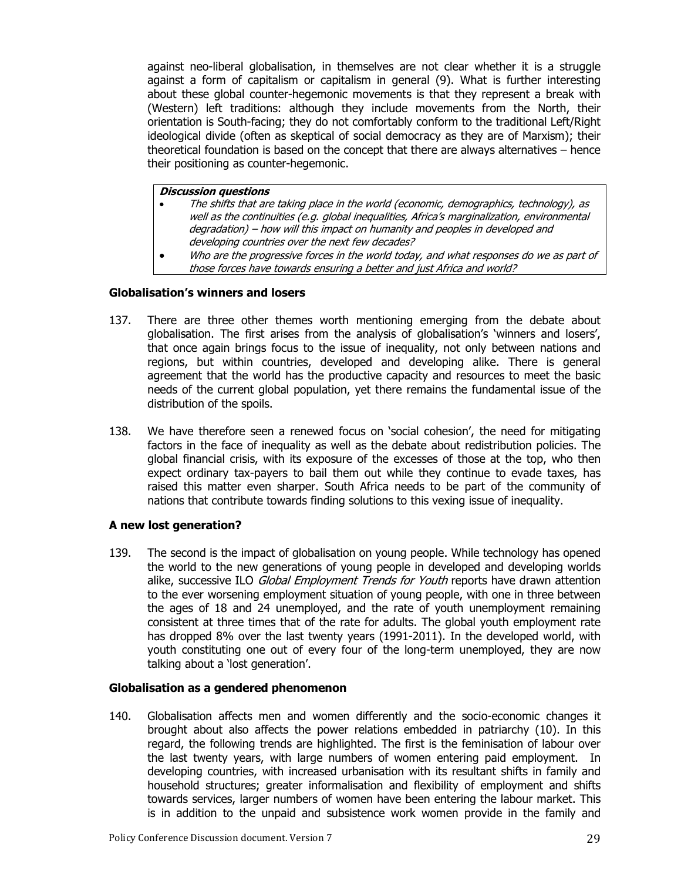against neo-liberal globalisation, in themselves are not clear whether it is a struggle against a form of capitalism or capitalism in general (9). What is further interesting about these global counter-hegemonic movements is that they represent a break with (Western) left traditions: although they include movements from the North, their orientation is South-facing; they do not comfortably conform to the traditional Left/Right ideological divide (often as skeptical of social democracy as they are of Marxism); their theoretical foundation is based on the concept that there are always alternatives – hence their positioning as counter-hegemonic.

> ***Discussion questions***
>
> - *The shifts that are taking place in the world (economic, demographics, technology), as well as the continuities (e.g. global inequalities, Africa's marginalization, environmental degradation) – how will this impact on humanity and peoples in developed and developing countries over the next few decades?*
> - *Who are the progressive forces in the world today, and what responses do we as part of those forces have towards ensuring a better and just Africa and world?*

**Globalisation's winners and losers**

137. There are three other themes worth mentioning emerging from the debate about globalisation. The first arises from the analysis of globalisation's 'winners and losers', that once again brings focus to the issue of inequality, not only between nations and regions, but within countries, developed and developing alike. There is general agreement that the world has the productive capacity and resources to meet the basic needs of the current global population, yet there remains the fundamental issue of the distribution of the spoils.

138. We have therefore seen a renewed focus on 'social cohesion', the need for mitigating factors in the face of inequality as well as the debate about redistribution policies. The global financial crisis, with its exposure of the excesses of those at the top, who then expect ordinary tax-payers to bail them out while they continue to evade taxes, has raised this matter even sharper. South Africa needs to be part of the community of nations that contribute towards finding solutions to this vexing issue of inequality.

**A new lost generation?**

139. The second is the impact of globalisation on young people. While technology has opened the world to the new generations of young people in developed and developing worlds alike, successive ILO *Global Employment Trends for Youth* reports have drawn attention to the ever worsening employment situation of young people, with one in three between the ages of 18 and 24 unemployed, and the rate of youth unemployment remaining consistent at three times that of the rate for adults. The global youth employment rate has dropped 8% over the last twenty years (1991-2011). In the developed world, with youth constituting one out of every four of the long-term unemployed, they are now talking about a 'lost generation'.

**Globalisation as a gendered phenomenon**

140. Globalisation affects men and women differently and the socio-economic changes it brought about also affects the power relations embedded in patriarchy (10). In this regard, the following trends are highlighted. The first is the feminisation of labour over the last twenty years, with large numbers of women entering paid employment. In developing countries, with increased urbanisation with its resultant shifts in family and household structures; greater informalisation and flexibility of employment and shifts towards services, larger numbers of women have been entering the labour market. This is in addition to the unpaid and subsistence work women provide in the family and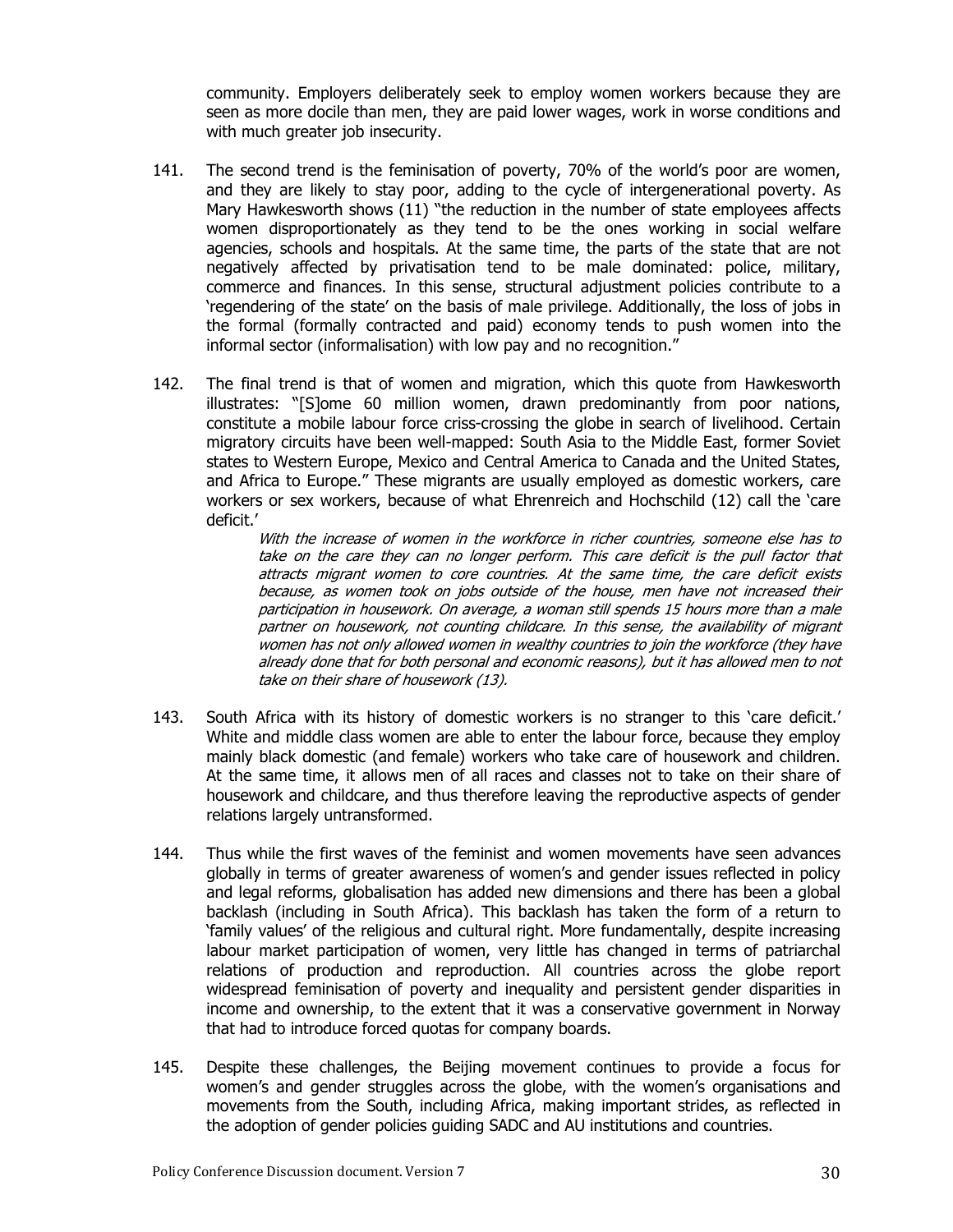community. Employers deliberately seek to employ women workers because they are seen as more docile than men, they are paid lower wages, work in worse conditions and with much greater job insecurity.

141. The second trend is the feminisation of poverty, 70% of the world's poor are women, and they are likely to stay poor, adding to the cycle of intergenerational poverty. As Mary Hawkesworth shows (11) "the reduction in the number of state employees affects women disproportionately as they tend to be the ones working in social welfare agencies, schools and hospitals. At the same time, the parts of the state that are not negatively affected by privatisation tend to be male dominated: police, military, commerce and finances. In this sense, structural adjustment policies contribute to a 'regendering of the state' on the basis of male privilege. Additionally, the loss of jobs in the formal (formally contracted and paid) economy tends to push women into the informal sector (informalisation) with low pay and no recognition."

142. The final trend is that of women and migration, which this quote from Hawkesworth illustrates: "[S]ome 60 million women, drawn predominantly from poor nations, constitute a mobile labour force criss-crossing the globe in search of livelihood. Certain migratory circuits have been well-mapped: South Asia to the Middle East, former Soviet states to Western Europe, Mexico and Central America to Canada and the United States, and Africa to Europe." These migrants are usually employed as domestic workers, care workers or sex workers, because of what Ehrenreich and Hochschild (12) call the 'care deficit.'

> *With the increase of women in the workforce in richer countries, someone else has to take on the care they can no longer perform. This care deficit is the pull factor that attracts migrant women to core countries. At the same time, the care deficit exists because, as women took on jobs outside of the house, men have not increased their participation in housework. On average, a woman still spends 15 hours more than a male partner on housework, not counting childcare. In this sense, the availability of migrant women has not only allowed women in wealthy countries to join the workforce (they have already done that for both personal and economic reasons), but it has allowed men to not take on their share of housework (13).*

143. South Africa with its history of domestic workers is no stranger to this 'care deficit.' White and middle class women are able to enter the labour force, because they employ mainly black domestic (and female) workers who take care of housework and children. At the same time, it allows men of all races and classes not to take on their share of housework and childcare, and thus therefore leaving the reproductive aspects of gender relations largely untransformed.

144. Thus while the first waves of the feminist and women movements have seen advances globally in terms of greater awareness of women's and gender issues reflected in policy and legal reforms, globalisation has added new dimensions and there has been a global backlash (including in South Africa). This backlash has taken the form of a return to 'family values' of the religious and cultural right. More fundamentally, despite increasing labour market participation of women, very little has changed in terms of patriarchal relations of production and reproduction. All countries across the globe report widespread feminisation of poverty and inequality and persistent gender disparities in income and ownership, to the extent that it was a conservative government in Norway that had to introduce forced quotas for company boards.

145. Despite these challenges, the Beijing movement continues to provide a focus for women's and gender struggles across the globe, with the women's organisations and movements from the South, including Africa, making important strides, as reflected in the adoption of gender policies guiding SADC and AU institutions and countries.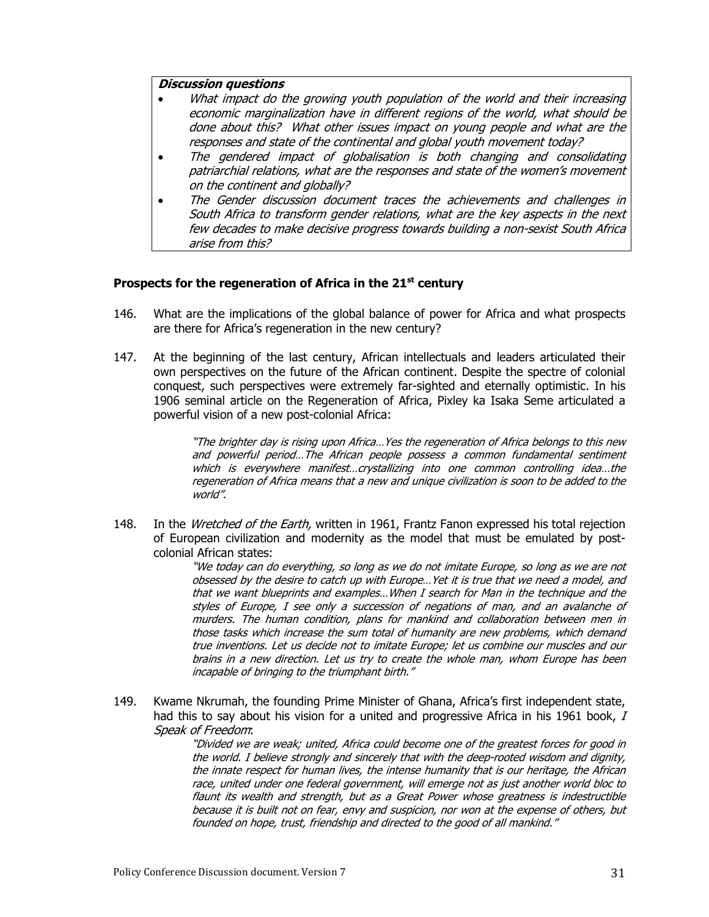**_Discussion questions_**

- *What impact do the growing youth population of the world and their increasing economic marginalization have in different regions of the world, what should be done about this? What other issues impact on young people and what are the responses and state of the continental and global youth movement today?*
- *The gendered impact of globalisation is both changing and consolidating patriarchial relations, what are the responses and state of the women's movement on the continent and globally?*
- *The Gender discussion document traces the achievements and challenges in South Africa to transform gender relations, what are the key aspects in the next few decades to make decisive progress towards building a non-sexist South Africa arise from this?*

**Prospects for the regeneration of Africa in the 21st century**

146. What are the implications of the global balance of power for Africa and what prospects are there for Africa's regeneration in the new century?

147. At the beginning of the last century, African intellectuals and leaders articulated their own perspectives on the future of the African continent. Despite the spectre of colonial conquest, such perspectives were extremely far-sighted and eternally optimistic. In his 1906 seminal article on the Regeneration of Africa, Pixley ka Isaka Seme articulated a powerful vision of a new post-colonial Africa:

> *"The brighter day is rising upon Africa…Yes the regeneration of Africa belongs to this new and powerful period…The African people possess a common fundamental sentiment which is everywhere manifest…crystallizing into one common controlling idea…the regeneration of Africa means that a new and unique civilization is soon to be added to the world".*

148. In the *Wretched of the Earth,* written in 1961, Frantz Fanon expressed his total rejection of European civilization and modernity as the model that must be emulated by post-colonial African states:

> *"We today can do everything, so long as we do not imitate Europe, so long as we are not obsessed by the desire to catch up with Europe…Yet it is true that we need a model, and that we want blueprints and examples…When I search for Man in the technique and the styles of Europe, I see only a succession of negations of man, and an avalanche of murders. The human condition, plans for mankind and collaboration between men in those tasks which increase the sum total of humanity are new problems, which demand true inventions. Let us decide not to imitate Europe; let us combine our muscles and our brains in a new direction. Let us try to create the whole man, whom Europe has been incapable of bringing to the triumphant birth."*

149. Kwame Nkrumah, the founding Prime Minister of Ghana, Africa's first independent state, had this to say about his vision for a united and progressive Africa in his 1961 book, *I Speak of Freedom*:

> *"Divided we are weak; united, Africa could become one of the greatest forces for good in the world. I believe strongly and sincerely that with the deep-rooted wisdom and dignity, the innate respect for human lives, the intense humanity that is our heritage, the African race, united under one federal government, will emerge not as just another world bloc to flaunt its wealth and strength, but as a Great Power whose greatness is indestructible because it is built not on fear, envy and suspicion, nor won at the expense of others, but founded on hope, trust, friendship and directed to the good of all mankind."*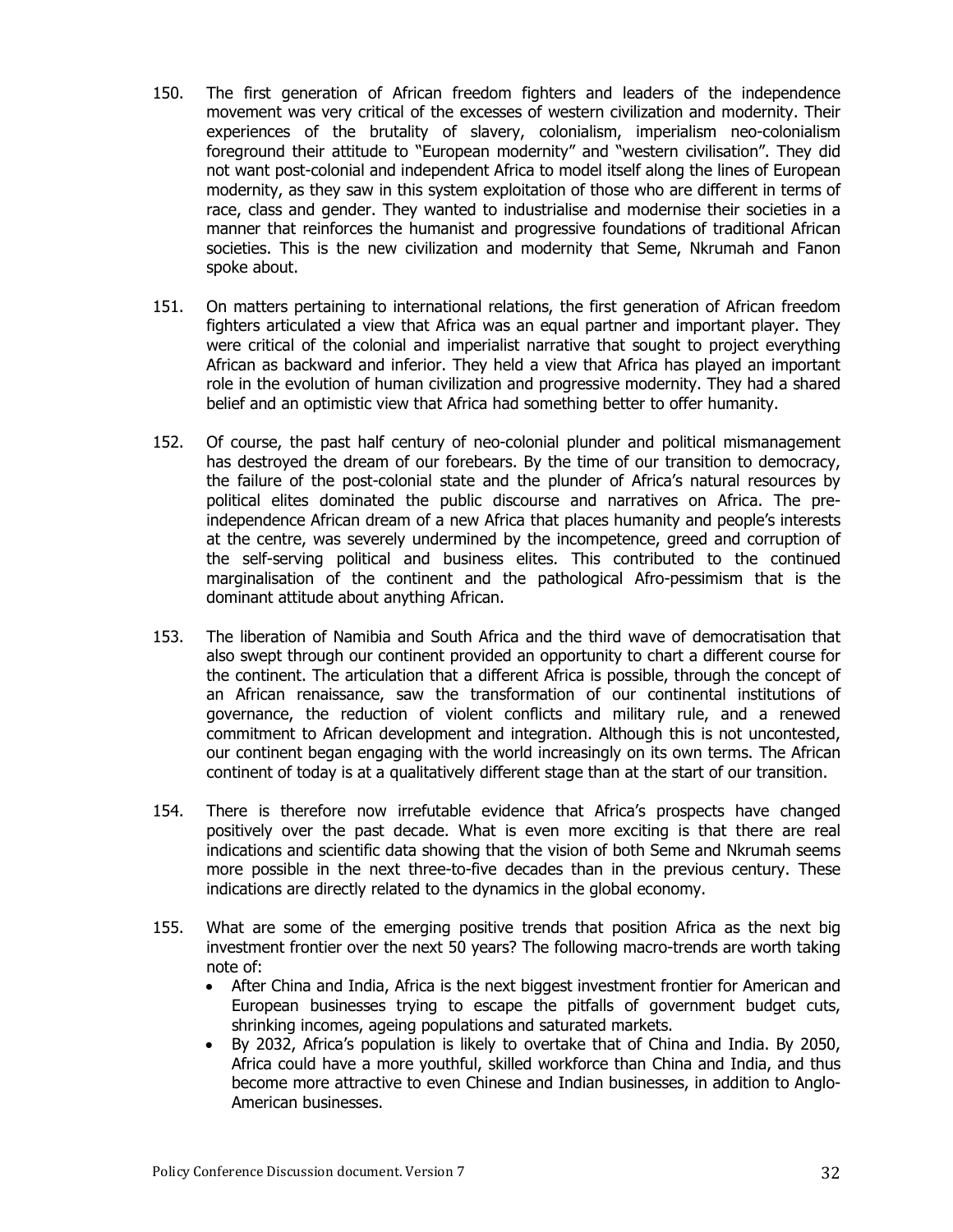150. The first generation of African freedom fighters and leaders of the independence movement was very critical of the excesses of western civilization and modernity. Their experiences of the brutality of slavery, colonialism, imperialism neo-colonialism foreground their attitude to "European modernity" and "western civilisation". They did not want post-colonial and independent Africa to model itself along the lines of European modernity, as they saw in this system exploitation of those who are different in terms of race, class and gender. They wanted to industrialise and modernise their societies in a manner that reinforces the humanist and progressive foundations of traditional African societies. This is the new civilization and modernity that Seme, Nkrumah and Fanon spoke about.

151. On matters pertaining to international relations, the first generation of African freedom fighters articulated a view that Africa was an equal partner and important player. They were critical of the colonial and imperialist narrative that sought to project everything African as backward and inferior. They held a view that Africa has played an important role in the evolution of human civilization and progressive modernity. They had a shared belief and an optimistic view that Africa had something better to offer humanity.

152. Of course, the past half century of neo-colonial plunder and political mismanagement has destroyed the dream of our forebears. By the time of our transition to democracy, the failure of the post-colonial state and the plunder of Africa's natural resources by political elites dominated the public discourse and narratives on Africa. The pre-independence African dream of a new Africa that places humanity and people's interests at the centre, was severely undermined by the incompetence, greed and corruption of the self-serving political and business elites. This contributed to the continued marginalisation of the continent and the pathological Afro-pessimism that is the dominant attitude about anything African.

153. The liberation of Namibia and South Africa and the third wave of democratisation that also swept through our continent provided an opportunity to chart a different course for the continent. The articulation that a different Africa is possible, through the concept of an African renaissance, saw the transformation of our continental institutions of governance, the reduction of violent conflicts and military rule, and a renewed commitment to African development and integration. Although this is not uncontested, our continent began engaging with the world increasingly on its own terms. The African continent of today is at a qualitatively different stage than at the start of our transition.

154. There is therefore now irrefutable evidence that Africa's prospects have changed positively over the past decade. What is even more exciting is that there are real indications and scientific data showing that the vision of both Seme and Nkrumah seems more possible in the next three-to-five decades than in the previous century. These indications are directly related to the dynamics in the global economy.

155. What are some of the emerging positive trends that position Africa as the next big investment frontier over the next 50 years? The following macro-trends are worth taking note of:
    - After China and India, Africa is the next biggest investment frontier for American and European businesses trying to escape the pitfalls of government budget cuts, shrinking incomes, ageing populations and saturated markets.
    - By 2032, Africa's population is likely to overtake that of China and India. By 2050, Africa could have a more youthful, skilled workforce than China and India, and thus become more attractive to even Chinese and Indian businesses, in addition to Anglo-American businesses.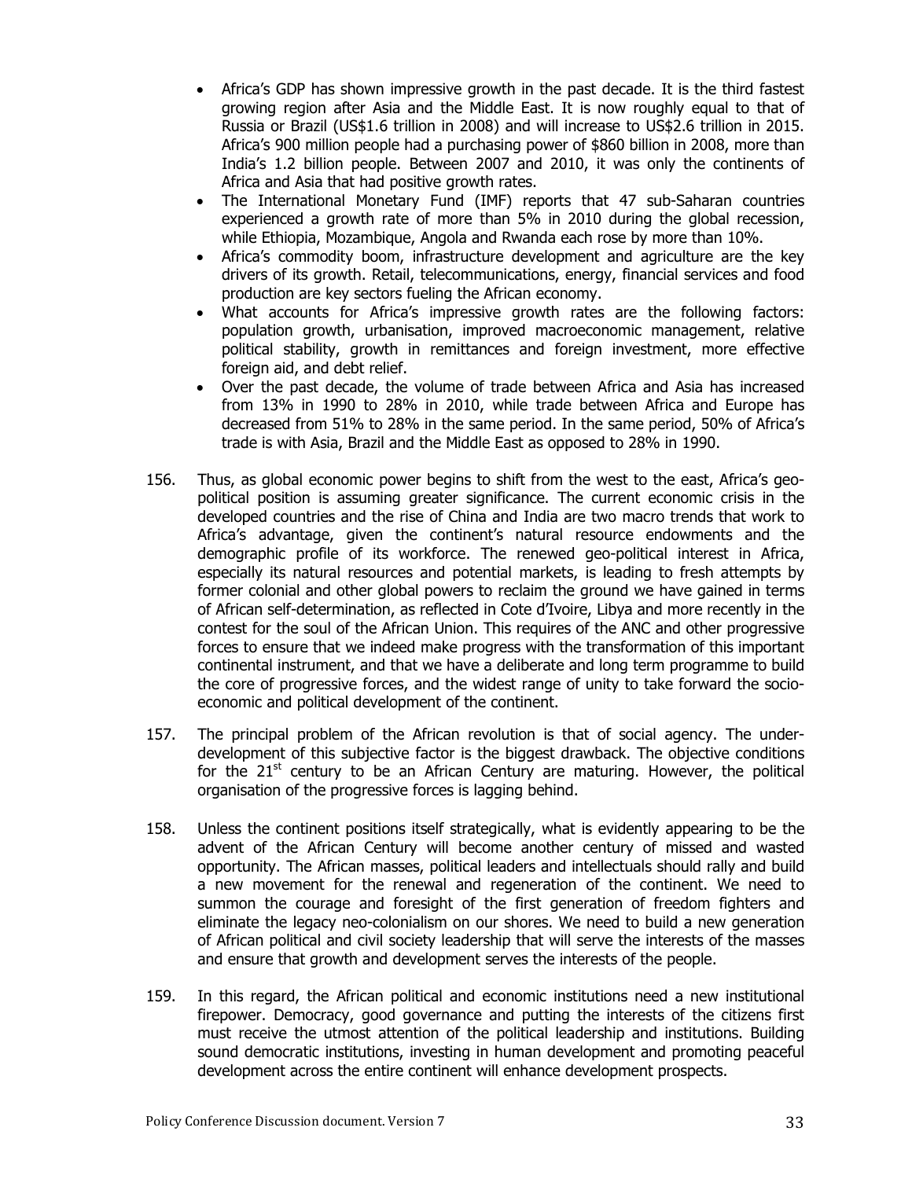- Africa's GDP has shown impressive growth in the past decade. It is the third fastest growing region after Asia and the Middle East. It is now roughly equal to that of Russia or Brazil (US$1.6 trillion in 2008) and will increase to US$2.6 trillion in 2015. Africa's 900 million people had a purchasing power of $860 billion in 2008, more than India's 1.2 billion people. Between 2007 and 2010, it was only the continents of Africa and Asia that had positive growth rates.
- The International Monetary Fund (IMF) reports that 47 sub-Saharan countries experienced a growth rate of more than 5% in 2010 during the global recession, while Ethiopia, Mozambique, Angola and Rwanda each rose by more than 10%.
- Africa's commodity boom, infrastructure development and agriculture are the key drivers of its growth. Retail, telecommunications, energy, financial services and food production are key sectors fueling the African economy.
- What accounts for Africa's impressive growth rates are the following factors: population growth, urbanisation, improved macroeconomic management, relative political stability, growth in remittances and foreign investment, more effective foreign aid, and debt relief.
- Over the past decade, the volume of trade between Africa and Asia has increased from 13% in 1990 to 28% in 2010, while trade between Africa and Europe has decreased from 51% to 28% in the same period. In the same period, 50% of Africa's trade is with Asia, Brazil and the Middle East as opposed to 28% in 1990.

156. Thus, as global economic power begins to shift from the west to the east, Africa's geo-political position is assuming greater significance. The current economic crisis in the developed countries and the rise of China and India are two macro trends that work to Africa's advantage, given the continent's natural resource endowments and the demographic profile of its workforce. The renewed geo-political interest in Africa, especially its natural resources and potential markets, is leading to fresh attempts by former colonial and other global powers to reclaim the ground we have gained in terms of African self-determination, as reflected in Cote d'Ivoire, Libya and more recently in the contest for the soul of the African Union. This requires of the ANC and other progressive forces to ensure that we indeed make progress with the transformation of this important continental instrument, and that we have a deliberate and long term programme to build the core of progressive forces, and the widest range of unity to take forward the socio-economic and political development of the continent.

157. The principal problem of the African revolution is that of social agency. The under-development of this subjective factor is the biggest drawback. The objective conditions for the 21st century to be an African Century are maturing. However, the political organisation of the progressive forces is lagging behind.

158. Unless the continent positions itself strategically, what is evidently appearing to be the advent of the African Century will become another century of missed and wasted opportunity. The African masses, political leaders and intellectuals should rally and build a new movement for the renewal and regeneration of the continent. We need to summon the courage and foresight of the first generation of freedom fighters and eliminate the legacy neo-colonialism on our shores. We need to build a new generation of African political and civil society leadership that will serve the interests of the masses and ensure that growth and development serves the interests of the people.

159. In this regard, the African political and economic institutions need a new institutional firepower. Democracy, good governance and putting the interests of the citizens first must receive the utmost attention of the political leadership and institutions. Building sound democratic institutions, investing in human development and promoting peaceful development across the entire continent will enhance development prospects.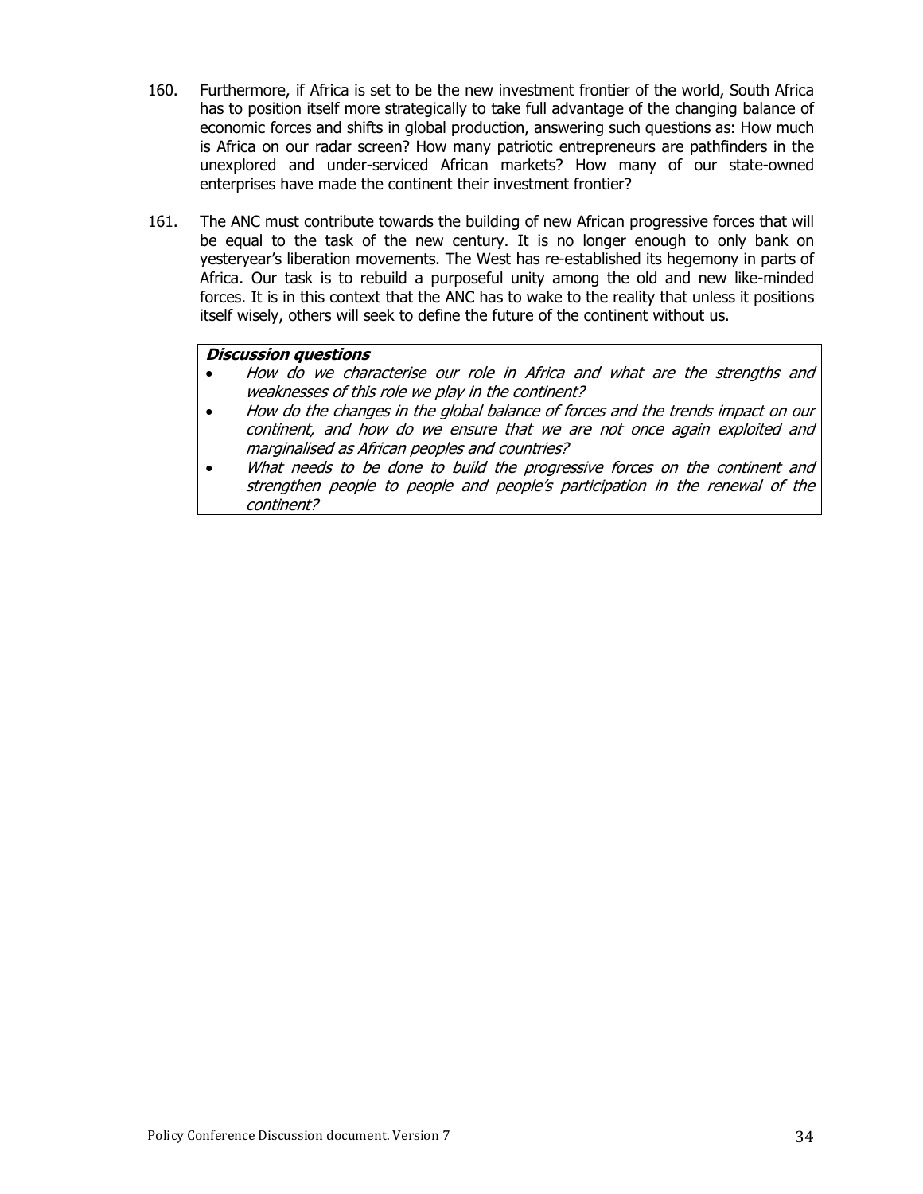160. Furthermore, if Africa is set to be the new investment frontier of the world, South Africa has to position itself more strategically to take full advantage of the changing balance of economic forces and shifts in global production, answering such questions as: How much is Africa on our radar screen? How many patriotic entrepreneurs are pathfinders in the unexplored and under-serviced African markets? How many of our state-owned enterprises have made the continent their investment frontier?

161. The ANC must contribute towards the building of new African progressive forces that will be equal to the task of the new century. It is no longer enough to only bank on yesteryear's liberation movements. The West has re-established its hegemony in parts of Africa. Our task is to rebuild a purposeful unity among the old and new like-minded forces. It is in this context that the ANC has to wake to the reality that unless it positions itself wisely, others will seek to define the future of the continent without us.

***Discussion questions***

- *How do we characterise our role in Africa and what are the strengths and weaknesses of this role we play in the continent?*
- *How do the changes in the global balance of forces and the trends impact on our continent, and how do we ensure that we are not once again exploited and marginalised as African peoples and countries?*
- *What needs to be done to build the progressive forces on the continent and strengthen people to people and people's participation in the renewal of the continent?*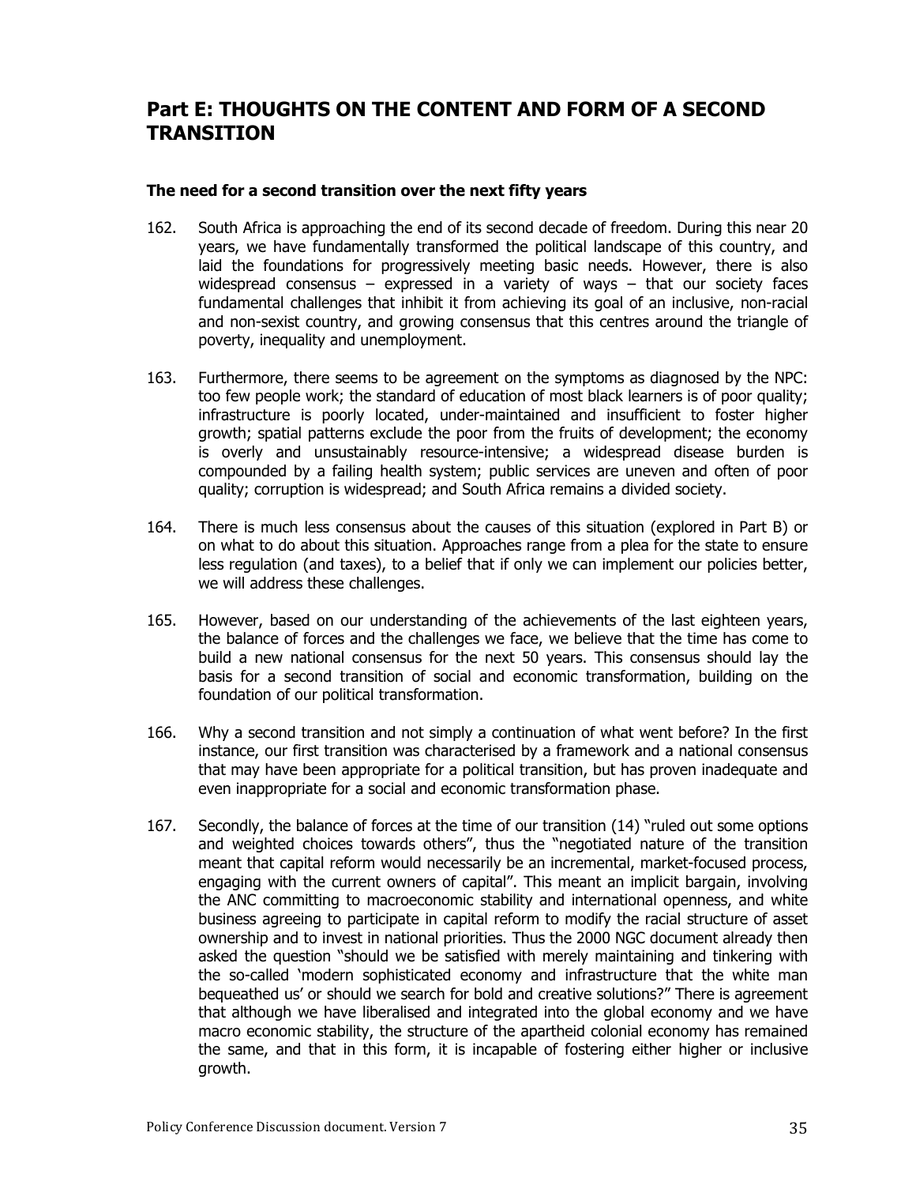# Part E: THOUGHTS ON THE CONTENT AND FORM OF A SECOND TRANSITION

### The need for a second transition over the next fifty years

162. South Africa is approaching the end of its second decade of freedom. During this near 20 years, we have fundamentally transformed the political landscape of this country, and laid the foundations for progressively meeting basic needs. However, there is also widespread consensus – expressed in a variety of ways – that our society faces fundamental challenges that inhibit it from achieving its goal of an inclusive, non-racial and non-sexist country, and growing consensus that this centres around the triangle of poverty, inequality and unemployment.

163. Furthermore, there seems to be agreement on the symptoms as diagnosed by the NPC: too few people work; the standard of education of most black learners is of poor quality; infrastructure is poorly located, under-maintained and insufficient to foster higher growth; spatial patterns exclude the poor from the fruits of development; the economy is overly and unsustainably resource-intensive; a widespread disease burden is compounded by a failing health system; public services are uneven and often of poor quality; corruption is widespread; and South Africa remains a divided society.

164. There is much less consensus about the causes of this situation (explored in Part B) or on what to do about this situation. Approaches range from a plea for the state to ensure less regulation (and taxes), to a belief that if only we can implement our policies better, we will address these challenges.

165. However, based on our understanding of the achievements of the last eighteen years, the balance of forces and the challenges we face, we believe that the time has come to build a new national consensus for the next 50 years. This consensus should lay the basis for a second transition of social and economic transformation, building on the foundation of our political transformation.

166. Why a second transition and not simply a continuation of what went before? In the first instance, our first transition was characterised by a framework and a national consensus that may have been appropriate for a political transition, but has proven inadequate and even inappropriate for a social and economic transformation phase.

167. Secondly, the balance of forces at the time of our transition (14) "ruled out some options and weighted choices towards others", thus the "negotiated nature of the transition meant that capital reform would necessarily be an incremental, market-focused process, engaging with the current owners of capital". This meant an implicit bargain, involving the ANC committing to macroeconomic stability and international openness, and white business agreeing to participate in capital reform to modify the racial structure of asset ownership and to invest in national priorities. Thus the 2000 NGC document already then asked the question "should we be satisfied with merely maintaining and tinkering with the so-called 'modern sophisticated economy and infrastructure that the white man bequeathed us' or should we search for bold and creative solutions?" There is agreement that although we have liberalised and integrated into the global economy and we have macro economic stability, the structure of the apartheid colonial economy has remained the same, and that in this form, it is incapable of fostering either higher or inclusive growth.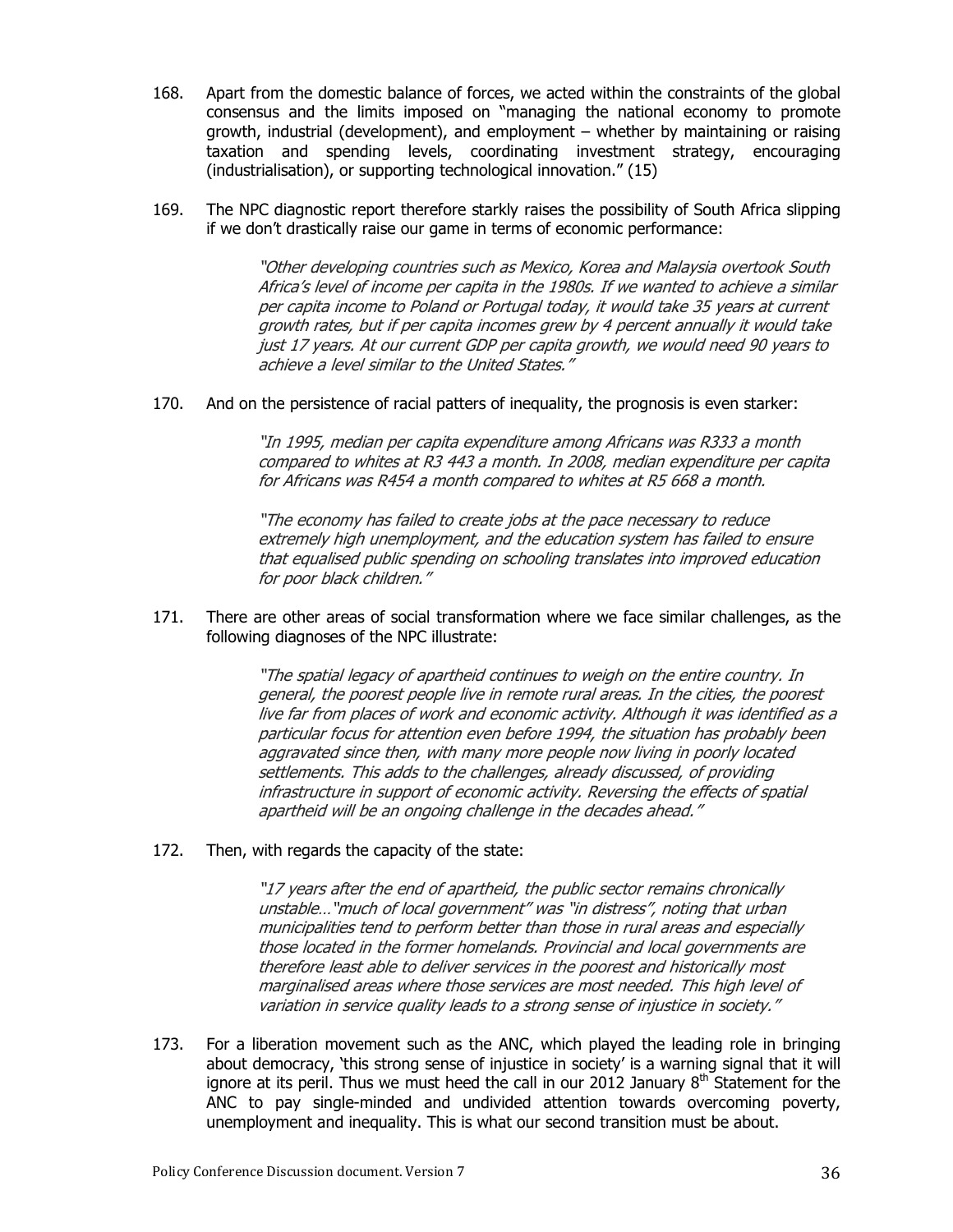168. Apart from the domestic balance of forces, we acted within the constraints of the global consensus and the limits imposed on "managing the national economy to promote growth, industrial (development), and employment – whether by maintaining or raising taxation and spending levels, coordinating investment strategy, encouraging (industrialisation), or supporting technological innovation." (15)

169. The NPC diagnostic report therefore starkly raises the possibility of South Africa slipping if we don't drastically raise our game in terms of economic performance:

> *"Other developing countries such as Mexico, Korea and Malaysia overtook South Africa's level of income per capita in the 1980s. If we wanted to achieve a similar per capita income to Poland or Portugal today, it would take 35 years at current growth rates, but if per capita incomes grew by 4 percent annually it would take just 17 years. At our current GDP per capita growth, we would need 90 years to achieve a level similar to the United States."*

170. And on the persistence of racial patters of inequality, the prognosis is even starker:

> *"In 1995, median per capita expenditure among Africans was R333 a month compared to whites at R3 443 a month. In 2008, median expenditure per capita for Africans was R454 a month compared to whites at R5 668 a month.*
>
> *"The economy has failed to create jobs at the pace necessary to reduce extremely high unemployment, and the education system has failed to ensure that equalised public spending on schooling translates into improved education for poor black children."*

171. There are other areas of social transformation where we face similar challenges, as the following diagnoses of the NPC illustrate:

> *"The spatial legacy of apartheid continues to weigh on the entire country. In general, the poorest people live in remote rural areas. In the cities, the poorest live far from places of work and economic activity. Although it was identified as a particular focus for attention even before 1994, the situation has probably been aggravated since then, with many more people now living in poorly located settlements. This adds to the challenges, already discussed, of providing infrastructure in support of economic activity. Reversing the effects of spatial apartheid will be an ongoing challenge in the decades ahead."*

172. Then, with regards the capacity of the state:

> *"17 years after the end of apartheid, the public sector remains chronically unstable…"much of local government" was "in distress", noting that urban municipalities tend to perform better than those in rural areas and especially those located in the former homelands. Provincial and local governments are therefore least able to deliver services in the poorest and historically most marginalised areas where those services are most needed. This high level of variation in service quality leads to a strong sense of injustice in society."*

173. For a liberation movement such as the ANC, which played the leading role in bringing about democracy, 'this strong sense of injustice in society' is a warning signal that it will ignore at its peril. Thus we must heed the call in our 2012 January 8th Statement for the ANC to pay single-minded and undivided attention towards overcoming poverty, unemployment and inequality. This is what our second transition must be about.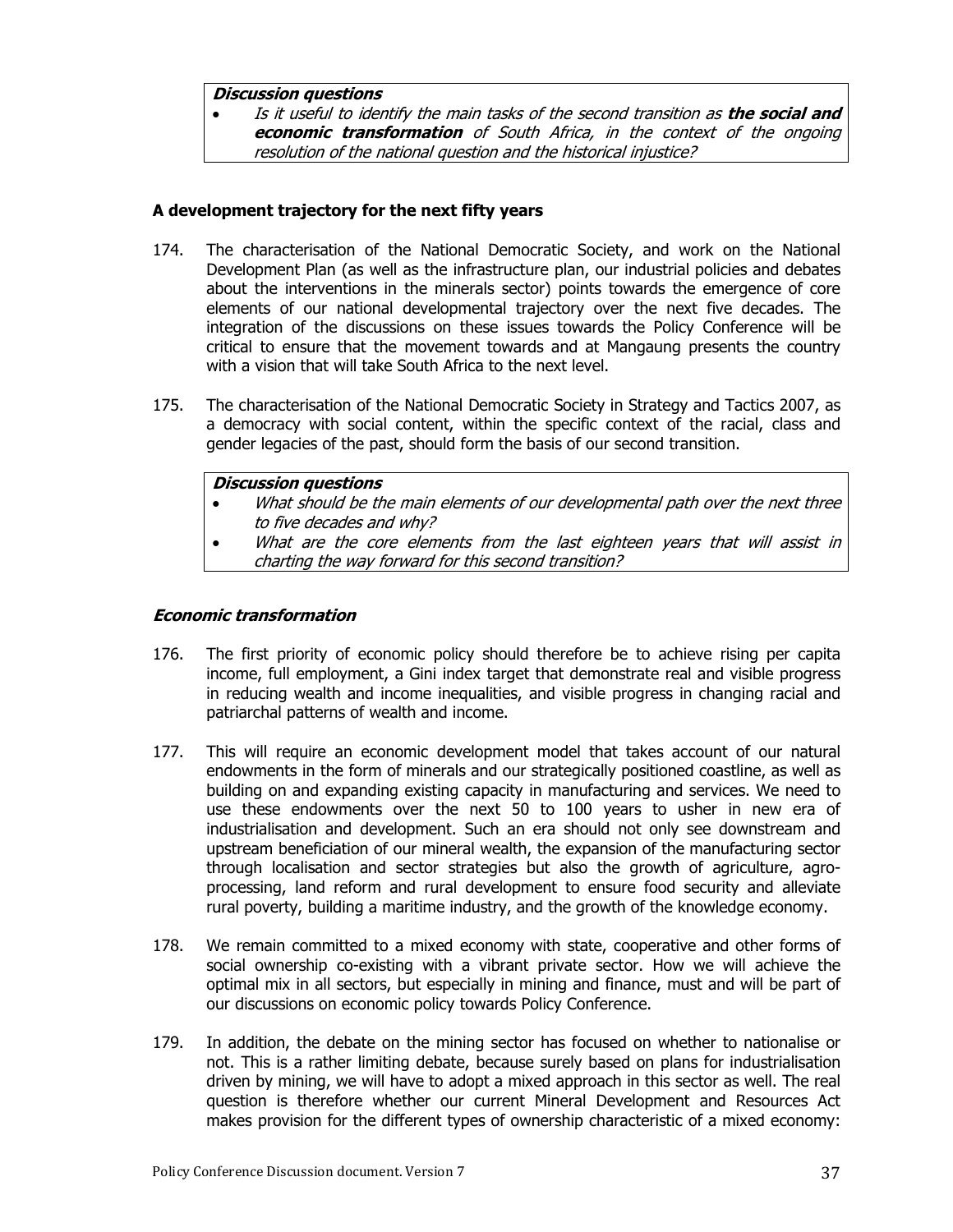> ***Discussion questions***
>
> - *Is it useful to identify the main tasks of the second transition as **the social and economic transformation** of South Africa, in the context of the ongoing resolution of the national question and the historical injustice?*

### A development trajectory for the next fifty years

174. The characterisation of the National Democratic Society, and work on the National Development Plan (as well as the infrastructure plan, our industrial policies and debates about the interventions in the minerals sector) points towards the emergence of core elements of our national developmental trajectory over the next five decades. The integration of the discussions on these issues towards the Policy Conference will be critical to ensure that the movement towards and at Mangaung presents the country with a vision that will take South Africa to the next level.

175. The characterisation of the National Democratic Society in Strategy and Tactics 2007, as a democracy with social content, within the specific context of the racial, class and gender legacies of the past, should form the basis of our second transition.

> ***Discussion questions***
>
> - *What should be the main elements of our developmental path over the next three to five decades and why?*
> - *What are the core elements from the last eighteen years that will assist in charting the way forward for this second transition?*

### *Economic transformation*

176. The first priority of economic policy should therefore be to achieve rising per capita income, full employment, a Gini index target that demonstrate real and visible progress in reducing wealth and income inequalities, and visible progress in changing racial and patriarchal patterns of wealth and income.

177. This will require an economic development model that takes account of our natural endowments in the form of minerals and our strategically positioned coastline, as well as building on and expanding existing capacity in manufacturing and services. We need to use these endowments over the next 50 to 100 years to usher in new era of industrialisation and development. Such an era should not only see downstream and upstream beneficiation of our mineral wealth, the expansion of the manufacturing sector through localisation and sector strategies but also the growth of agriculture, agro-processing, land reform and rural development to ensure food security and alleviate rural poverty, building a maritime industry, and the growth of the knowledge economy.

178. We remain committed to a mixed economy with state, cooperative and other forms of social ownership co-existing with a vibrant private sector. How we will achieve the optimal mix in all sectors, but especially in mining and finance, must and will be part of our discussions on economic policy towards Policy Conference.

179. In addition, the debate on the mining sector has focused on whether to nationalise or not. This is a rather limiting debate, because surely based on plans for industrialisation driven by mining, we will have to adopt a mixed approach in this sector as well. The real question is therefore whether our current Mineral Development and Resources Act makes provision for the different types of ownership characteristic of a mixed economy: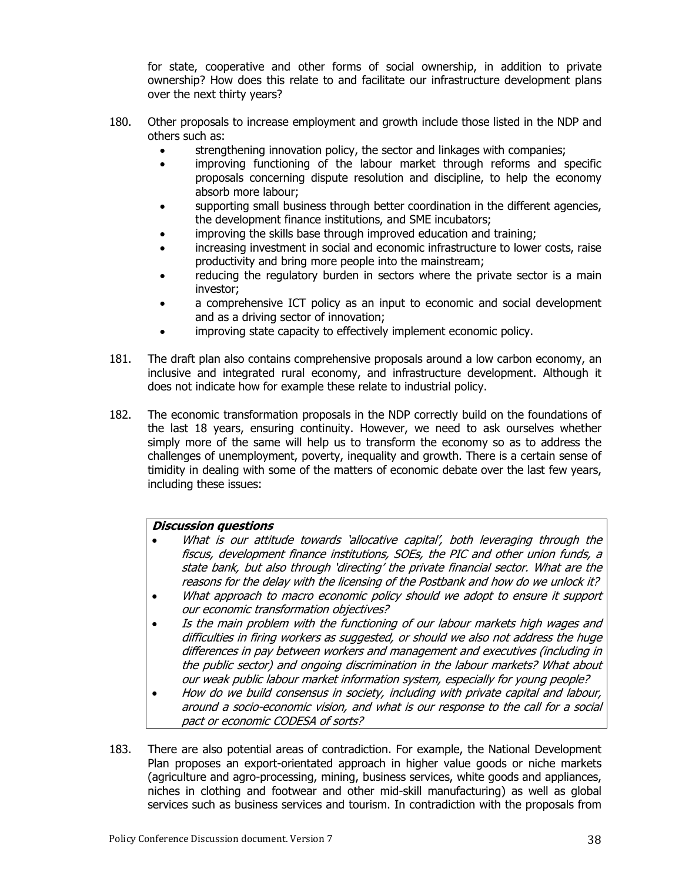for state, cooperative and other forms of social ownership, in addition to private ownership? How does this relate to and facilitate our infrastructure development plans over the next thirty years?

180. Other proposals to increase employment and growth include those listed in the NDP and others such as:
    - strengthening innovation policy, the sector and linkages with companies;
    - improving functioning of the labour market through reforms and specific proposals concerning dispute resolution and discipline, to help the economy absorb more labour;
    - supporting small business through better coordination in the different agencies, the development finance institutions, and SME incubators;
    - improving the skills base through improved education and training;
    - increasing investment in social and economic infrastructure to lower costs, raise productivity and bring more people into the mainstream;
    - reducing the regulatory burden in sectors where the private sector is a main investor;
    - a comprehensive ICT policy as an input to economic and social development and as a driving sector of innovation;
    - improving state capacity to effectively implement economic policy.

181. The draft plan also contains comprehensive proposals around a low carbon economy, an inclusive and integrated rural economy, and infrastructure development. Although it does not indicate how for example these relate to industrial policy.

182. The economic transformation proposals in the NDP correctly build on the foundations of the last 18 years, ensuring continuity. However, we need to ask ourselves whether simply more of the same will help us to transform the economy so as to address the challenges of unemployment, poverty, inequality and growth. There is a certain sense of timidity in dealing with some of the matters of economic debate over the last few years, including these issues:

> ***Discussion questions***
>
> - *What is our attitude towards 'allocative capital', both leveraging through the fiscus, development finance institutions, SOEs, the PIC and other union funds, a state bank, but also through 'directing' the private financial sector. What are the reasons for the delay with the licensing of the Postbank and how do we unlock it?*
> - *What approach to macro economic policy should we adopt to ensure it support our economic transformation objectives?*
> - *Is the main problem with the functioning of our labour markets high wages and difficulties in firing workers as suggested, or should we also not address the huge differences in pay between workers and management and executives (including in the public sector) and ongoing discrimination in the labour markets? What about our weak public labour market information system, especially for young people?*
> - *How do we build consensus in society, including with private capital and labour, around a socio-economic vision, and what is our response to the call for a social pact or economic CODESA of sorts?*

183. There are also potential areas of contradiction. For example, the National Development Plan proposes an export-orientated approach in higher value goods or niche markets (agriculture and agro-processing, mining, business services, white goods and appliances, niches in clothing and footwear and other mid-skill manufacturing) as well as global services such as business services and tourism. In contradiction with the proposals from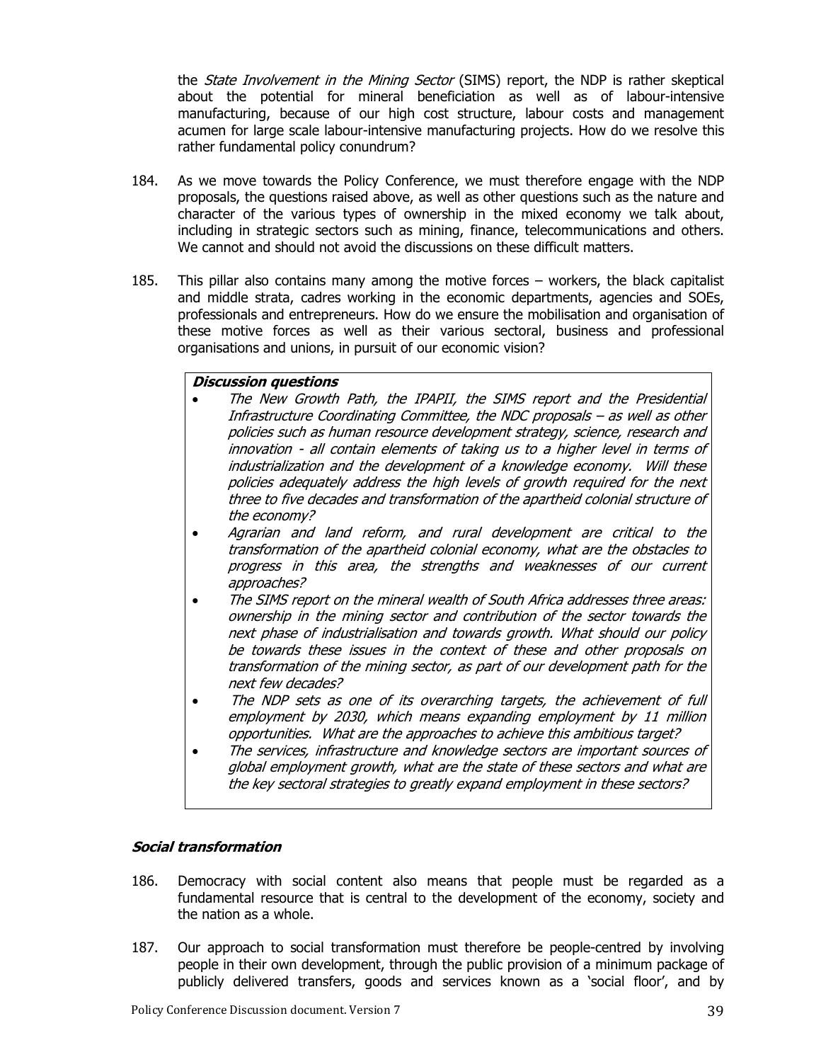the *State Involvement in the Mining Sector* (SIMS) report, the NDP is rather skeptical about the potential for mineral beneficiation as well as of labour-intensive manufacturing, because of our high cost structure, labour costs and management acumen for large scale labour-intensive manufacturing projects. How do we resolve this rather fundamental policy conundrum?

184. As we move towards the Policy Conference, we must therefore engage with the NDP proposals, the questions raised above, as well as other questions such as the nature and character of the various types of ownership in the mixed economy we talk about, including in strategic sectors such as mining, finance, telecommunications and others. We cannot and should not avoid the discussions on these difficult matters.

185. This pillar also contains many among the motive forces – workers, the black capitalist and middle strata, cadres working in the economic departments, agencies and SOEs, professionals and entrepreneurs. How do we ensure the mobilisation and organisation of these motive forces as well as their various sectoral, business and professional organisations and unions, in pursuit of our economic vision?

***Discussion questions***

- *The New Growth Path, the IPAPII, the SIMS report and the Presidential Infrastructure Coordinating Committee, the NDC proposals – as well as other policies such as human resource development strategy, science, research and innovation - all contain elements of taking us to a higher level in terms of industrialization and the development of a knowledge economy. Will these policies adequately address the high levels of growth required for the next three to five decades and transformation of the apartheid colonial structure of the economy?*
- *Agrarian and land reform, and rural development are critical to the transformation of the apartheid colonial economy, what are the obstacles to progress in this area, the strengths and weaknesses of our current approaches?*
- *The SIMS report on the mineral wealth of South Africa addresses three areas: ownership in the mining sector and contribution of the sector towards the next phase of industrialisation and towards growth. What should our policy be towards these issues in the context of these and other proposals on transformation of the mining sector, as part of our development path for the next few decades?*
- *The NDP sets as one of its overarching targets, the achievement of full employment by 2030, which means expanding employment by 11 million opportunities. What are the approaches to achieve this ambitious target?*
- *The services, infrastructure and knowledge sectors are important sources of global employment growth, what are the state of these sectors and what are the key sectoral strategies to greatly expand employment in these sectors?*

***Social transformation***

186. Democracy with social content also means that people must be regarded as a fundamental resource that is central to the development of the economy, society and the nation as a whole.

187. Our approach to social transformation must therefore be people-centred by involving people in their own development, through the public provision of a minimum package of publicly delivered transfers, goods and services known as a 'social floor', and by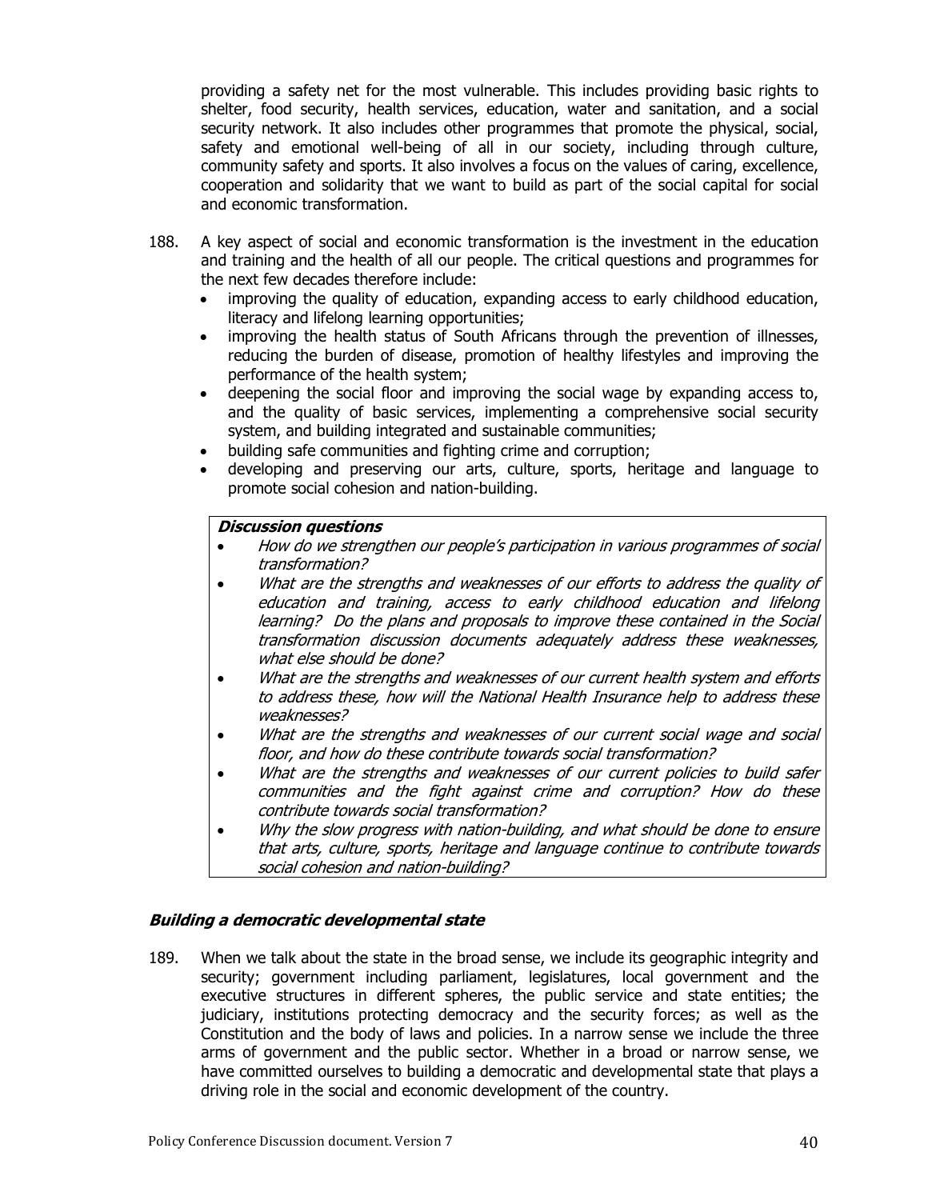providing a safety net for the most vulnerable. This includes providing basic rights to shelter, food security, health services, education, water and sanitation, and a social security network. It also includes other programmes that promote the physical, social, safety and emotional well-being of all in our society, including through culture, community safety and sports. It also involves a focus on the values of caring, excellence, cooperation and solidarity that we want to build as part of the social capital for social and economic transformation.

188. A key aspect of social and economic transformation is the investment in the education and training and the health of all our people. The critical questions and programmes for the next few decades therefore include:
   - improving the quality of education, expanding access to early childhood education, literacy and lifelong learning opportunities;
   - improving the health status of South Africans through the prevention of illnesses, reducing the burden of disease, promotion of healthy lifestyles and improving the performance of the health system;
   - deepening the social floor and improving the social wage by expanding access to, and the quality of basic services, implementing a comprehensive social security system, and building integrated and sustainable communities;
   - building safe communities and fighting crime and corruption;
   - developing and preserving our arts, culture, sports, heritage and language to promote social cohesion and nation-building.

> ***Discussion questions***
> - *How do we strengthen our people's participation in various programmes of social transformation?*
> - *What are the strengths and weaknesses of our efforts to address the quality of education and training, access to early childhood education and lifelong learning? Do the plans and proposals to improve these contained in the Social transformation discussion documents adequately address these weaknesses, what else should be done?*
> - *What are the strengths and weaknesses of our current health system and efforts to address these, how will the National Health Insurance help to address these weaknesses?*
> - *What are the strengths and weaknesses of our current social wage and social floor, and how do these contribute towards social transformation?*
> - *What are the strengths and weaknesses of our current policies to build safer communities and the fight against crime and corruption? How do these contribute towards social transformation?*
> - *Why the slow progress with nation-building, and what should be done to ensure that arts, culture, sports, heritage and language continue to contribute towards social cohesion and nation-building?*

### ***Building a democratic developmental state***

189. When we talk about the state in the broad sense, we include its geographic integrity and security; government including parliament, legislatures, local government and the executive structures in different spheres, the public service and state entities; the judiciary, institutions protecting democracy and the security forces; as well as the Constitution and the body of laws and policies. In a narrow sense we include the three arms of government and the public sector. Whether in a broad or narrow sense, we have committed ourselves to building a democratic and developmental state that plays a driving role in the social and economic development of the country.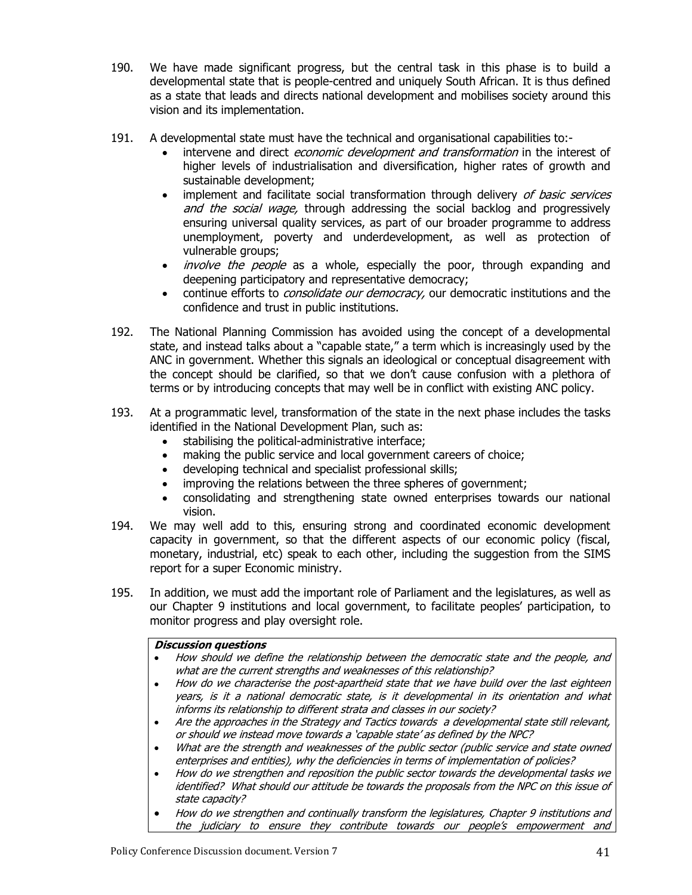190. We have made significant progress, but the central task in this phase is to build a developmental state that is people-centred and uniquely South African. It is thus defined as a state that leads and directs national development and mobilises society around this vision and its implementation.

191. A developmental state must have the technical and organisational capabilities to:-
   - intervene and direct *economic development and transformation* in the interest of higher levels of industrialisation and diversification, higher rates of growth and sustainable development;
   - implement and facilitate social transformation through delivery *of basic services and the social wage,* through addressing the social backlog and progressively ensuring universal quality services, as part of our broader programme to address unemployment, poverty and underdevelopment, as well as protection of vulnerable groups;
   - *involve the people* as a whole, especially the poor, through expanding and deepening participatory and representative democracy;
   - continue efforts to *consolidate our democracy,* our democratic institutions and the confidence and trust in public institutions.

192. The National Planning Commission has avoided using the concept of a developmental state, and instead talks about a "capable state," a term which is increasingly used by the ANC in government. Whether this signals an ideological or conceptual disagreement with the concept should be clarified, so that we don't cause confusion with a plethora of terms or by introducing concepts that may well be in conflict with existing ANC policy.

193. At a programmatic level, transformation of the state in the next phase includes the tasks identified in the National Development Plan, such as:
   - stabilising the political-administrative interface;
   - making the public service and local government careers of choice;
   - developing technical and specialist professional skills;
   - improving the relations between the three spheres of government;
   - consolidating and strengthening state owned enterprises towards our national vision.

194. We may well add to this, ensuring strong and coordinated economic development capacity in government, so that the different aspects of our economic policy (fiscal, monetary, industrial, etc) speak to each other, including the suggestion from the SIMS report for a super Economic ministry.

195. In addition, we must add the important role of Parliament and the legislatures, as well as our Chapter 9 institutions and local government, to facilitate peoples' participation, to monitor progress and play oversight role.

***Discussion questions***

- *How should we define the relationship between the democratic state and the people, and what are the current strengths and weaknesses of this relationship?*
- *How do we characterise the post-apartheid state that we have build over the last eighteen years, is it a national democratic state, is it developmental in its orientation and what informs its relationship to different strata and classes in our society?*
- *Are the approaches in the Strategy and Tactics towards a developmental state still relevant, or should we instead move towards a 'capable state' as defined by the NPC?*
- *What are the strength and weaknesses of the public sector (public service and state owned enterprises and entities), why the deficiencies in terms of implementation of policies?*
- *How do we strengthen and reposition the public sector towards the developmental tasks we identified? What should our attitude be towards the proposals from the NPC on this issue of state capacity?*
- *How do we strengthen and continually transform the legislatures, Chapter 9 institutions and the judiciary to ensure they contribute towards our people's empowerment and*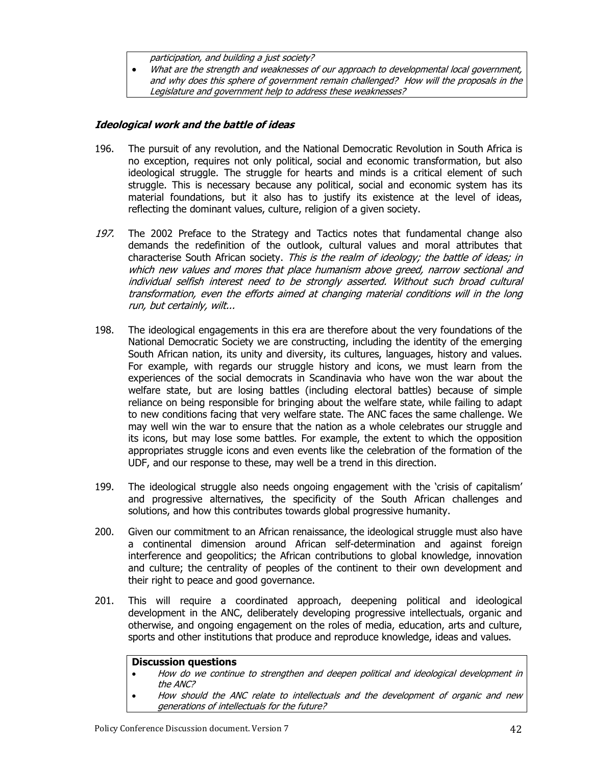> *participation, and building a just society?*
> - *What are the strength and weaknesses of our approach to developmental local government, and why does this sphere of government remain challenged? How will the proposals in the Legislature and government help to address these weaknesses?*

### ***Ideological work and the battle of ideas***

196. The pursuit of any revolution, and the National Democratic Revolution in South Africa is no exception, requires not only political, social and economic transformation, but also ideological struggle. The struggle for hearts and minds is a critical element of such struggle. This is necessary because any political, social and economic system has its material foundations, but it also has to justify its existence at the level of ideas, reflecting the dominant values, culture, religion of a given society.

*197.* The 2002 Preface to the Strategy and Tactics notes that fundamental change also demands the redefinition of the outlook, cultural values and moral attributes that characterise South African society. *This is the realm of ideology; the battle of ideas; in which new values and mores that place humanism above greed, narrow sectional and individual selfish interest need to be strongly asserted. Without such broad cultural transformation, even the efforts aimed at changing material conditions will in the long run, but certainly, wilt...*

198. The ideological engagements in this era are therefore about the very foundations of the National Democratic Society we are constructing, including the identity of the emerging South African nation, its unity and diversity, its cultures, languages, history and values. For example, with regards our struggle history and icons, we must learn from the experiences of the social democrats in Scandinavia who have won the war about the welfare state, but are losing battles (including electoral battles) because of simple reliance on being responsible for bringing about the welfare state, while failing to adapt to new conditions facing that very welfare state. The ANC faces the same challenge. We may well win the war to ensure that the nation as a whole celebrates our struggle and its icons, but may lose some battles. For example, the extent to which the opposition appropriates struggle icons and even events like the celebration of the formation of the UDF, and our response to these, may well be a trend in this direction.

199. The ideological struggle also needs ongoing engagement with the 'crisis of capitalism' and progressive alternatives, the specificity of the South African challenges and solutions, and how this contributes towards global progressive humanity.

200. Given our commitment to an African renaissance, the ideological struggle must also have a continental dimension around African self-determination and against foreign interference and geopolitics; the African contributions to global knowledge, innovation and culture; the centrality of peoples of the continent to their own development and their right to peace and good governance.

201. This will require a coordinated approach, deepening political and ideological development in the ANC, deliberately developing progressive intellectuals, organic and otherwise, and ongoing engagement on the roles of media, education, arts and culture, sports and other institutions that produce and reproduce knowledge, ideas and values.

> **Discussion questions**
> - *How do we continue to strengthen and deepen political and ideological development in the ANC?*
> - *How should the ANC relate to intellectuals and the development of organic and new generations of intellectuals for the future?*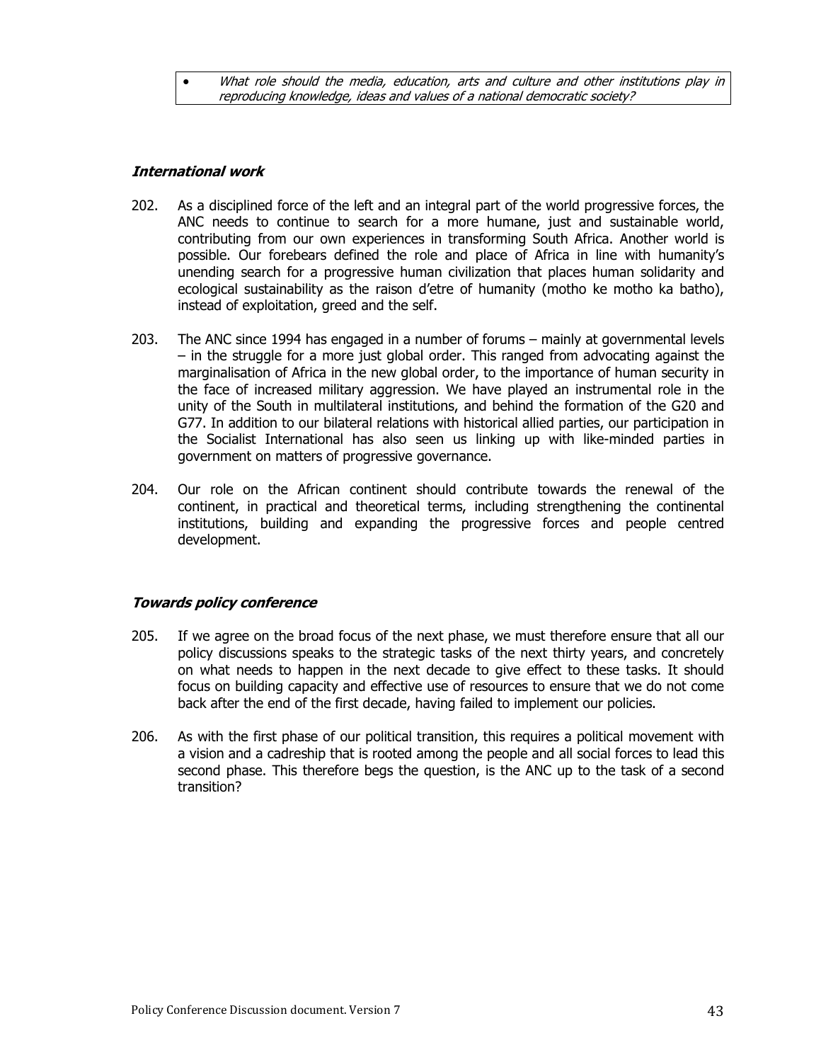- *What role should the media, education, arts and culture and other institutions play in reproducing knowledge, ideas and values of a national democratic society?*

### *International work*

202. As a disciplined force of the left and an integral part of the world progressive forces, the ANC needs to continue to search for a more humane, just and sustainable world, contributing from our own experiences in transforming South Africa. Another world is possible. Our forebears defined the role and place of Africa in line with humanity's unending search for a progressive human civilization that places human solidarity and ecological sustainability as the raison d'etre of humanity (motho ke motho ka batho), instead of exploitation, greed and the self.

203. The ANC since 1994 has engaged in a number of forums – mainly at governmental levels – in the struggle for a more just global order. This ranged from advocating against the marginalisation of Africa in the new global order, to the importance of human security in the face of increased military aggression. We have played an instrumental role in the unity of the South in multilateral institutions, and behind the formation of the G20 and G77. In addition to our bilateral relations with historical allied parties, our participation in the Socialist International has also seen us linking up with like-minded parties in government on matters of progressive governance.

204. Our role on the African continent should contribute towards the renewal of the continent, in practical and theoretical terms, including strengthening the continental institutions, building and expanding the progressive forces and people centred development.

### *Towards policy conference*

205. If we agree on the broad focus of the next phase, we must therefore ensure that all our policy discussions speaks to the strategic tasks of the next thirty years, and concretely on what needs to happen in the next decade to give effect to these tasks. It should focus on building capacity and effective use of resources to ensure that we do not come back after the end of the first decade, having failed to implement our policies.

206. As with the first phase of our political transition, this requires a political movement with a vision and a cadreship that is rooted among the people and all social forces to lead this second phase. This therefore begs the question, is the ANC up to the task of a second transition?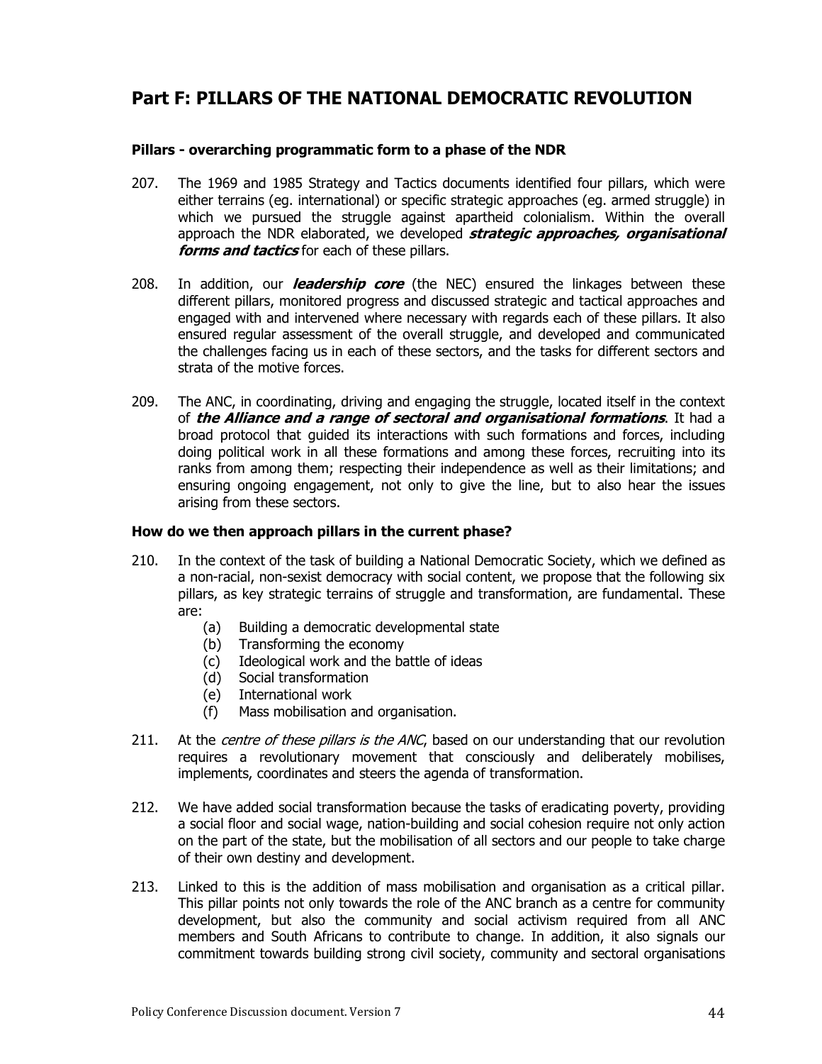## Part F: PILLARS OF THE NATIONAL DEMOCRATIC REVOLUTION

### Pillars - overarching programmatic form to a phase of the NDR

207. The 1969 and 1985 Strategy and Tactics documents identified four pillars, which were either terrains (eg. international) or specific strategic approaches (eg. armed struggle) in which we pursued the struggle against apartheid colonialism. Within the overall approach the NDR elaborated, we developed ***strategic approaches, organisational forms and tactics*** for each of these pillars.

208. In addition, our ***leadership core*** (the NEC) ensured the linkages between these different pillars, monitored progress and discussed strategic and tactical approaches and engaged with and intervened where necessary with regards each of these pillars. It also ensured regular assessment of the overall struggle, and developed and communicated the challenges facing us in each of these sectors, and the tasks for different sectors and strata of the motive forces.

209. The ANC, in coordinating, driving and engaging the struggle, located itself in the context of ***the Alliance and a range of sectoral and organisational formations***. It had a broad protocol that guided its interactions with such formations and forces, including doing political work in all these formations and among these forces, recruiting into its ranks from among them; respecting their independence as well as their limitations; and ensuring ongoing engagement, not only to give the line, but to also hear the issues arising from these sectors.

### How do we then approach pillars in the current phase?

210. In the context of the task of building a National Democratic Society, which we defined as a non-racial, non-sexist democracy with social content, we propose that the following six pillars, as key strategic terrains of struggle and transformation, are fundamental. These are:
    - (a) Building a democratic developmental state
    - (b) Transforming the economy
    - (c) Ideological work and the battle of ideas
    - (d) Social transformation
    - (e) International work
    - (f) Mass mobilisation and organisation.

211. At the *centre of these pillars is the ANC*, based on our understanding that our revolution requires a revolutionary movement that consciously and deliberately mobilises, implements, coordinates and steers the agenda of transformation.

212. We have added social transformation because the tasks of eradicating poverty, providing a social floor and social wage, nation-building and social cohesion require not only action on the part of the state, but the mobilisation of all sectors and our people to take charge of their own destiny and development.

213. Linked to this is the addition of mass mobilisation and organisation as a critical pillar. This pillar points not only towards the role of the ANC branch as a centre for community development, but also the community and social activism required from all ANC members and South Africans to contribute to change. In addition, it also signals our commitment towards building strong civil society, community and sectoral organisations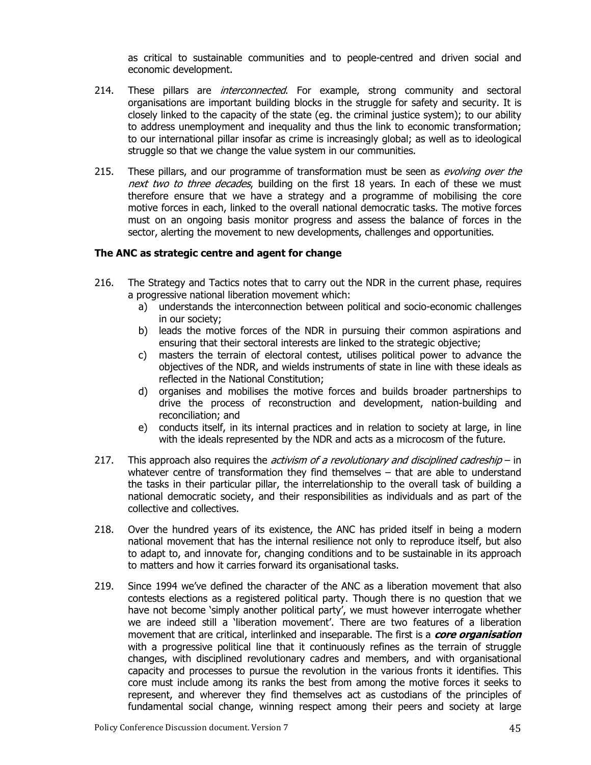as critical to sustainable communities and to people-centred and driven social and economic development.

214. These pillars are *interconnected*. For example, strong community and sectoral organisations are important building blocks in the struggle for safety and security. It is closely linked to the capacity of the state (eg. the criminal justice system); to our ability to address unemployment and inequality and thus the link to economic transformation; to our international pillar insofar as crime is increasingly global; as well as to ideological struggle so that we change the value system in our communities.

215. These pillars, and our programme of transformation must be seen as *evolving over the next two to three decades*, building on the first 18 years. In each of these we must therefore ensure that we have a strategy and a programme of mobilising the core motive forces in each, linked to the overall national democratic tasks. The motive forces must on an ongoing basis monitor progress and assess the balance of forces in the sector, alerting the movement to new developments, challenges and opportunities.

**The ANC as strategic centre and agent for change**

216. The Strategy and Tactics notes that to carry out the NDR in the current phase, requires a progressive national liberation movement which:
   a) understands the interconnection between political and socio-economic challenges in our society;
   b) leads the motive forces of the NDR in pursuing their common aspirations and ensuring that their sectoral interests are linked to the strategic objective;
   c) masters the terrain of electoral contest, utilises political power to advance the objectives of the NDR, and wields instruments of state in line with these ideals as reflected in the National Constitution;
   d) organises and mobilises the motive forces and builds broader partnerships to drive the process of reconstruction and development, nation-building and reconciliation; and
   e) conducts itself, in its internal practices and in relation to society at large, in line with the ideals represented by the NDR and acts as a microcosm of the future.

217. This approach also requires the *activism of a revolutionary and disciplined cadreship* – in whatever centre of transformation they find themselves – that are able to understand the tasks in their particular pillar, the interrelationship to the overall task of building a national democratic society, and their responsibilities as individuals and as part of the collective and collectives.

218. Over the hundred years of its existence, the ANC has prided itself in being a modern national movement that has the internal resilience not only to reproduce itself, but also to adapt to, and innovate for, changing conditions and to be sustainable in its approach to matters and how it carries forward its organisational tasks.

219. Since 1994 we've defined the character of the ANC as a liberation movement that also contests elections as a registered political party. Though there is no question that we have not become 'simply another political party', we must however interrogate whether we are indeed still a 'liberation movement'. There are two features of a liberation movement that are critical, interlinked and inseparable. The first is a ***core organisation*** with a progressive political line that it continuously refines as the terrain of struggle changes, with disciplined revolutionary cadres and members, and with organisational capacity and processes to pursue the revolution in the various fronts it identifies. This core must include among its ranks the best from among the motive forces it seeks to represent, and wherever they find themselves act as custodians of the principles of fundamental social change, winning respect among their peers and society at large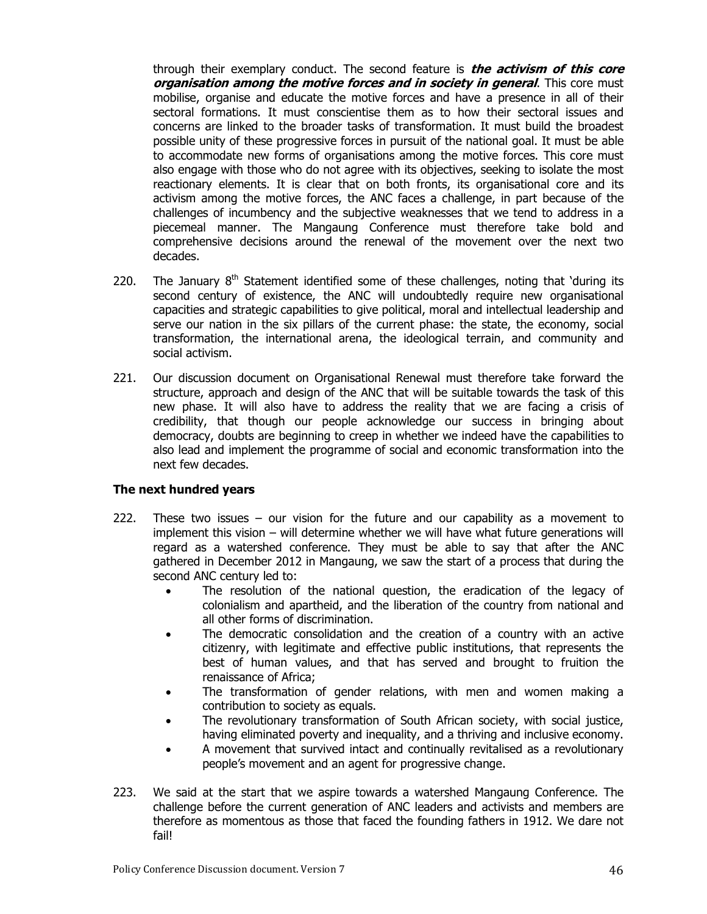through their exemplary conduct. The second feature is ***the activism of this core organisation among the motive forces and in society in general***. This core must mobilise, organise and educate the motive forces and have a presence in all of their sectoral formations. It must conscientise them as to how their sectoral issues and concerns are linked to the broader tasks of transformation. It must build the broadest possible unity of these progressive forces in pursuit of the national goal. It must be able to accommodate new forms of organisations among the motive forces. This core must also engage with those who do not agree with its objectives, seeking to isolate the most reactionary elements. It is clear that on both fronts, its organisational core and its activism among the motive forces, the ANC faces a challenge, in part because of the challenges of incumbency and the subjective weaknesses that we tend to address in a piecemeal manner. The Mangaung Conference must therefore take bold and comprehensive decisions around the renewal of the movement over the next two decades.

220. The January 8th Statement identified some of these challenges, noting that 'during its second century of existence, the ANC will undoubtedly require new organisational capacities and strategic capabilities to give political, moral and intellectual leadership and serve our nation in the six pillars of the current phase: the state, the economy, social transformation, the international arena, the ideological terrain, and community and social activism.

221. Our discussion document on Organisational Renewal must therefore take forward the structure, approach and design of the ANC that will be suitable towards the task of this new phase. It will also have to address the reality that we are facing a crisis of credibility, that though our people acknowledge our success in bringing about democracy, doubts are beginning to creep in whether we indeed have the capabilities to also lead and implement the programme of social and economic transformation into the next few decades.

**The next hundred years**

222. These two issues – our vision for the future and our capability as a movement to implement this vision – will determine whether we will have what future generations will regard as a watershed conference. They must be able to say that after the ANC gathered in December 2012 in Mangaung, we saw the start of a process that during the second ANC century led to:
    - The resolution of the national question, the eradication of the legacy of colonialism and apartheid, and the liberation of the country from national and all other forms of discrimination.
    - The democratic consolidation and the creation of a country with an active citizenry, with legitimate and effective public institutions, that represents the best of human values, and that has served and brought to fruition the renaissance of Africa;
    - The transformation of gender relations, with men and women making a contribution to society as equals.
    - The revolutionary transformation of South African society, with social justice, having eliminated poverty and inequality, and a thriving and inclusive economy.
    - A movement that survived intact and continually revitalised as a revolutionary people's movement and an agent for progressive change.

223. We said at the start that we aspire towards a watershed Mangaung Conference. The challenge before the current generation of ANC leaders and activists and members are therefore as momentous as those that faced the founding fathers in 1912. We dare not fail!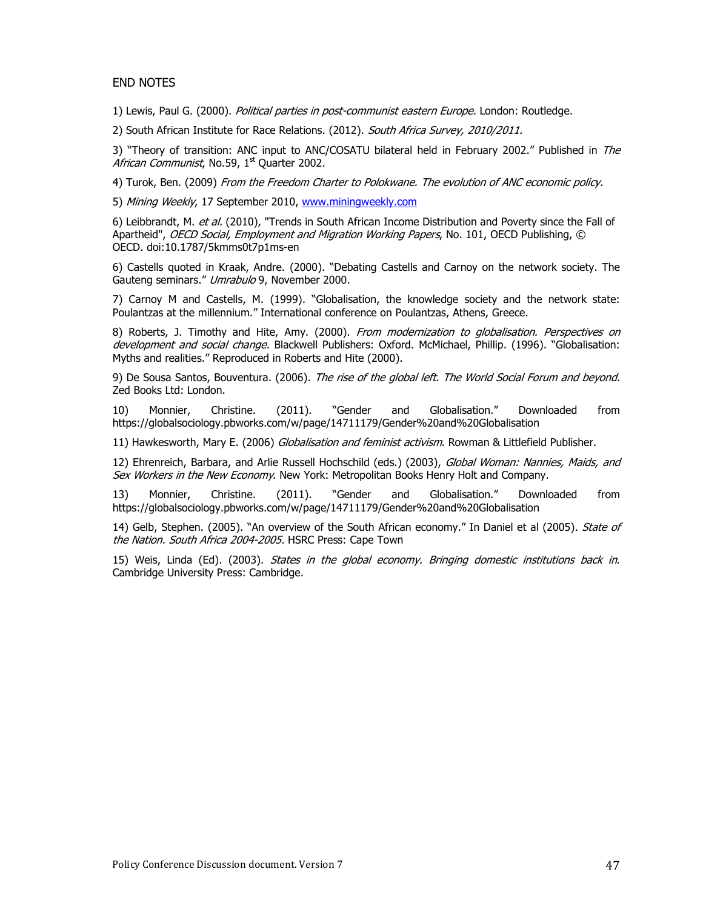END NOTES

1) Lewis, Paul G. (2000). *Political parties in post-communist eastern Europe.* London: Routledge.

2) South African Institute for Race Relations. (2012). *South Africa Survey, 2010/2011.*

3) "Theory of transition: ANC input to ANC/COSATU bilateral held in February 2002." Published in *The African Communist*, No.59, 1st Quarter 2002.

4) Turok, Ben. (2009) *From the Freedom Charter to Polokwane. The evolution of ANC economic policy.*

5) *Mining Weekly*, 17 September 2010, www.miningweekly.com

6) Leibbrandt, M. *et al.* (2010), "Trends in South African Income Distribution and Poverty since the Fall of Apartheid", *OECD Social, Employment and Migration Working Papers*, No. 101, OECD Publishing, © OECD. doi:10.1787/5kmms0t7p1ms-en

6) Castells quoted in Kraak, Andre. (2000). "Debating Castells and Carnoy on the network society. The Gauteng seminars." *Umrabulo* 9, November 2000.

7) Carnoy M and Castells, M. (1999). "Globalisation, the knowledge society and the network state: Poulantzas at the millennium." International conference on Poulantzas, Athens, Greece.

8) Roberts, J. Timothy and Hite, Amy. (2000). *From modernization to globalisation. Perspectives on development and social change.* Blackwell Publishers: Oxford. McMichael, Phillip. (1996). "Globalisation: Myths and realities." Reproduced in Roberts and Hite (2000).

9) De Sousa Santos, Bouventura. (2006). *The rise of the global left. The World Social Forum and beyond.* Zed Books Ltd: London.

10) Monnier, Christine. (2011). "Gender and Globalisation." Downloaded from https://globalsociology.pbworks.com/w/page/14711179/Gender%20and%20Globalisation

11) Hawkesworth, Mary E. (2006) *Globalisation and feminist activism*. Rowman & Littlefield Publisher.

12) Ehrenreich, Barbara, and Arlie Russell Hochschild (eds.) (2003), *Global Woman: Nannies, Maids, and Sex Workers in the New Economy*. New York: Metropolitan Books Henry Holt and Company.

13) Monnier, Christine. (2011). "Gender and Globalisation." Downloaded from https://globalsociology.pbworks.com/w/page/14711179/Gender%20and%20Globalisation

14) Gelb, Stephen. (2005). "An overview of the South African economy." In Daniel et al (2005). *State of the Nation. South Africa 2004-2005.* HSRC Press: Cape Town

15) Weis, Linda (Ed). (2003). *States in the global economy. Bringing domestic institutions back in*. Cambridge University Press: Cambridge.